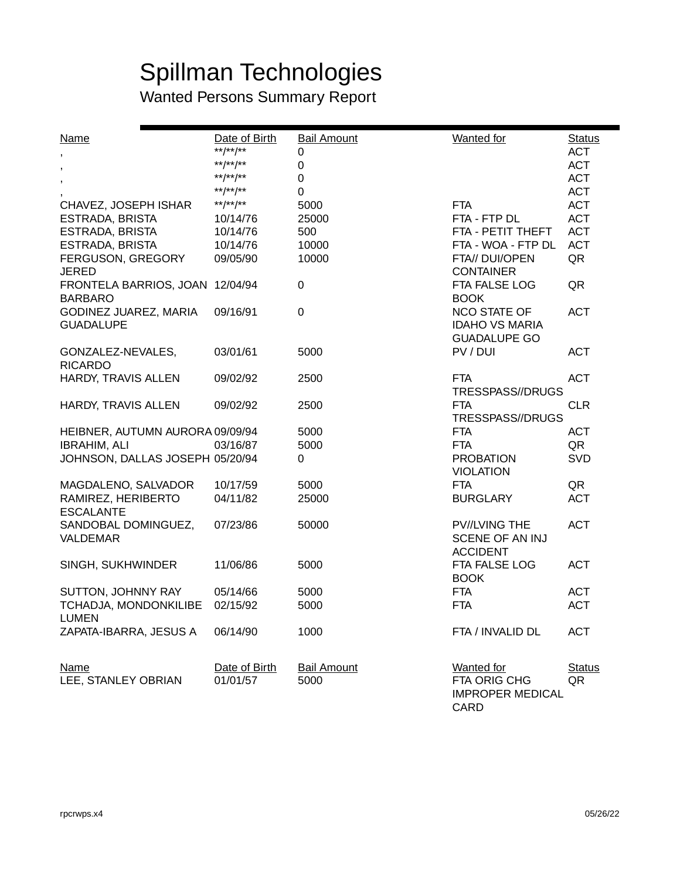# Spillman Technologies

## Wanted Persons Summary Report

| Name | Date of Birth | Bail Amount | Wanted for | Status |
|---|---|---|---|---|
| , | **/**/** | 0 | | ACT |
| , | **/**/** | 0 | | ACT |
| , | **/**/** | 0 | | ACT |
| , | **/**/** | 0 | | ACT |
| CHAVEZ, JOSEPH ISHAR | **/**/** | 5000 | FTA | ACT |
| ESTRADA, BRISTA | 10/14/76 | 25000 | FTA - FTP DL | ACT |
| ESTRADA, BRISTA | 10/14/76 | 500 | FTA - PETIT THEFT | ACT |
| ESTRADA, BRISTA | 10/14/76 | 10000 | FTA - WOA - FTP DL | ACT |
| FERGUSON, GREGORY JERED | 09/05/90 | 10000 | FTA// DUI/OPEN CONTAINER | QR |
| FRONTELA BARRIOS, JOAN BARBARO | 12/04/94 | 0 | FTA FALSE LOG BOOK | QR |
| GODINEZ JUAREZ, MARIA GUADALUPE | 09/16/91 | 0 | NCO STATE OF IDAHO VS MARIA GUADALUPE GO | ACT |
| GONZALEZ-NEVALES, RICARDO | 03/01/61 | 5000 | PV / DUI | ACT |
| HARDY, TRAVIS ALLEN | 09/02/92 | 2500 | FTA TRESSPASS//DRUGS | ACT |
| HARDY, TRAVIS ALLEN | 09/02/92 | 2500 | FTA TRESSPASS//DRUGS | CLR |
| HEIBNER, AUTUMN AURORA | 09/09/94 | 5000 | FTA | ACT |
| IBRAHIM, ALI | 03/16/87 | 5000 | FTA | QR |
| JOHNSON, DALLAS JOSEPH | 05/20/94 | 0 | PROBATION VIOLATION | SVD |
| MAGDALENO, SALVADOR | 10/17/59 | 5000 | FTA | QR |
| RAMIREZ, HERIBERTO ESCALANTE | 04/11/82 | 25000 | BURGLARY | ACT |
| SANDOBAL DOMINGUEZ, VALDEMAR | 07/23/86 | 50000 | PV//LVING THE SCENE OF AN INJ ACCIDENT | ACT |
| SINGH, SUKHWINDER | 11/06/86 | 5000 | FTA FALSE LOG BOOK | ACT |
| SUTTON, JOHNNY RAY | 05/14/66 | 5000 | FTA | ACT |
| TCHADJA, MONDONKILIBE LUMEN | 02/15/92 | 5000 | FTA | ACT |
| ZAPATA-IBARRA, JESUS A | 06/14/90 | 1000 | FTA / INVALID DL | ACT |

| Name | Date of Birth | Bail Amount | Wanted for | Status |
|---|---|---|---|---|
| LEE, STANLEY OBRIAN | 01/01/57 | 5000 | FTA ORIG CHG IMPROPER MEDICAL CARD | QR |

rpcrwps.x4 05/26/22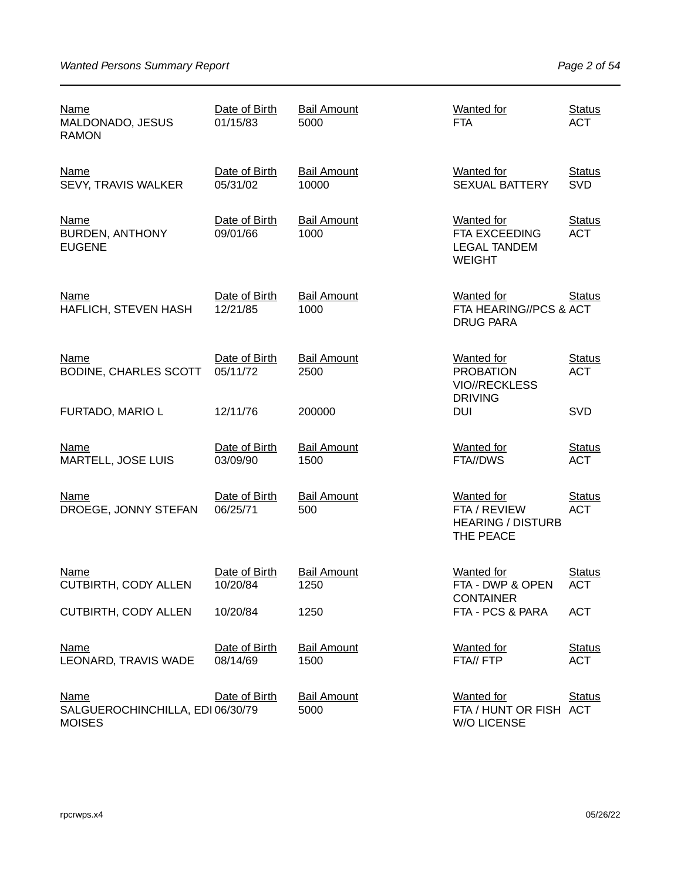| Name | Date of Birth | Bail Amount | Wanted for | Status |
|---|---|---|---|---|
| MALDONADO, JESUS RAMON | 01/15/83 | 5000 | FTA | ACT |
| SEVY, TRAVIS WALKER | 05/31/02 | 10000 | SEXUAL BATTERY | SVD |
| BURDEN, ANTHONY EUGENE | 09/01/66 | 1000 | FTA EXCEEDING LEGAL TANDEM WEIGHT | ACT |
| HAFLICH, STEVEN HASH | 12/21/85 | 1000 | FTA HEARING//PCS & DRUG PARA | ACT |
| BODINE, CHARLES SCOTT | 05/11/72 | 2500 | PROBATION VIO//RECKLESS DRIVING | ACT |
| FURTADO, MARIO L | 12/11/76 | 200000 | DUI | SVD |
| MARTELL, JOSE LUIS | 03/09/90 | 1500 | FTA//DWS | ACT |
| DROEGE, JONNY STEFAN | 06/25/71 | 500 | FTA / REVIEW HEARING / DISTURB THE PEACE | ACT |
| CUTBIRTH, CODY ALLEN | 10/20/84 | 1250 | FTA - DWP & OPEN CONTAINER | ACT |
| CUTBIRTH, CODY ALLEN | 10/20/84 | 1250 | FTA - PCS & PARA | ACT |
| LEONARD, TRAVIS WADE | 08/14/69 | 1500 | FTA// FTP | ACT |
| SALGUEROCHINCHILLA, EDI MOISES | 06/30/79 | 5000 | FTA / HUNT OR FISH W/O LICENSE | ACT |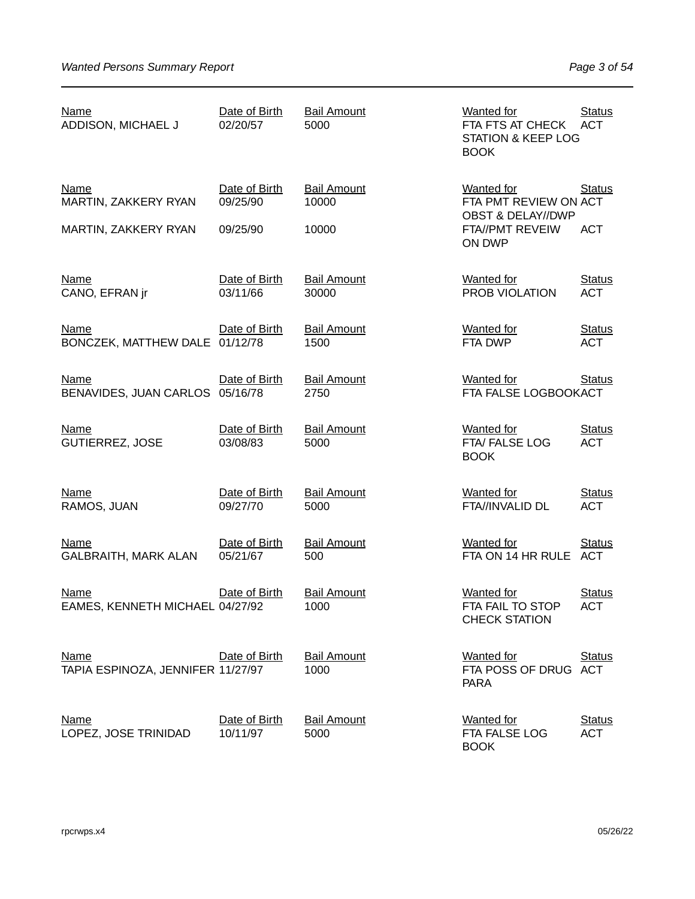| Name | Date of Birth | Bail Amount | Wanted for | Status |
| --- | --- | --- | --- | --- |
| ADDISON, MICHAEL J | 02/20/57 | 5000 | FTA FTS AT CHECK STATION & KEEP LOG BOOK | ACT |
| MARTIN, ZAKKERY RYAN | 09/25/90 | 10000 | FTA PMT REVIEW ON OBST & DELAY//DWP | ACT |
| MARTIN, ZAKKERY RYAN | 09/25/90 | 10000 | FTA//PMT REVEIW ON DWP | ACT |
| CANO, EFRAN jr | 03/11/66 | 30000 | PROB VIOLATION | ACT |
| BONCZEK, MATTHEW DALE | 01/12/78 | 1500 | FTA DWP | ACT |
| BENAVIDES, JUAN CARLOS | 05/16/78 | 2750 | FTA FALSE LOGBOOK | ACT |
| GUTIERREZ, JOSE | 03/08/83 | 5000 | FTA/ FALSE LOG BOOK | ACT |
| RAMOS, JUAN | 09/27/70 | 5000 | FTA//INVALID DL | ACT |
| GALBRAITH, MARK ALAN | 05/21/67 | 500 | FTA ON 14 HR RULE | ACT |
| EAMES, KENNETH MICHAEL | 04/27/92 | 1000 | FTA FAIL TO STOP CHECK STATION | ACT |
| TAPIA ESPINOZA, JENNIFER | 11/27/97 | 1000 | FTA POSS OF DRUG PARA | ACT |
| LOPEZ, JOSE TRINIDAD | 10/11/97 | 5000 | FTA FALSE LOG BOOK | ACT |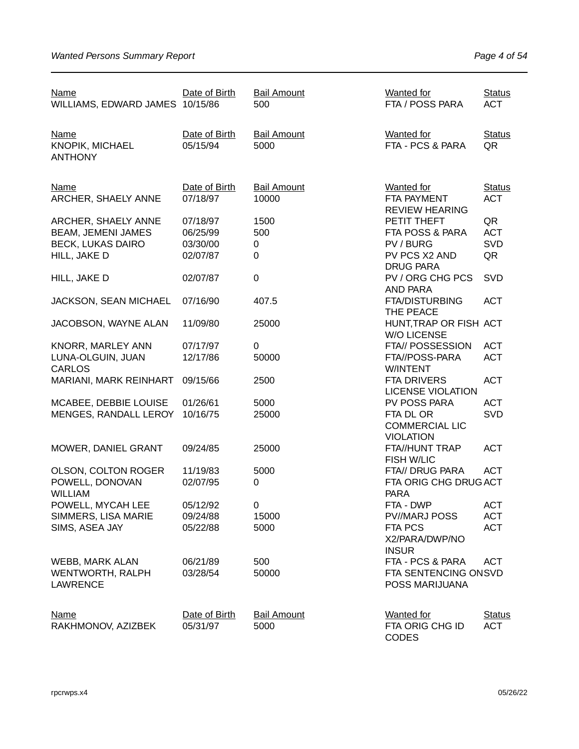| Name | Date of Birth | Bail Amount | Wanted for | Status |
| --- | --- | --- | --- | --- |
| WILLIAMS, EDWARD JAMES | 10/15/86 | 500 | FTA / POSS PARA | ACT |

| Name | Date of Birth | Bail Amount | Wanted for | Status |
| --- | --- | --- | --- | --- |
| KNOPIK, MICHAEL ANTHONY | 05/15/94 | 5000 | FTA - PCS & PARA | QR |

| Name | Date of Birth | Bail Amount | Wanted for | Status |
| --- | --- | --- | --- | --- |
| ARCHER, SHAELY ANNE | 07/18/97 | 10000 | FTA PAYMENT REVIEW HEARING | ACT |
| ARCHER, SHAELY ANNE | 07/18/97 | 1500 | PETIT THEFT | QR |
| BEAM, JEMENI JAMES | 06/25/99 | 500 | FTA POSS & PARA | ACT |
| BECK, LUKAS DAIRO | 03/30/00 | 0 | PV / BURG | SVD |
| HILL, JAKE D | 02/07/87 | 0 | PV PCS X2 AND DRUG PARA | QR |
| HILL, JAKE D | 02/07/87 | 0 | PV / ORG CHG PCS AND PARA | SVD |
| JACKSON, SEAN MICHAEL | 07/16/90 | 407.5 | FTA/DISTURBING THE PEACE | ACT |
| JACOBSON, WAYNE ALAN | 11/09/80 | 25000 | HUNT,TRAP OR FISH W/O LICENSE | ACT |
| KNORR, MARLEY ANN | 07/17/97 | 0 | FTA// POSSESSION | ACT |
| LUNA-OLGUIN, JUAN CARLOS | 12/17/86 | 50000 | FTA//POSS-PARA W/INTENT | ACT |
| MARIANI, MARK REINHART | 09/15/66 | 2500 | FTA DRIVERS LICENSE VIOLATION | ACT |
| MCABEE, DEBBIE LOUISE | 01/26/61 | 5000 | PV POSS PARA | ACT |
| MENGES, RANDALL LEROY | 10/16/75 | 25000 | FTA DL OR COMMERCIAL LIC VIOLATION | SVD |
| MOWER, DANIEL GRANT | 09/24/85 | 25000 | FTA//HUNT TRAP FISH W/LIC | ACT |
| OLSON, COLTON ROGER | 11/19/83 | 5000 | FTA// DRUG PARA | ACT |
| POWELL, DONOVAN WILLIAM | 02/07/95 | 0 | FTA ORIG CHG DRUG PARA | ACT |
| POWELL, MYCAH LEE | 05/12/92 | 0 | FTA - DWP | ACT |
| SIMMERS, LISA MARIE | 09/24/88 | 15000 | PV//MARJ POSS | ACT |
| SIMS, ASEA JAY | 05/22/88 | 5000 | FTA PCS X2/PARA/DWP/NO INSUR | ACT |
| WEBB, MARK ALAN | 06/21/89 | 500 | FTA - PCS & PARA | ACT |
| WENTWORTH, RALPH LAWRENCE | 03/28/54 | 50000 | FTA SENTENCING ON POSS MARIJUANA | SVD |

| Name | Date of Birth | Bail Amount | Wanted for | Status |
| --- | --- | --- | --- | --- |
| RAKHMONOV, AZIZBEK | 05/31/97 | 5000 | FTA ORIG CHG ID CODES | ACT |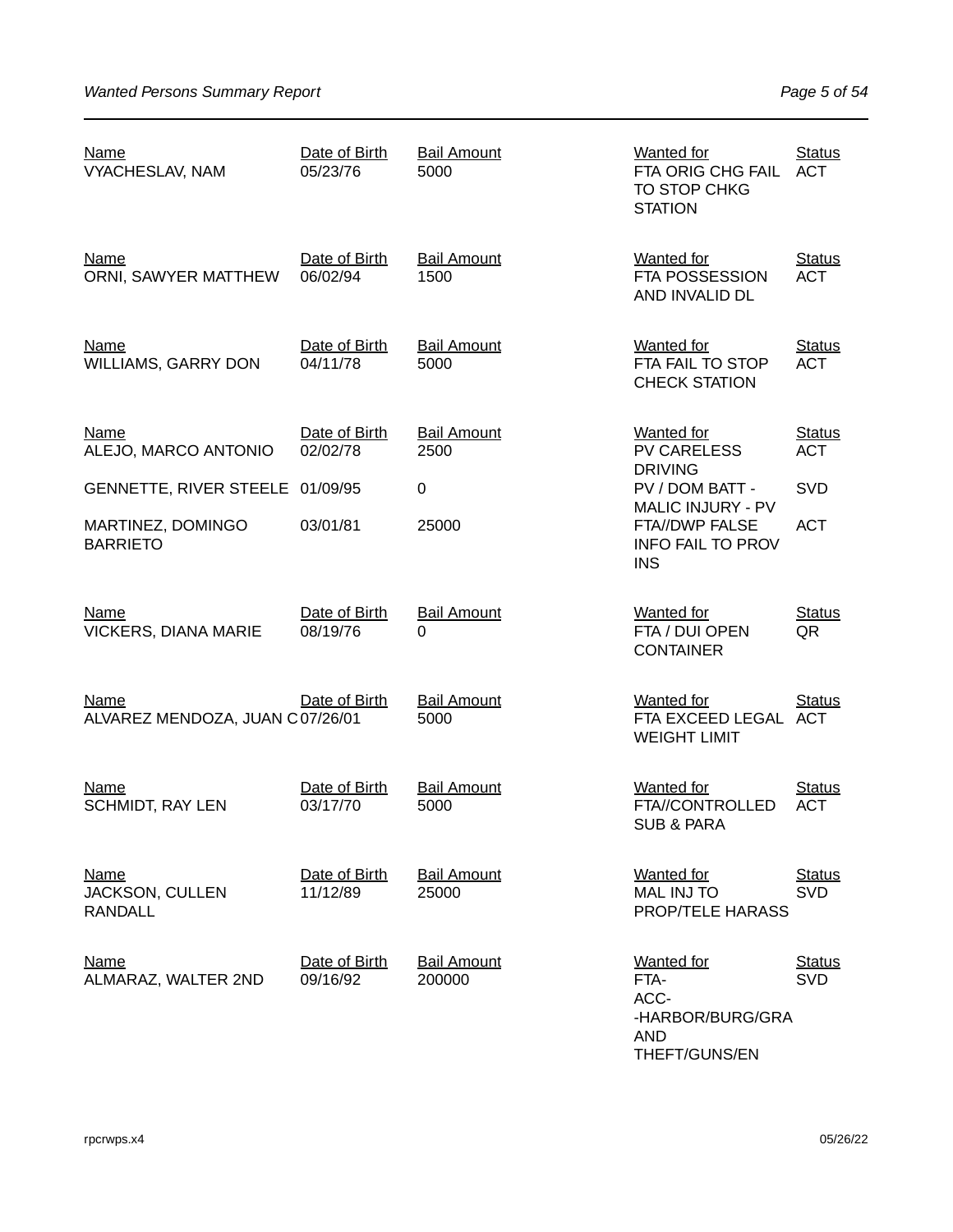| Name | Date of Birth | Bail Amount | Wanted for | Status |
|---|---|---|---|---|
| VYACHESLAV, NAM | 05/23/76 | 5000 | FTA ORIG CHG FAIL TO STOP CHKG STATION | ACT |

| Name | Date of Birth | Bail Amount | Wanted for | Status |
|---|---|---|---|---|
| ORNI, SAWYER MATTHEW | 06/02/94 | 1500 | FTA POSSESSION AND INVALID DL | ACT |

| Name | Date of Birth | Bail Amount | Wanted for | Status |
|---|---|---|---|---|
| WILLIAMS, GARRY DON | 04/11/78 | 5000 | FTA FAIL TO STOP CHECK STATION | ACT |

| Name | Date of Birth | Bail Amount | Wanted for | Status |
|---|---|---|---|---|
| ALEJO, MARCO ANTONIO | 02/02/78 | 2500 | PV CARELESS DRIVING | ACT |
| GENNETTE, RIVER STEELE | 01/09/95 | 0 | PV / DOM BATT - MALIC INJURY - PV | SVD |
| MARTINEZ, DOMINGO BARRIETO | 03/01/81 | 25000 | FTA//DWP FALSE INFO FAIL TO PROV INS | ACT |

| Name | Date of Birth | Bail Amount | Wanted for | Status |
|---|---|---|---|---|
| VICKERS, DIANA MARIE | 08/19/76 | 0 | FTA / DUI OPEN CONTAINER | QR |

| Name | Date of Birth | Bail Amount | Wanted for | Status |
|---|---|---|---|---|
| ALVAREZ MENDOZA, JUAN C | 07/26/01 | 5000 | FTA EXCEED LEGAL WEIGHT LIMIT | ACT |

| Name | Date of Birth | Bail Amount | Wanted for | Status |
|---|---|---|---|---|
| SCHMIDT, RAY LEN | 03/17/70 | 5000 | FTA//CONTROLLED SUB & PARA | ACT |

| Name | Date of Birth | Bail Amount | Wanted for | Status |
|---|---|---|---|---|
| JACKSON, CULLEN RANDALL | 11/12/89 | 25000 | MAL INJ TO PROP/TELE HARASS | SVD |

| Name | Date of Birth | Bail Amount | Wanted for | Status |
|---|---|---|---|---|
| ALMARAZ, WALTER 2ND | 09/16/92 | 200000 | FTA- ACC- -HARBOR/BURG/GRAND THEFT/GUNS/EN | SVD |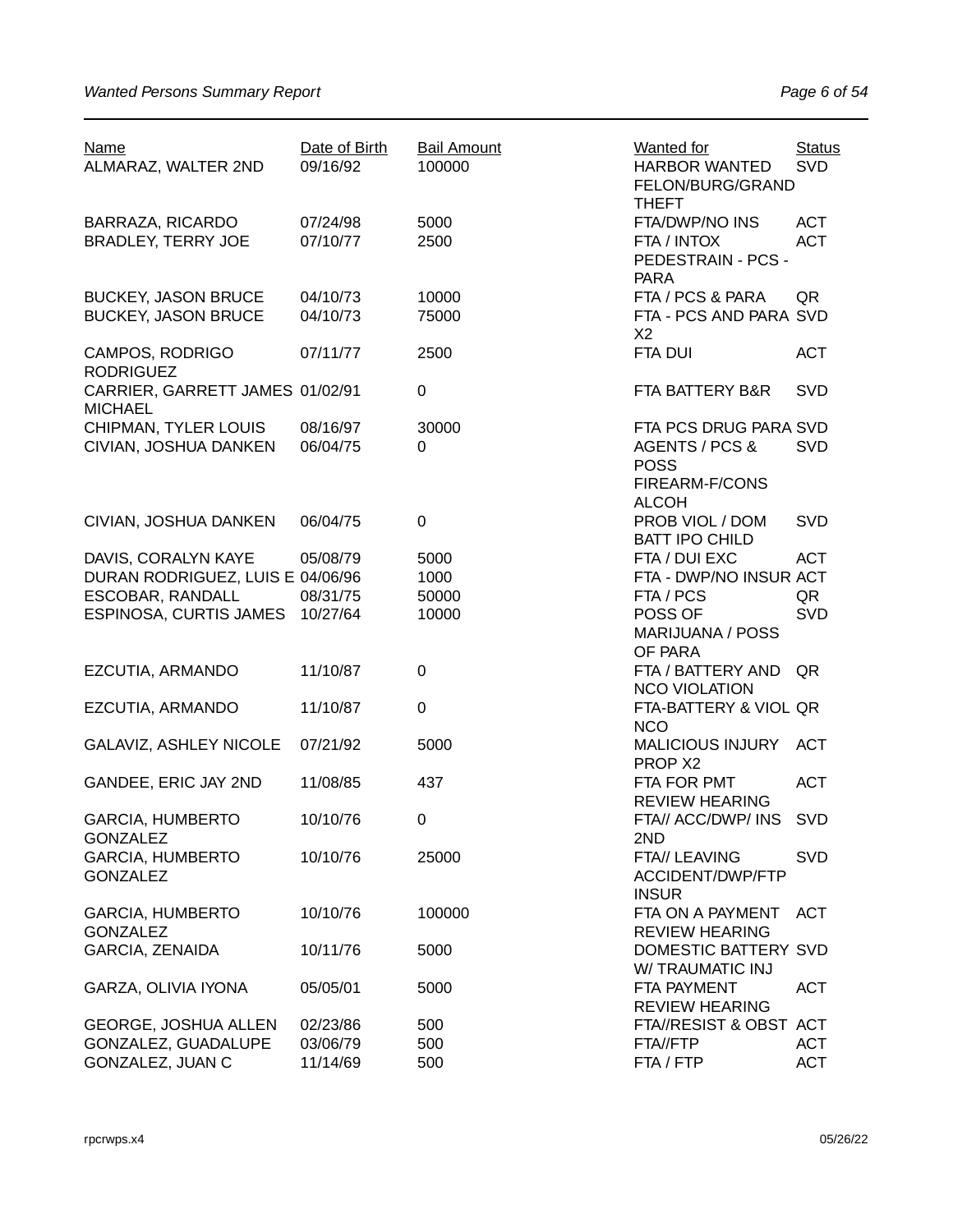| Name | Date of Birth | Bail Amount | Wanted for | Status |
|---|---|---|---|---|
| ALMARAZ, WALTER 2ND | 09/16/92 | 100000 | HARBOR WANTED FELON/BURG/GRAND THEFT | SVD |
| BARRAZA, RICARDO | 07/24/98 | 5000 | FTA/DWP/NO INS | ACT |
| BRADLEY, TERRY JOE | 07/10/77 | 2500 | FTA / INTOX PEDESTRAIN - PCS - PARA | ACT |
| BUCKEY, JASON BRUCE | 04/10/73 | 10000 | FTA / PCS & PARA | QR |
| BUCKEY, JASON BRUCE | 04/10/73 | 75000 | FTA - PCS AND PARA X2 | SVD |
| CAMPOS, RODRIGO RODRIGUEZ | 07/11/77 | 2500 | FTA DUI | ACT |
| CARRIER, GARRETT JAMES MICHAEL | 01/02/91 | 0 | FTA BATTERY B&R | SVD |
| CHIPMAN, TYLER LOUIS | 08/16/97 | 30000 | FTA PCS DRUG PARA | SVD |
| CIVIAN, JOSHUA DANKEN | 06/04/75 | 0 | AGENTS / PCS & POSS FIREARM-F/CONS ALCOH | SVD |
| CIVIAN, JOSHUA DANKEN | 06/04/75 | 0 | PROB VIOL / DOM BATT IPO CHILD | SVD |
| DAVIS, CORALYN KAYE | 05/08/79 | 5000 | FTA / DUI EXC | ACT |
| DURAN RODRIGUEZ, LUIS E | 04/06/96 | 1000 | FTA - DWP/NO INSUR | ACT |
| ESCOBAR, RANDALL | 08/31/75 | 50000 | FTA / PCS | QR |
| ESPINOSA, CURTIS JAMES | 10/27/64 | 10000 | POSS OF MARIJUANA / POSS OF PARA | SVD |
| EZCUTIA, ARMANDO | 11/10/87 | 0 | FTA / BATTERY AND NCO VIOLATION | QR |
| EZCUTIA, ARMANDO | 11/10/87 | 0 | FTA-BATTERY & VIOL NCO | QR |
| GALAVIZ, ASHLEY NICOLE | 07/21/92 | 5000 | MALICIOUS INJURY PROP X2 | ACT |
| GANDEE, ERIC JAY 2ND | 11/08/85 | 437 | FTA FOR PMT REVIEW HEARING | ACT |
| GARCIA, HUMBERTO GONZALEZ | 10/10/76 | 0 | FTA// ACC/DWP/ INS 2ND | SVD |
| GARCIA, HUMBERTO GONZALEZ | 10/10/76 | 25000 | FTA// LEAVING ACCIDENT/DWP/FTP INSUR | SVD |
| GARCIA, HUMBERTO GONZALEZ | 10/10/76 | 100000 | FTA ON A PAYMENT REVIEW HEARING | ACT |
| GARCIA, ZENAIDA | 10/11/76 | 5000 | DOMESTIC BATTERY W/ TRAUMATIC INJ | SVD |
| GARZA, OLIVIA IYONA | 05/05/01 | 5000 | FTA PAYMENT REVIEW HEARING | ACT |
| GEORGE, JOSHUA ALLEN | 02/23/86 | 500 | FTA//RESIST & OBST | ACT |
| GONZALEZ, GUADALUPE | 03/06/79 | 500 | FTA//FTP | ACT |
| GONZALEZ, JUAN C | 11/14/69 | 500 | FTA / FTP | ACT |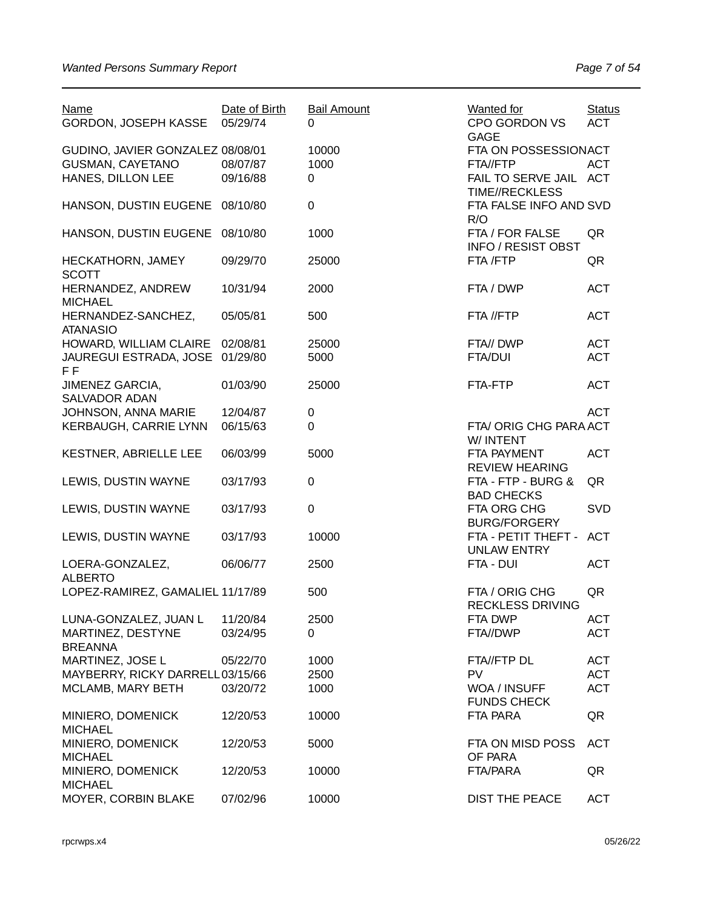| Name | Date of Birth | Bail Amount | Wanted for | Status |
|---|---|---|---|---|
| GORDON, JOSEPH KASSE | 05/29/74 | 0 | CPO GORDON VS GAGE | ACT |
| GUDINO, JAVIER GONZALEZ | 08/08/01 | 10000 | FTA ON POSSESSION | ACT |
| GUSMAN, CAYETANO | 08/07/87 | 1000 | FTA//FTP | ACT |
| HANES, DILLON LEE | 09/16/88 | 0 | FAIL TO SERVE JAIL TIME//RECKLESS | ACT |
| HANSON, DUSTIN EUGENE | 08/10/80 | 0 | FTA FALSE INFO AND R/O | SVD |
| HANSON, DUSTIN EUGENE | 08/10/80 | 1000 | FTA / FOR FALSE INFO / RESIST OBST | QR |
| HECKATHORN, JAMEY SCOTT | 09/29/70 | 25000 | FTA /FTP | QR |
| HERNANDEZ, ANDREW MICHAEL | 10/31/94 | 2000 | FTA / DWP | ACT |
| HERNANDEZ-SANCHEZ, ATANASIO | 05/05/81 | 500 | FTA //FTP | ACT |
| HOWARD, WILLIAM CLAIRE | 02/08/81 | 25000 | FTA// DWP | ACT |
| JAUREGUI ESTRADA, JOSE F F | 01/29/80 | 5000 | FTA/DUI | ACT |
| JIMENEZ GARCIA, SALVADOR ADAN | 01/03/90 | 25000 | FTA-FTP | ACT |
| JOHNSON, ANNA MARIE | 12/04/87 | 0 | | ACT |
| KERBAUGH, CARRIE LYNN | 06/15/63 | 0 | FTA/ ORIG CHG PARA W/ INTENT | ACT |
| KESTNER, ABRIELLE LEE | 06/03/99 | 5000 | FTA PAYMENT REVIEW HEARING | ACT |
| LEWIS, DUSTIN WAYNE | 03/17/93 | 0 | FTA - FTP - BURG & BAD CHECKS | QR |
| LEWIS, DUSTIN WAYNE | 03/17/93 | 0 | FTA ORG CHG BURG/FORGERY | SVD |
| LEWIS, DUSTIN WAYNE | 03/17/93 | 10000 | FTA - PETIT THEFT - UNLAW ENTRY | ACT |
| LOERA-GONZALEZ, ALBERTO | 06/06/77 | 2500 | FTA - DUI | ACT |
| LOPEZ-RAMIREZ, GAMALIEL | 11/17/89 | 500 | FTA / ORIG CHG RECKLESS DRIVING | QR |
| LUNA-GONZALEZ, JUAN L | 11/20/84 | 2500 | FTA DWP | ACT |
| MARTINEZ, DESTYNE BREANNA | 03/24/95 | 0 | FTA//DWP | ACT |
| MARTINEZ, JOSE L | 05/22/70 | 1000 | FTA//FTP DL | ACT |
| MAYBERRY, RICKY DARRELL | 03/15/66 | 2500 | PV | ACT |
| MCLAMB, MARY BETH | 03/20/72 | 1000 | WOA / INSUFF FUNDS CHECK | ACT |
| MINIERO, DOMENICK MICHAEL | 12/20/53 | 10000 | FTA PARA | QR |
| MINIERO, DOMENICK MICHAEL | 12/20/53 | 5000 | FTA ON MISD POSS OF PARA | ACT |
| MINIERO, DOMENICK MICHAEL | 12/20/53 | 10000 | FTA/PARA | QR |
| MOYER, CORBIN BLAKE | 07/02/96 | 10000 | DIST THE PEACE | ACT |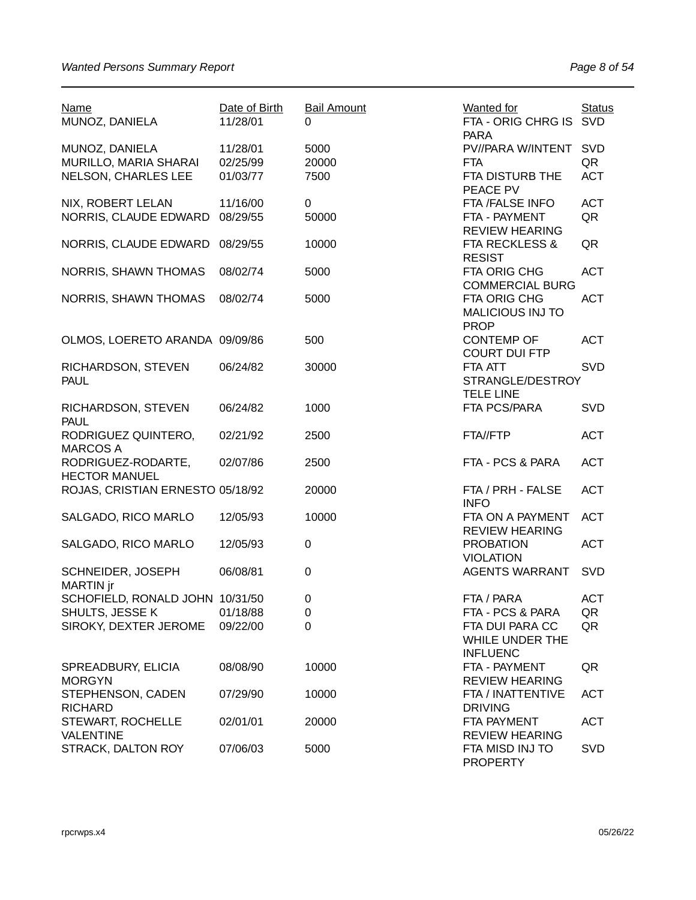| Name | Date of Birth | Bail Amount | Wanted for | Status |
|---|---|---|---|---|
| MUNOZ, DANIELA | 11/28/01 | 0 | FTA - ORIG CHRG IS PARA | SVD |
| MUNOZ, DANIELA | 11/28/01 | 5000 | PV//PARA W/INTENT | SVD |
| MURILLO, MARIA SHARAI | 02/25/99 | 20000 | FTA | QR |
| NELSON, CHARLES LEE | 01/03/77 | 7500 | FTA DISTURB THE PEACE PV | ACT |
| NIX, ROBERT LELAN | 11/16/00 | 0 | FTA /FALSE INFO | ACT |
| NORRIS, CLAUDE EDWARD | 08/29/55 | 50000 | FTA - PAYMENT REVIEW HEARING | QR |
| NORRIS, CLAUDE EDWARD | 08/29/55 | 10000 | FTA RECKLESS & RESIST | QR |
| NORRIS, SHAWN THOMAS | 08/02/74 | 5000 | FTA ORIG CHG COMMERCIAL BURG | ACT |
| NORRIS, SHAWN THOMAS | 08/02/74 | 5000 | FTA ORIG CHG MALICIOUS INJ TO PROP | ACT |
| OLMOS, LOERETO ARANDA | 09/09/86 | 500 | CONTEMP OF COURT DUI FTP | ACT |
| RICHARDSON, STEVEN PAUL | 06/24/82 | 30000 | FTA ATT STRANGLE/DESTROY TELE LINE | SVD |
| RICHARDSON, STEVEN PAUL | 06/24/82 | 1000 | FTA PCS/PARA | SVD |
| RODRIGUEZ QUINTERO, MARCOS A | 02/21/92 | 2500 | FTA//FTP | ACT |
| RODRIGUEZ-RODARTE, HECTOR MANUEL | 02/07/86 | 2500 | FTA - PCS & PARA | ACT |
| ROJAS, CRISTIAN ERNESTO | 05/18/92 | 20000 | FTA / PRH - FALSE INFO | ACT |
| SALGADO, RICO MARLO | 12/05/93 | 10000 | FTA ON A PAYMENT REVIEW HEARING | ACT |
| SALGADO, RICO MARLO | 12/05/93 | 0 | PROBATION VIOLATION | ACT |
| SCHNEIDER, JOSEPH MARTIN jr | 06/08/81 | 0 | AGENTS WARRANT | SVD |
| SCHOFIELD, RONALD JOHN | 10/31/50 | 0 | FTA / PARA | ACT |
| SHULTS, JESSE K | 01/18/88 | 0 | FTA - PCS & PARA | QR |
| SIROKY, DEXTER JEROME | 09/22/00 | 0 | FTA DUI PARA CC WHILE UNDER THE INFLUENC | QR |
| SPREADBURY, ELICIA MORGYN | 08/08/90 | 10000 | FTA - PAYMENT REVIEW HEARING | QR |
| STEPHENSON, CADEN RICHARD | 07/29/90 | 10000 | FTA / INATTENTIVE DRIVING | ACT |
| STEWART, ROCHELLE VALENTINE | 02/01/01 | 20000 | FTA PAYMENT REVIEW HEARING | ACT |
| STRACK, DALTON ROY | 07/06/03 | 5000 | FTA MISD INJ TO PROPERTY | SVD |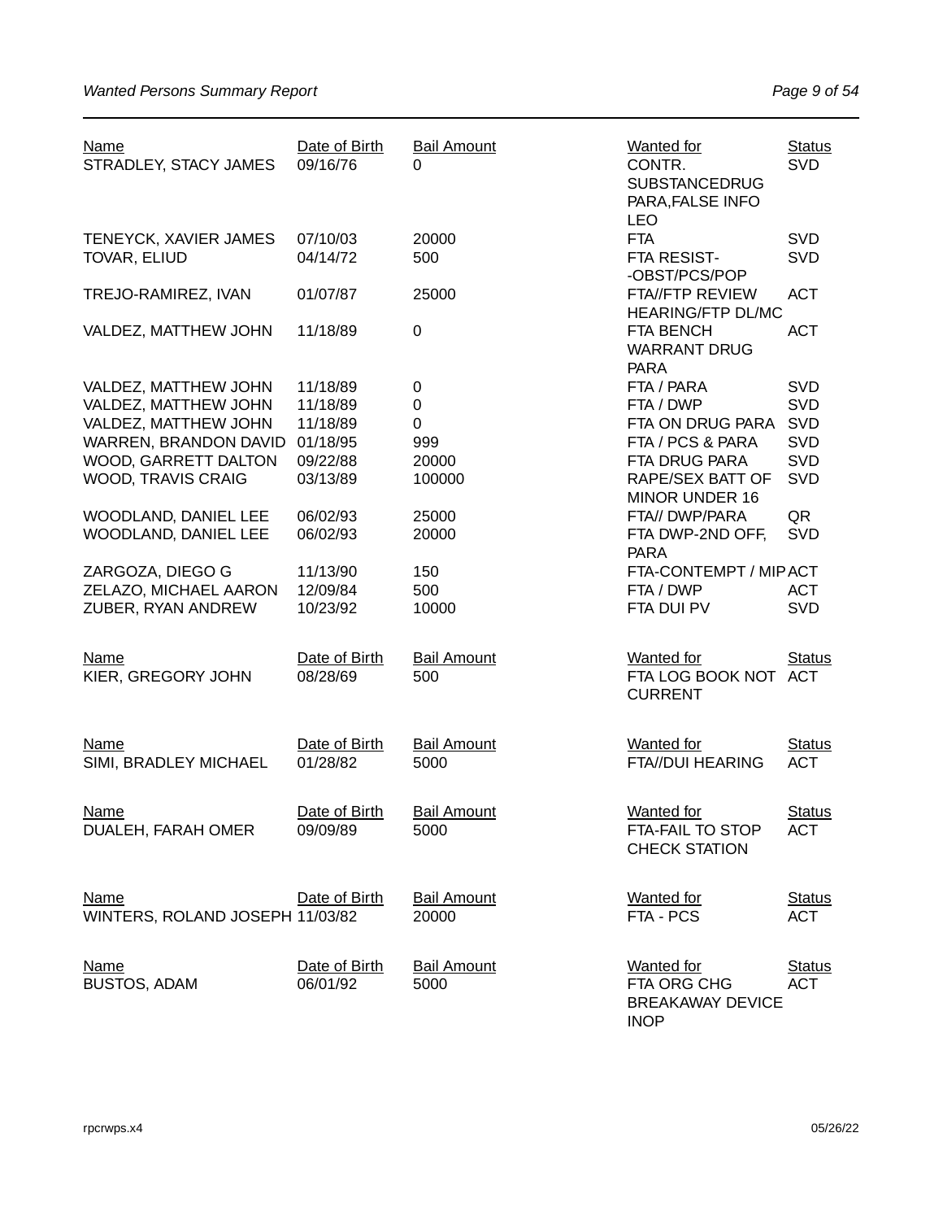| Name | Date of Birth | Bail Amount | Wanted for | Status |
|---|---|---|---|---|
| STRADLEY, STACY JAMES | 09/16/76 | 0 | CONTR. SUBSTANCEDRUG PARA,FALSE INFO LEO | SVD |
| TENEYCK, XAVIER JAMES | 07/10/03 | 20000 | FTA | SVD |
| TOVAR, ELIUD | 04/14/72 | 500 | FTA RESIST- -OBST/PCS/POP | SVD |
| TREJO-RAMIREZ, IVAN | 01/07/87 | 25000 | FTA//FTP REVIEW HEARING/FTP DL/MC | ACT |
| VALDEZ, MATTHEW JOHN | 11/18/89 | 0 | FTA BENCH WARRANT DRUG PARA | ACT |
| VALDEZ, MATTHEW JOHN | 11/18/89 | 0 | FTA / PARA | SVD |
| VALDEZ, MATTHEW JOHN | 11/18/89 | 0 | FTA / DWP | SVD |
| VALDEZ, MATTHEW JOHN | 11/18/89 | 0 | FTA ON DRUG PARA | SVD |
| WARREN, BRANDON DAVID | 01/18/95 | 999 | FTA / PCS & PARA | SVD |
| WOOD, GARRETT DALTON | 09/22/88 | 20000 | FTA DRUG PARA | SVD |
| WOOD, TRAVIS CRAIG | 03/13/89 | 100000 | RAPE/SEX BATT OF MINOR UNDER 16 | SVD |
| WOODLAND, DANIEL LEE | 06/02/93 | 25000 | FTA// DWP/PARA | QR |
| WOODLAND, DANIEL LEE | 06/02/93 | 20000 | FTA DWP-2ND OFF, PARA | SVD |
| ZARGOZA, DIEGO G | 11/13/90 | 150 | FTA-CONTEMPT / MIP | ACT |
| ZELAZO, MICHAEL AARON | 12/09/84 | 500 | FTA / DWP | ACT |
| ZUBER, RYAN ANDREW | 10/23/92 | 10000 | FTA DUI PV | SVD |

| Name | Date of Birth | Bail Amount | Wanted for | Status |
|---|---|---|---|---|
| KIER, GREGORY JOHN | 08/28/69 | 500 | FTA LOG BOOK NOT CURRENT | ACT |

| Name | Date of Birth | Bail Amount | Wanted for | Status |
|---|---|---|---|---|
| SIMI, BRADLEY MICHAEL | 01/28/82 | 5000 | FTA//DUI HEARING | ACT |

| Name | Date of Birth | Bail Amount | Wanted for | Status |
|---|---|---|---|---|
| DUALEH, FARAH OMER | 09/09/89 | 5000 | FTA-FAIL TO STOP CHECK STATION | ACT |

| Name | Date of Birth | Bail Amount | Wanted for | Status |
|---|---|---|---|---|
| WINTERS, ROLAND JOSEPH | 11/03/82 | 20000 | FTA - PCS | ACT |

| Name | Date of Birth | Bail Amount | Wanted for | Status |
|---|---|---|---|---|
| BUSTOS, ADAM | 06/01/92 | 5000 | FTA ORG CHG BREAKAWAY DEVICE INOP | ACT |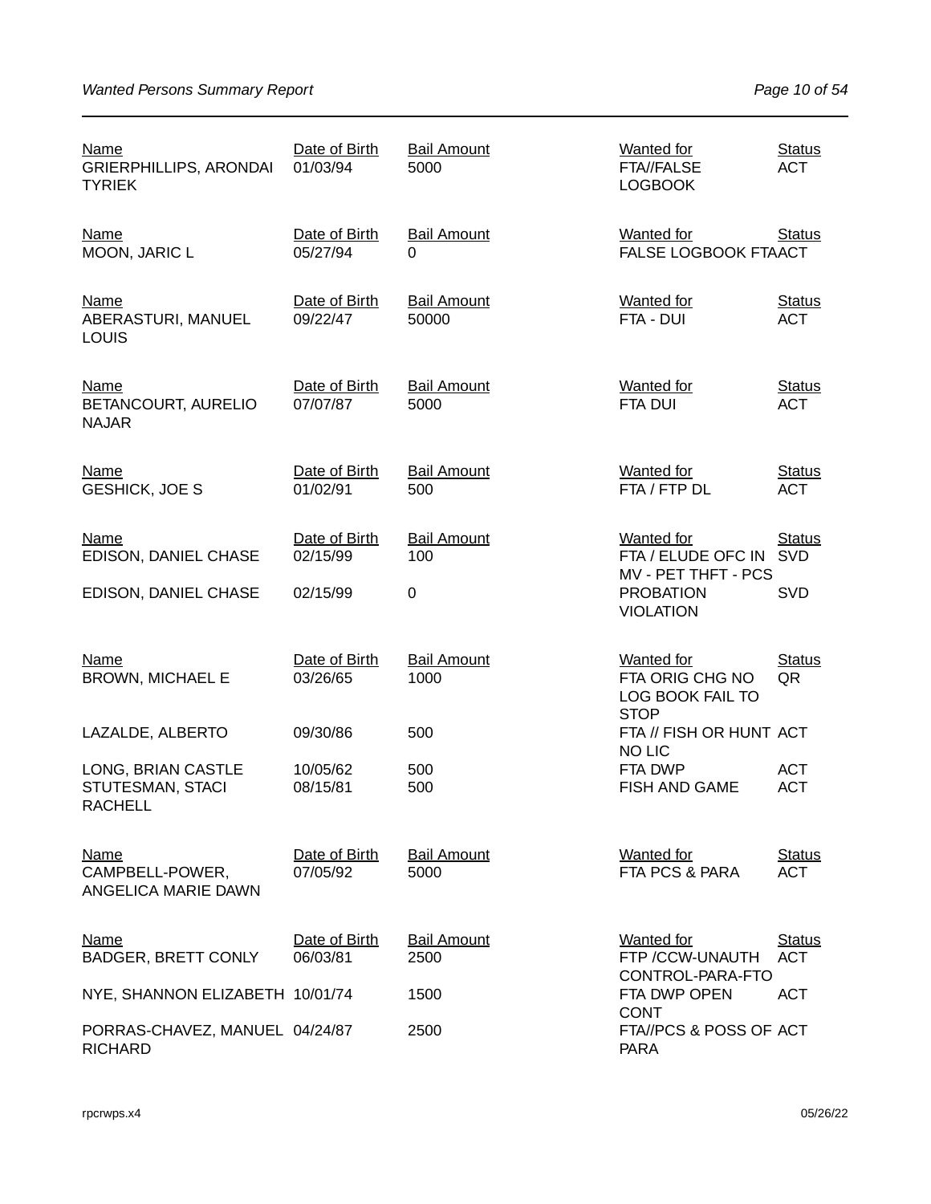| Name | Date of Birth | Bail Amount | Wanted for | Status |
|---|---|---|---|---|
| GRIERPHILLIPS, ARONDAI TYRIEK | 01/03/94 | 5000 | FTA//FALSE LOGBOOK | ACT |

| Name | Date of Birth | Bail Amount | Wanted for | Status |
|---|---|---|---|---|
| MOON, JARIC L | 05/27/94 | 0 | FALSE LOGBOOK FTA | ACT |

| Name | Date of Birth | Bail Amount | Wanted for | Status |
|---|---|---|---|---|
| ABERASTURI, MANUEL LOUIS | 09/22/47 | 50000 | FTA - DUI | ACT |

| Name | Date of Birth | Bail Amount | Wanted for | Status |
|---|---|---|---|---|
| BETANCOURT, AURELIO NAJAR | 07/07/87 | 5000 | FTA DUI | ACT |

| Name | Date of Birth | Bail Amount | Wanted for | Status |
|---|---|---|---|---|
| GESHICK, JOE S | 01/02/91 | 500 | FTA / FTP DL | ACT |

| Name | Date of Birth | Bail Amount | Wanted for | Status |
|---|---|---|---|---|
| EDISON, DANIEL CHASE | 02/15/99 | 100 | FTA / ELUDE OFC IN MV - PET THFT - PCS | SVD |
| EDISON, DANIEL CHASE | 02/15/99 | 0 | PROBATION VIOLATION | SVD |

| Name | Date of Birth | Bail Amount | Wanted for | Status |
|---|---|---|---|---|
| BROWN, MICHAEL E | 03/26/65 | 1000 | FTA ORIG CHG NO LOG BOOK FAIL TO STOP | QR |
| LAZALDE, ALBERTO | 09/30/86 | 500 | FTA // FISH OR HUNT NO LIC | ACT |
| LONG, BRIAN CASTLE | 10/05/62 | 500 | FTA DWP | ACT |
| STUTESMAN, STACI RACHELL | 08/15/81 | 500 | FISH AND GAME | ACT |

| Name | Date of Birth | Bail Amount | Wanted for | Status |
|---|---|---|---|---|
| CAMPBELL-POWER, ANGELICA MARIE DAWN | 07/05/92 | 5000 | FTA PCS & PARA | ACT |

| Name | Date of Birth | Bail Amount | Wanted for | Status |
|---|---|---|---|---|
| BADGER, BRETT CONLY | 06/03/81 | 2500 | FTP /CCW-UNAUTH CONTROL-PARA-FTO | ACT |
| NYE, SHANNON ELIZABETH | 10/01/74 | 1500 | FTA DWP OPEN CONT | ACT |
| PORRAS-CHAVEZ, MANUEL RICHARD | 04/24/87 | 2500 | FTA//PCS & POSS OF PARA | ACT |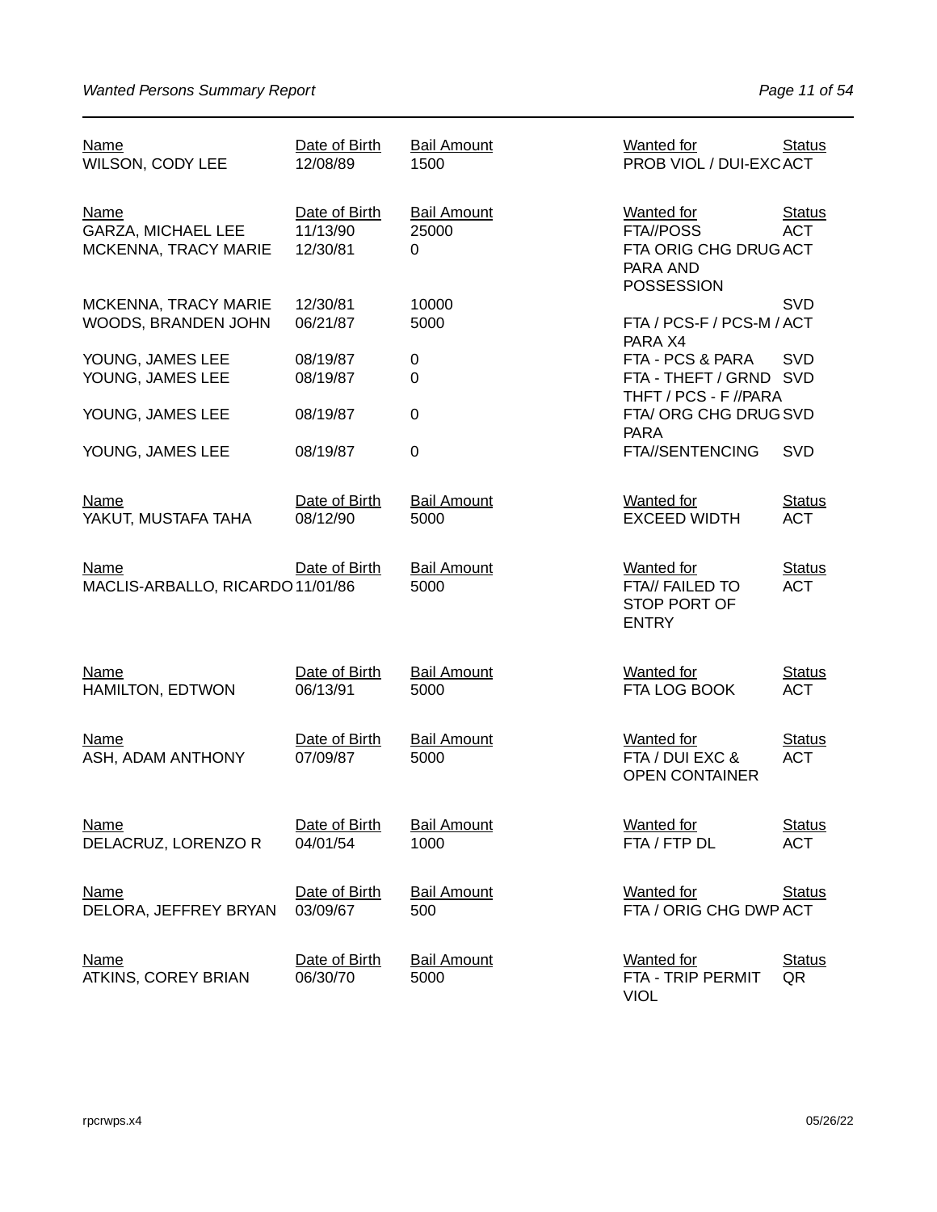| Name | Date of Birth | Bail Amount | Wanted for | Status |
|---|---|---|---|---|
| WILSON, CODY LEE | 12/08/89 | 1500 | PROB VIOL / DUI-EXC | ACT |

| Name | Date of Birth | Bail Amount | Wanted for | Status |
|---|---|---|---|---|
| GARZA, MICHAEL LEE | 11/13/90 | 25000 | FTA//POSS | ACT |
| MCKENNA, TRACY MARIE | 12/30/81 | 0 | FTA ORIG CHG DRUG PARA AND POSSESSION | ACT |
| MCKENNA, TRACY MARIE | 12/30/81 | 10000 | | SVD |
| WOODS, BRANDEN JOHN | 06/21/87 | 5000 | FTA / PCS-F / PCS-M / PARA X4 | ACT |
| YOUNG, JAMES LEE | 08/19/87 | 0 | FTA - PCS & PARA | SVD |
| YOUNG, JAMES LEE | 08/19/87 | 0 | FTA - THEFT / GRND THFT / PCS - F //PARA | SVD |
| YOUNG, JAMES LEE | 08/19/87 | 0 | FTA/ ORG CHG DRUG PARA | SVD |
| YOUNG, JAMES LEE | 08/19/87 | 0 | FTA//SENTENCING | SVD |

| Name | Date of Birth | Bail Amount | Wanted for | Status |
|---|---|---|---|---|
| YAKUT, MUSTAFA TAHA | 08/12/90 | 5000 | EXCEED WIDTH | ACT |

| Name | Date of Birth | Bail Amount | Wanted for | Status |
|---|---|---|---|---|
| MACLIS-ARBALLO, RICARDO | 11/01/86 | 5000 | FTA// FAILED TO STOP PORT OF ENTRY | ACT |

| Name | Date of Birth | Bail Amount | Wanted for | Status |
|---|---|---|---|---|
| HAMILTON, EDTWON | 06/13/91 | 5000 | FTA LOG BOOK | ACT |

| Name | Date of Birth | Bail Amount | Wanted for | Status |
|---|---|---|---|---|
| ASH, ADAM ANTHONY | 07/09/87 | 5000 | FTA / DUI EXC & OPEN CONTAINER | ACT |

| Name | Date of Birth | Bail Amount | Wanted for | Status |
|---|---|---|---|---|
| DELACRUZ, LORENZO R | 04/01/54 | 1000 | FTA / FTP DL | ACT |

| Name | Date of Birth | Bail Amount | Wanted for | Status |
|---|---|---|---|---|
| DELORA, JEFFREY BRYAN | 03/09/67 | 500 | FTA / ORIG CHG DWP | ACT |

| Name | Date of Birth | Bail Amount | Wanted for | Status |
|---|---|---|---|---|
| ATKINS, COREY BRIAN | 06/30/70 | 5000 | FTA - TRIP PERMIT VIOL | QR |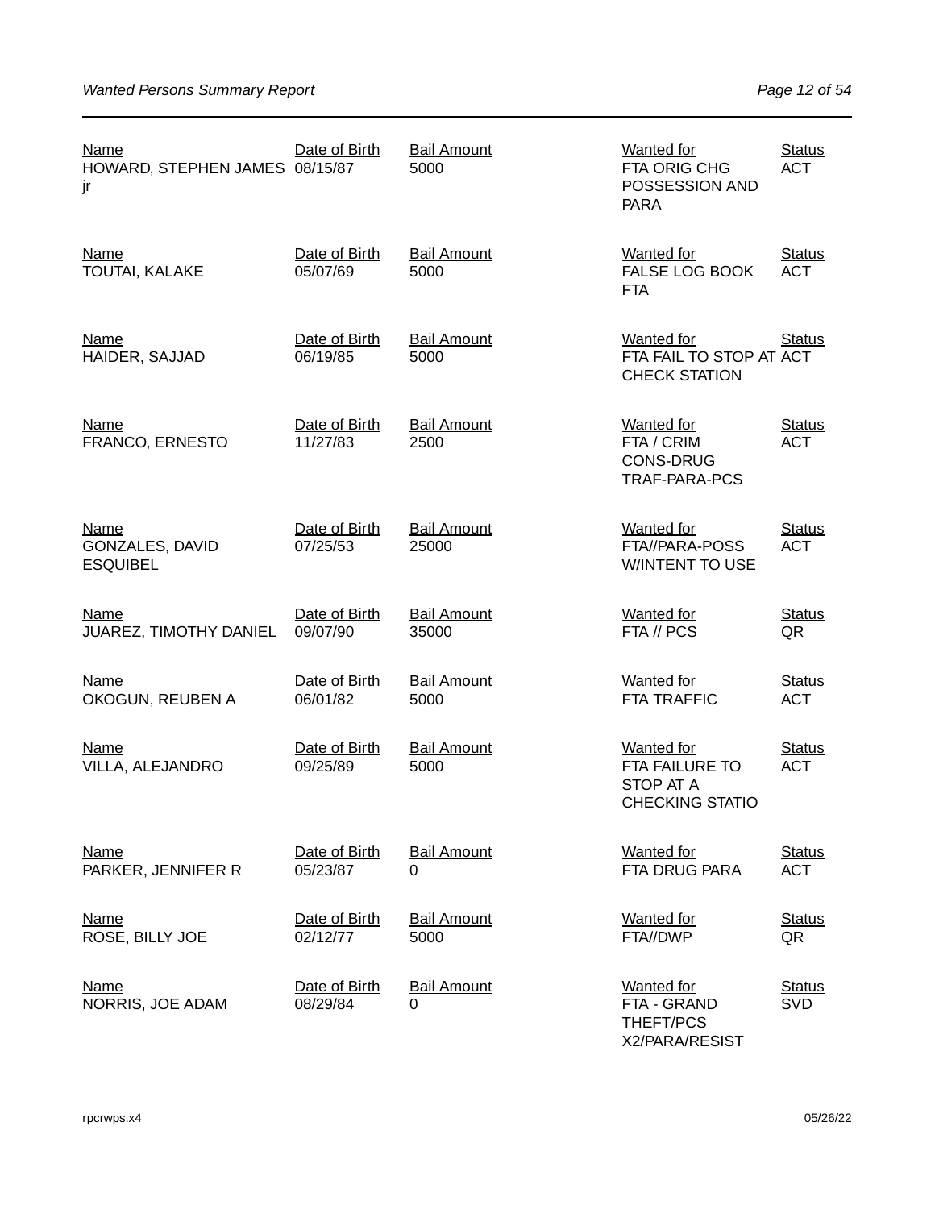| Name | Date of Birth | Bail Amount | Wanted for | Status |
| --- | --- | --- | --- | --- |
| HOWARD, STEPHEN JAMES jr | 08/15/87 | 5000 | FTA ORIG CHG POSSESSION AND PARA | ACT |
| TOUTAI, KALAKE | 05/07/69 | 5000 | FALSE LOG BOOK FTA | ACT |
| HAIDER, SAJJAD | 06/19/85 | 5000 | FTA FAIL TO STOP AT CHECK STATION | ACT |
| FRANCO, ERNESTO | 11/27/83 | 2500 | FTA / CRIM CONS-DRUG TRAF-PARA-PCS | ACT |
| GONZALES, DAVID ESQUIBEL | 07/25/53 | 25000 | FTA//PARA-POSS W/INTENT TO USE | ACT |
| JUAREZ, TIMOTHY DANIEL | 09/07/90 | 35000 | FTA // PCS | QR |
| OKOGUN, REUBEN A | 06/01/82 | 5000 | FTA TRAFFIC | ACT |
| VILLA, ALEJANDRO | 09/25/89 | 5000 | FTA FAILURE TO STOP AT A CHECKING STATIO | ACT |
| PARKER, JENNIFER R | 05/23/87 | 0 | FTA DRUG PARA | ACT |
| ROSE, BILLY JOE | 02/12/77 | 5000 | FTA//DWP | QR |
| NORRIS, JOE ADAM | 08/29/84 | 0 | FTA - GRAND THEFT/PCS X2/PARA/RESIST | SVD |

rpcrwps.x4 05/26/22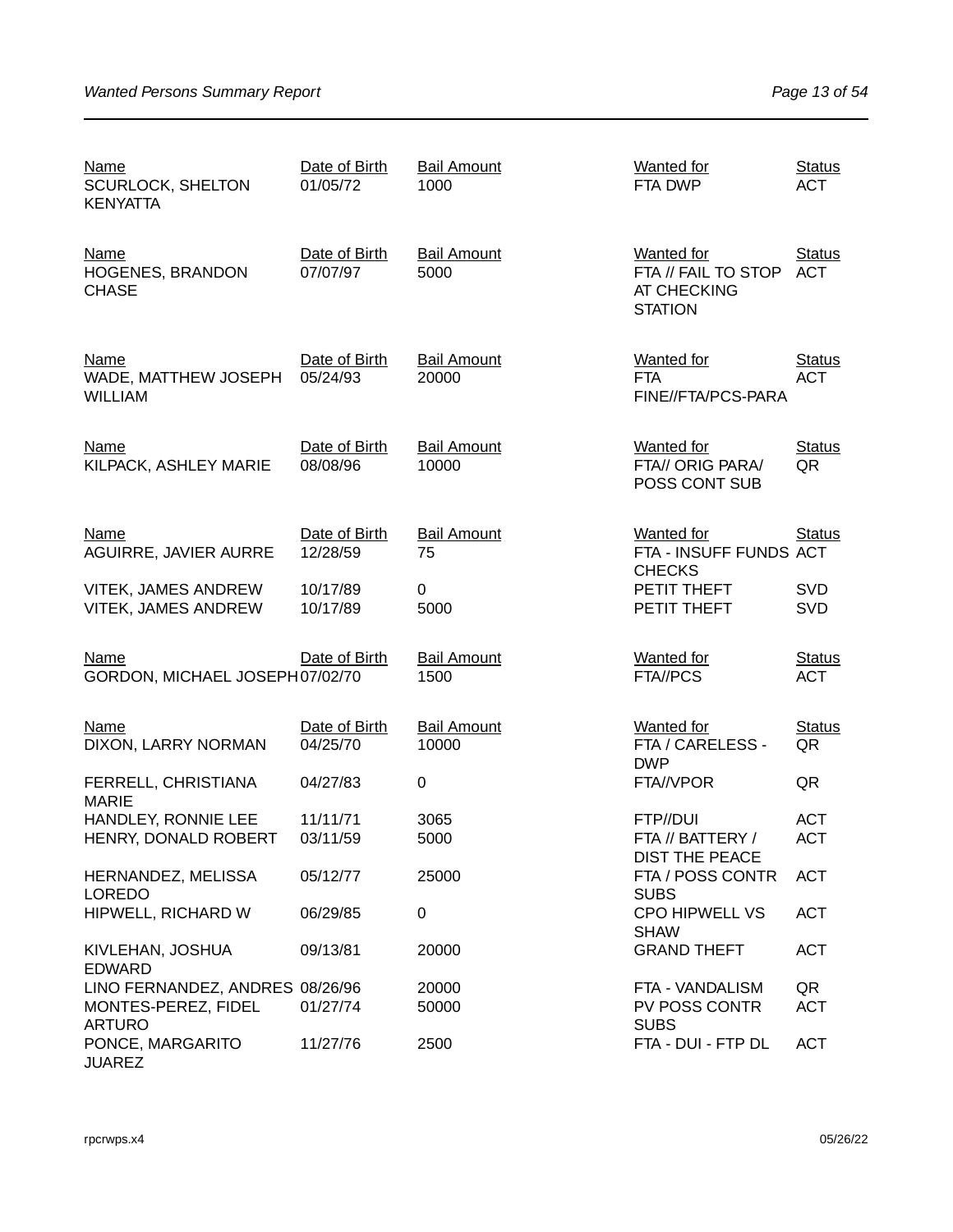| Name | Date of Birth | Bail Amount | Wanted for | Status |
|---|---|---|---|---|
| SCURLOCK, SHELTON KENYATTA | 01/05/72 | 1000 | FTA DWP | ACT |

| Name | Date of Birth | Bail Amount | Wanted for | Status |
|---|---|---|---|---|
| HOGENES, BRANDON CHASE | 07/07/97 | 5000 | FTA // FAIL TO STOP AT CHECKING STATION | ACT |

| Name | Date of Birth | Bail Amount | Wanted for | Status |
|---|---|---|---|---|
| WADE, MATTHEW JOSEPH WILLIAM | 05/24/93 | 20000 | FTA FINE//FTA/PCS-PARA | ACT |

| Name | Date of Birth | Bail Amount | Wanted for | Status |
|---|---|---|---|---|
| KILPACK, ASHLEY MARIE | 08/08/96 | 10000 | FTA// ORIG PARA/ POSS CONT SUB | QR |

| Name | Date of Birth | Bail Amount | Wanted for | Status |
|---|---|---|---|---|
| AGUIRRE, JAVIER AURRE | 12/28/59 | 75 | FTA - INSUFF FUNDS CHECKS | ACT |
| VITEK, JAMES ANDREW | 10/17/89 | 0 | PETIT THEFT | SVD |
| VITEK, JAMES ANDREW | 10/17/89 | 5000 | PETIT THEFT | SVD |

| Name | Date of Birth | Bail Amount | Wanted for | Status |
|---|---|---|---|---|
| GORDON, MICHAEL JOSEPH | 07/02/70 | 1500 | FTA//PCS | ACT |

| Name | Date of Birth | Bail Amount | Wanted for | Status |
|---|---|---|---|---|
| DIXON, LARRY NORMAN | 04/25/70 | 10000 | FTA / CARELESS - DWP | QR |
| FERRELL, CHRISTIANA MARIE | 04/27/83 | 0 | FTA//VPOR | QR |
| HANDLEY, RONNIE LEE | 11/11/71 | 3065 | FTP//DUI | ACT |
| HENRY, DONALD ROBERT | 03/11/59 | 5000 | FTA // BATTERY / DIST THE PEACE | ACT |
| HERNANDEZ, MELISSA LOREDO | 05/12/77 | 25000 | FTA / POSS CONTR SUBS | ACT |
| HIPWELL, RICHARD W | 06/29/85 | 0 | CPO HIPWELL VS SHAW | ACT |
| KIVLEHAN, JOSHUA EDWARD | 09/13/81 | 20000 | GRAND THEFT | ACT |
| LINO FERNANDEZ, ANDRES | 08/26/96 | 20000 | FTA - VANDALISM | QR |
| MONTES-PEREZ, FIDEL ARTURO | 01/27/74 | 50000 | PV POSS CONTR SUBS | ACT |
| PONCE, MARGARITO JUAREZ | 11/27/76 | 2500 | FTA - DUI - FTP DL | ACT |

rpcrwps.x4 05/26/22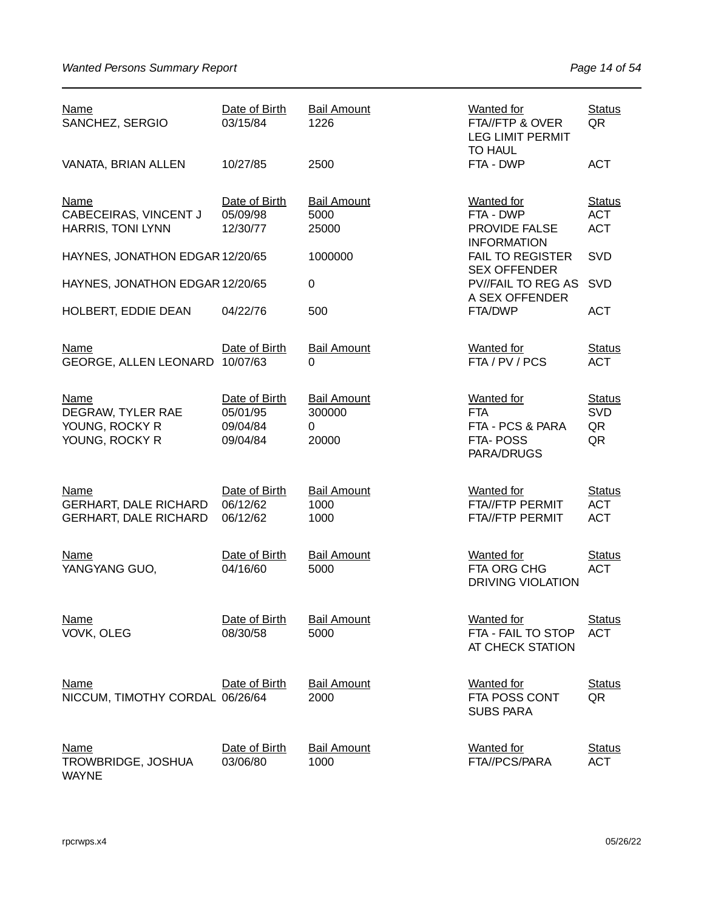| Name | Date of Birth | Bail Amount | Wanted for | Status |
|---|---|---|---|---|
| SANCHEZ, SERGIO | 03/15/84 | 1226 | FTA//FTP & OVER LEG LIMIT PERMIT TO HAUL | QR |
| VANATA, BRIAN ALLEN | 10/27/85 | 2500 | FTA - DWP | ACT |

| Name | Date of Birth | Bail Amount | Wanted for | Status |
|---|---|---|---|---|
| CABECEIRAS, VINCENT J | 05/09/98 | 5000 | FTA - DWP | ACT |
| HARRIS, TONI LYNN | 12/30/77 | 25000 | PROVIDE FALSE INFORMATION | ACT |
| HAYNES, JONATHON EDGAR | 12/20/65 | 1000000 | FAIL TO REGISTER SEX OFFENDER | SVD |
| HAYNES, JONATHON EDGAR | 12/20/65 | 0 | PV//FAIL TO REG AS A SEX OFFENDER | SVD |
| HOLBERT, EDDIE DEAN | 04/22/76 | 500 | FTA/DWP | ACT |

| Name | Date of Birth | Bail Amount | Wanted for | Status |
|---|---|---|---|---|
| GEORGE, ALLEN LEONARD | 10/07/63 | 0 | FTA / PV / PCS | ACT |

| Name | Date of Birth | Bail Amount | Wanted for | Status |
|---|---|---|---|---|
| DEGRAW, TYLER RAE | 05/01/95 | 300000 | FTA | SVD |
| YOUNG, ROCKY R | 09/04/84 | 0 | FTA - PCS & PARA | QR |
| YOUNG, ROCKY R | 09/04/84 | 20000 | FTA- POSS PARA/DRUGS | QR |

| Name | Date of Birth | Bail Amount | Wanted for | Status |
|---|---|---|---|---|
| GERHART, DALE RICHARD | 06/12/62 | 1000 | FTA//FTP PERMIT | ACT |
| GERHART, DALE RICHARD | 06/12/62 | 1000 | FTA//FTP PERMIT | ACT |

| Name | Date of Birth | Bail Amount | Wanted for | Status |
|---|---|---|---|---|
| YANGYANG GUO, | 04/16/60 | 5000 | FTA ORG CHG DRIVING VIOLATION | ACT |

| Name | Date of Birth | Bail Amount | Wanted for | Status |
|---|---|---|---|---|
| VOVK, OLEG | 08/30/58 | 5000 | FTA - FAIL TO STOP AT CHECK STATION | ACT |

| Name | Date of Birth | Bail Amount | Wanted for | Status |
|---|---|---|---|---|
| NICCUM, TIMOTHY CORDAL | 06/26/64 | 2000 | FTA POSS CONT SUBS PARA | QR |

| Name | Date of Birth | Bail Amount | Wanted for | Status |
|---|---|---|---|---|
| TROWBRIDGE, JOSHUA WAYNE | 03/06/80 | 1000 | FTA//PCS/PARA | ACT |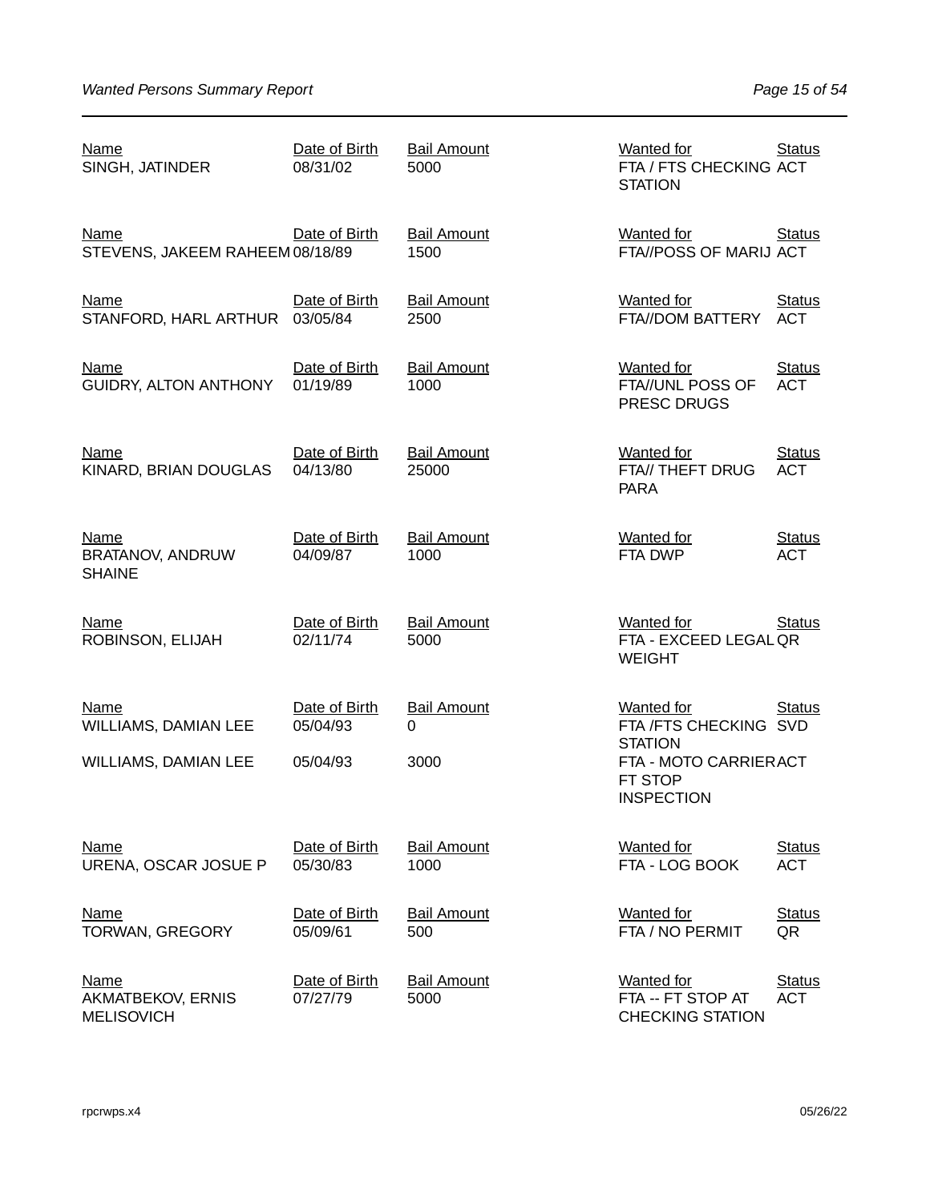| Name | Date of Birth | Bail Amount | Wanted for | Status |
|---|---|---|---|---|
| SINGH, JATINDER | 08/31/02 | 5000 | FTA / FTS CHECKING STATION | ACT |
| STEVENS, JAKEEM RAHEEM | 08/18/89 | 1500 | FTA//POSS OF MARIJ | ACT |
| STANFORD, HARL ARTHUR | 03/05/84 | 2500 | FTA//DOM BATTERY | ACT |
| GUIDRY, ALTON ANTHONY | 01/19/89 | 1000 | FTA//UNL POSS OF PRESC DRUGS | ACT |
| KINARD, BRIAN DOUGLAS | 04/13/80 | 25000 | FTA// THEFT DRUG PARA | ACT |
| BRATANOV, ANDRUW SHAINE | 04/09/87 | 1000 | FTA DWP | ACT |
| ROBINSON, ELIJAH | 02/11/74 | 5000 | FTA - EXCEED LEGAL WEIGHT | QR |
| WILLIAMS, DAMIAN LEE | 05/04/93 | 0 | FTA /FTS CHECKING STATION | SVD |
| WILLIAMS, DAMIAN LEE | 05/04/93 | 3000 | FTA - MOTO CARRIER FT STOP INSPECTION | ACT |
| URENA, OSCAR JOSUE P | 05/30/83 | 1000 | FTA - LOG BOOK | ACT |
| TORWAN, GREGORY | 05/09/61 | 500 | FTA / NO PERMIT | QR |
| AKMATBEKOV, ERNIS MELISOVICH | 07/27/79 | 5000 | FTA -- FT STOP AT CHECKING STATION | ACT |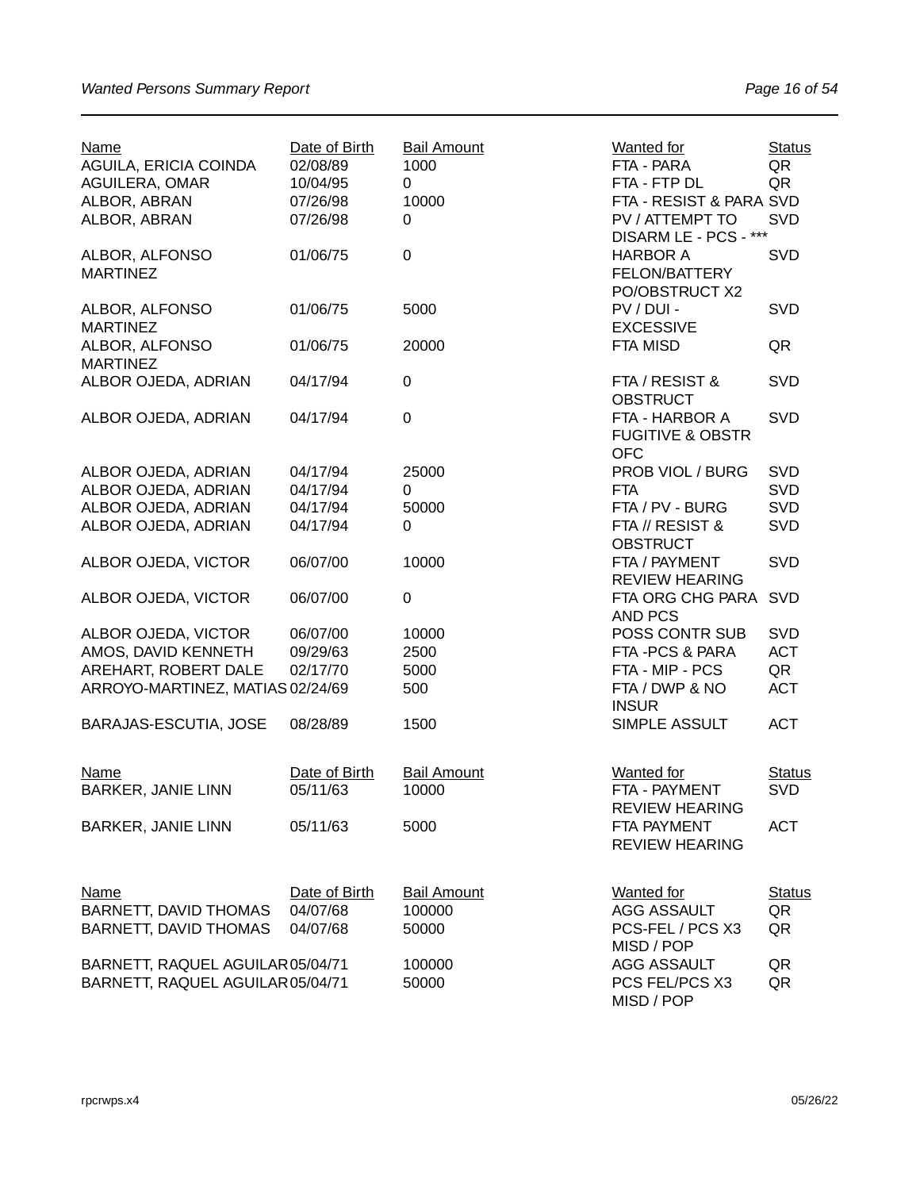| Name | Date of Birth | Bail Amount | Wanted for | Status |
|---|---|---|---|---|
| AGUILA, ERICIA COINDA | 02/08/89 | 1000 | FTA - PARA | QR |
| AGUILERA, OMAR | 10/04/95 | 0 | FTA - FTP DL | QR |
| ALBOR, ABRAN | 07/26/98 | 10000 | FTA - RESIST & PARA | SVD |
| ALBOR, ABRAN | 07/26/98 | 0 | PV / ATTEMPT TO DISARM LE - PCS - *** | SVD |
| ALBOR, ALFONSO MARTINEZ | 01/06/75 | 0 | HARBOR A FELON/BATTERY PO/OBSTRUCT X2 | SVD |
| ALBOR, ALFONSO MARTINEZ | 01/06/75 | 5000 | PV / DUI - EXCESSIVE | SVD |
| ALBOR, ALFONSO MARTINEZ | 01/06/75 | 20000 | FTA MISD | QR |
| ALBOR OJEDA, ADRIAN | 04/17/94 | 0 | FTA / RESIST & OBSTRUCT | SVD |
| ALBOR OJEDA, ADRIAN | 04/17/94 | 0 | FTA - HARBOR A FUGITIVE & OBSTR OFC | SVD |
| ALBOR OJEDA, ADRIAN | 04/17/94 | 25000 | PROB VIOL / BURG | SVD |
| ALBOR OJEDA, ADRIAN | 04/17/94 | 0 | FTA | SVD |
| ALBOR OJEDA, ADRIAN | 04/17/94 | 50000 | FTA / PV - BURG | SVD |
| ALBOR OJEDA, ADRIAN | 04/17/94 | 0 | FTA // RESIST & OBSTRUCT | SVD |
| ALBOR OJEDA, VICTOR | 06/07/00 | 10000 | FTA / PAYMENT REVIEW HEARING | SVD |
| ALBOR OJEDA, VICTOR | 06/07/00 | 0 | FTA ORG CHG PARA AND PCS | SVD |
| ALBOR OJEDA, VICTOR | 06/07/00 | 10000 | POSS CONTR SUB | SVD |
| AMOS, DAVID KENNETH | 09/29/63 | 2500 | FTA -PCS & PARA | ACT |
| AREHART, ROBERT DALE | 02/17/70 | 5000 | FTA - MIP - PCS | QR |
| ARROYO-MARTINEZ, MATIAS | 02/24/69 | 500 | FTA / DWP & NO INSUR | ACT |
| BARAJAS-ESCUTIA, JOSE | 08/28/89 | 1500 | SIMPLE ASSULT | ACT |

| Name | Date of Birth | Bail Amount | Wanted for | Status |
|---|---|---|---|---|
| BARKER, JANIE LINN | 05/11/63 | 10000 | FTA - PAYMENT REVIEW HEARING | SVD |
| BARKER, JANIE LINN | 05/11/63 | 5000 | FTA PAYMENT REVIEW HEARING | ACT |

| Name | Date of Birth | Bail Amount | Wanted for | Status |
|---|---|---|---|---|
| BARNETT, DAVID THOMAS | 04/07/68 | 100000 | AGG ASSAULT | QR |
| BARNETT, DAVID THOMAS | 04/07/68 | 50000 | PCS-FEL / PCS X3 MISD / POP | QR |
| BARNETT, RAQUEL AGUILAR | 05/04/71 | 100000 | AGG ASSAULT | QR |
| BARNETT, RAQUEL AGUILAR | 05/04/71 | 50000 | PCS FEL/PCS X3 MISD / POP | QR |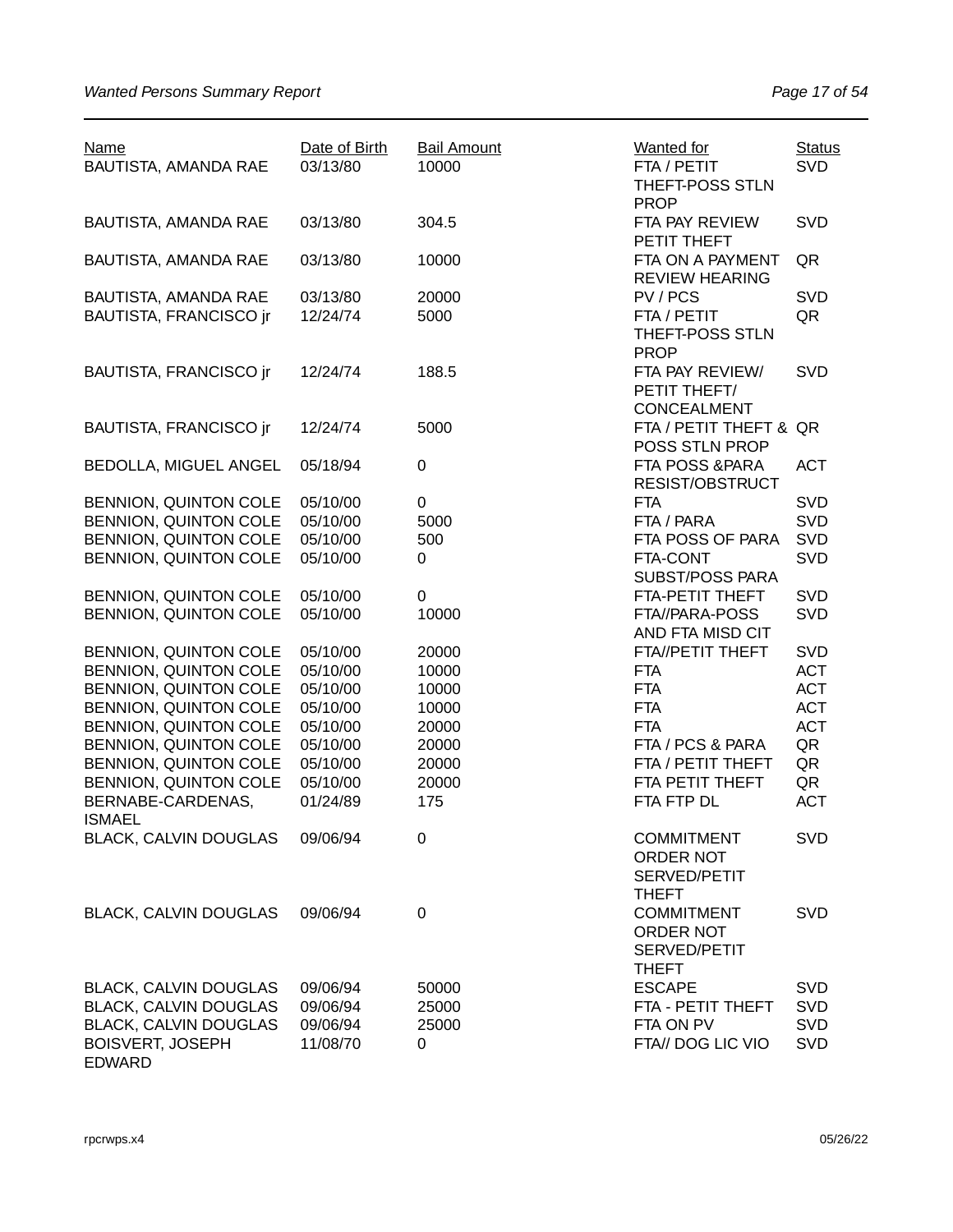| Name | Date of Birth | Bail Amount | Wanted for | Status |
|---|---|---|---|---|
| BAUTISTA, AMANDA RAE | 03/13/80 | 10000 | FTA / PETIT THEFT-POSS STLN PROP | SVD |
| BAUTISTA, AMANDA RAE | 03/13/80 | 304.5 | FTA PAY REVIEW PETIT THEFT | SVD |
| BAUTISTA, AMANDA RAE | 03/13/80 | 10000 | FTA ON A PAYMENT REVIEW HEARING | QR |
| BAUTISTA, AMANDA RAE | 03/13/80 | 20000 | PV / PCS | SVD |
| BAUTISTA, FRANCISCO jr | 12/24/74 | 5000 | FTA / PETIT THEFT-POSS STLN PROP | QR |
| BAUTISTA, FRANCISCO jr | 12/24/74 | 188.5 | FTA PAY REVIEW/ PETIT THEFT/ CONCEALMENT | SVD |
| BAUTISTA, FRANCISCO jr | 12/24/74 | 5000 | FTA / PETIT THEFT & POSS STLN PROP | QR |
| BEDOLLA, MIGUEL ANGEL | 05/18/94 | 0 | FTA POSS &PARA RESIST/OBSTRUCT | ACT |
| BENNION, QUINTON COLE | 05/10/00 | 0 | FTA | SVD |
| BENNION, QUINTON COLE | 05/10/00 | 5000 | FTA / PARA | SVD |
| BENNION, QUINTON COLE | 05/10/00 | 500 | FTA POSS OF PARA | SVD |
| BENNION, QUINTON COLE | 05/10/00 | 0 | FTA-CONT SUBST/POSS PARA | SVD |
| BENNION, QUINTON COLE | 05/10/00 | 0 | FTA-PETIT THEFT | SVD |
| BENNION, QUINTON COLE | 05/10/00 | 10000 | FTA//PARA-POSS AND FTA MISD CIT | SVD |
| BENNION, QUINTON COLE | 05/10/00 | 20000 | FTA//PETIT THEFT | SVD |
| BENNION, QUINTON COLE | 05/10/00 | 10000 | FTA | ACT |
| BENNION, QUINTON COLE | 05/10/00 | 10000 | FTA | ACT |
| BENNION, QUINTON COLE | 05/10/00 | 10000 | FTA | ACT |
| BENNION, QUINTON COLE | 05/10/00 | 20000 | FTA | ACT |
| BENNION, QUINTON COLE | 05/10/00 | 20000 | FTA / PCS & PARA | QR |
| BENNION, QUINTON COLE | 05/10/00 | 20000 | FTA / PETIT THEFT | QR |
| BENNION, QUINTON COLE | 05/10/00 | 20000 | FTA PETIT THEFT | QR |
| BERNABE-CARDENAS, ISMAEL | 01/24/89 | 175 | FTA FTP DL | ACT |
| BLACK, CALVIN DOUGLAS | 09/06/94 | 0 | COMMITMENT ORDER NOT SERVED/PETIT THEFT | SVD |
| BLACK, CALVIN DOUGLAS | 09/06/94 | 0 | COMMITMENT ORDER NOT SERVED/PETIT THEFT | SVD |
| BLACK, CALVIN DOUGLAS | 09/06/94 | 50000 | ESCAPE | SVD |
| BLACK, CALVIN DOUGLAS | 09/06/94 | 25000 | FTA - PETIT THEFT | SVD |
| BLACK, CALVIN DOUGLAS | 09/06/94 | 25000 | FTA ON PV | SVD |
| BOISVERT, JOSEPH EDWARD | 11/08/70 | 0 | FTA// DOG LIC VIO | SVD |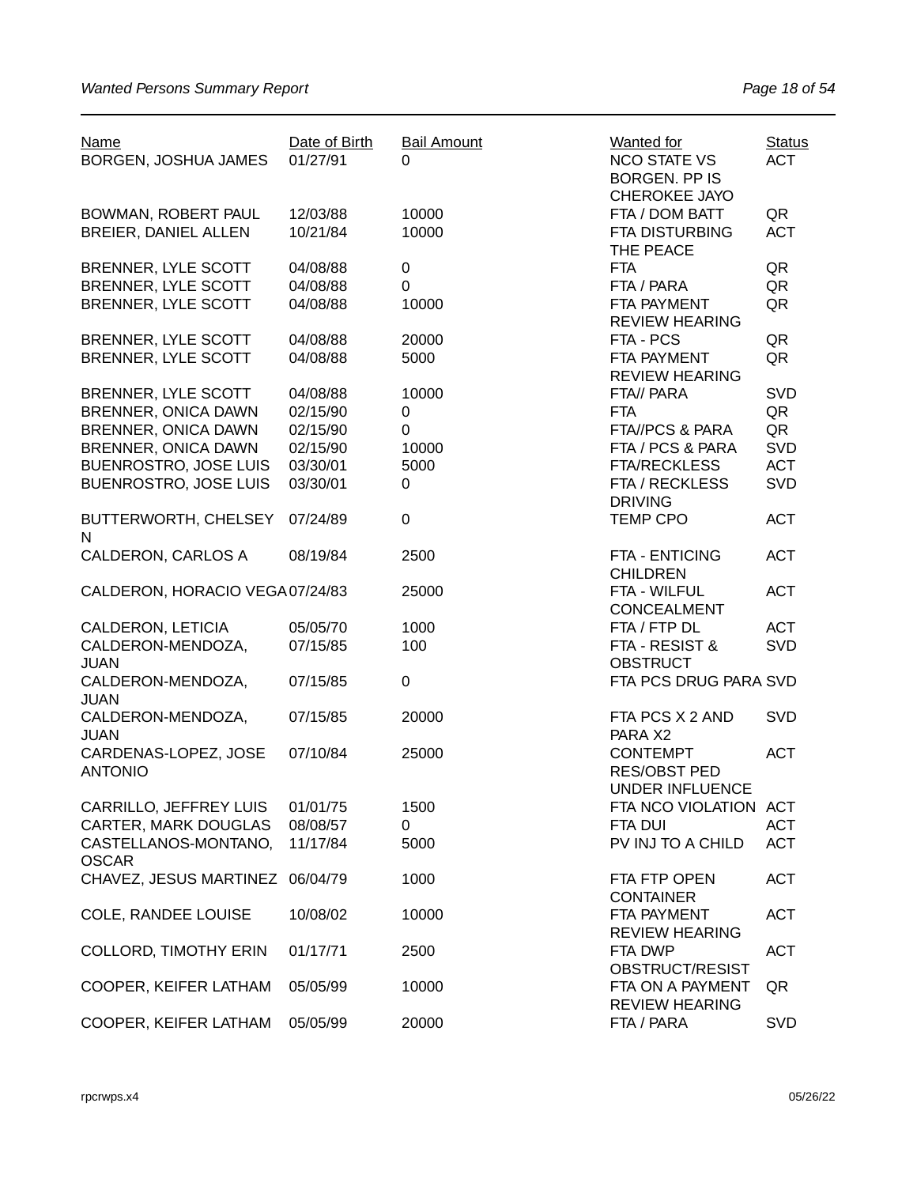| Name | Date of Birth | Bail Amount | Wanted for | Status |
|---|---|---|---|---|
| BORGEN, JOSHUA JAMES | 01/27/91 | 0 | NCO STATE VS BORGEN. PP IS CHEROKEE JAYO | ACT |
| BOWMAN, ROBERT PAUL | 12/03/88 | 10000 | FTA / DOM BATT | QR |
| BREIER, DANIEL ALLEN | 10/21/84 | 10000 | FTA DISTURBING THE PEACE | ACT |
| BRENNER, LYLE SCOTT | 04/08/88 | 0 | FTA | QR |
| BRENNER, LYLE SCOTT | 04/08/88 | 0 | FTA / PARA | QR |
| BRENNER, LYLE SCOTT | 04/08/88 | 10000 | FTA PAYMENT REVIEW HEARING | QR |
| BRENNER, LYLE SCOTT | 04/08/88 | 20000 | FTA - PCS | QR |
| BRENNER, LYLE SCOTT | 04/08/88 | 5000 | FTA PAYMENT REVIEW HEARING | QR |
| BRENNER, LYLE SCOTT | 04/08/88 | 10000 | FTA// PARA | SVD |
| BRENNER, ONICA DAWN | 02/15/90 | 0 | FTA | QR |
| BRENNER, ONICA DAWN | 02/15/90 | 0 | FTA//PCS & PARA | QR |
| BRENNER, ONICA DAWN | 02/15/90 | 10000 | FTA / PCS & PARA | SVD |
| BUENROSTRO, JOSE LUIS | 03/30/01 | 5000 | FTA/RECKLESS | ACT |
| BUENROSTRO, JOSE LUIS | 03/30/01 | 0 | FTA / RECKLESS DRIVING | SVD |
| BUTTERWORTH, CHELSEY N | 07/24/89 | 0 | TEMP CPO | ACT |
| CALDERON, CARLOS A | 08/19/84 | 2500 | FTA - ENTICING CHILDREN | ACT |
| CALDERON, HORACIO VEGA | 07/24/83 | 25000 | FTA - WILFUL CONCEALMENT | ACT |
| CALDERON, LETICIA | 05/05/70 | 1000 | FTA / FTP DL | ACT |
| CALDERON-MENDOZA, JUAN | 07/15/85 | 100 | FTA - RESIST & OBSTRUCT | SVD |
| CALDERON-MENDOZA, JUAN | 07/15/85 | 0 | FTA PCS DRUG PARA | SVD |
| CALDERON-MENDOZA, JUAN | 07/15/85 | 20000 | FTA PCS X 2 AND PARA X2 | SVD |
| CARDENAS-LOPEZ, JOSE ANTONIO | 07/10/84 | 25000 | CONTEMPT RES/OBST PED UNDER INFLUENCE | ACT |
| CARRILLO, JEFFREY LUIS | 01/01/75 | 1500 | FTA NCO VIOLATION | ACT |
| CARTER, MARK DOUGLAS | 08/08/57 | 0 | FTA DUI | ACT |
| CASTELLANOS-MONTANO, OSCAR | 11/17/84 | 5000 | PV INJ TO A CHILD | ACT |
| CHAVEZ, JESUS MARTINEZ | 06/04/79 | 1000 | FTA FTP OPEN CONTAINER | ACT |
| COLE, RANDEE LOUISE | 10/08/02 | 10000 | FTA PAYMENT REVIEW HEARING | ACT |
| COLLORD, TIMOTHY ERIN | 01/17/71 | 2500 | FTA DWP OBSTRUCT/RESIST | ACT |
| COOPER, KEIFER LATHAM | 05/05/99 | 10000 | FTA ON A PAYMENT REVIEW HEARING | QR |
| COOPER, KEIFER LATHAM | 05/05/99 | 20000 | FTA / PARA | SVD |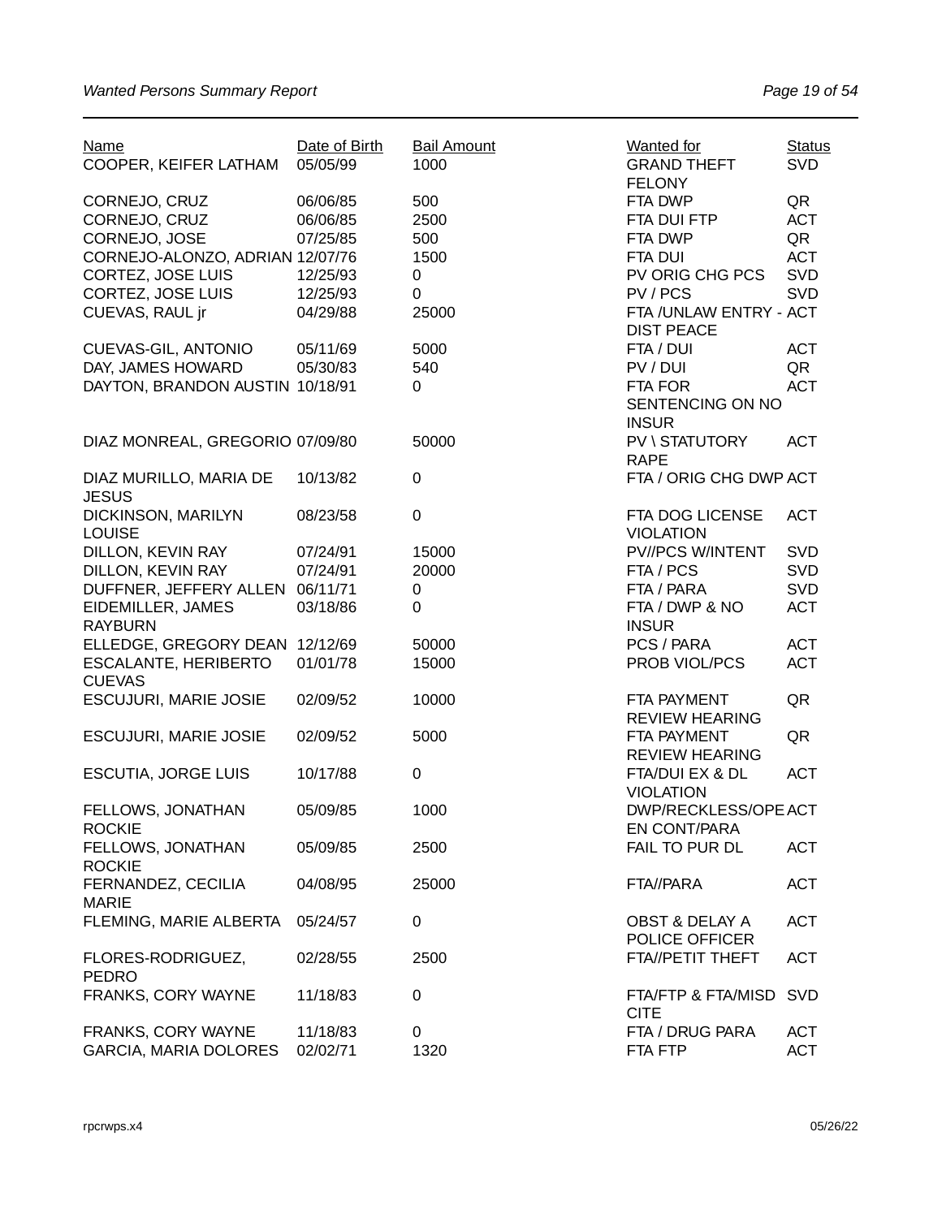| Name | Date of Birth | Bail Amount | Wanted for | Status |
|---|---|---|---|---|
| COOPER, KEIFER LATHAM | 05/05/99 | 1000 | GRAND THEFT FELONY | SVD |
| CORNEJO, CRUZ | 06/06/85 | 500 | FTA DWP | QR |
| CORNEJO, CRUZ | 06/06/85 | 2500 | FTA DUI FTP | ACT |
| CORNEJO, JOSE | 07/25/85 | 500 | FTA DWP | QR |
| CORNEJO-ALONZO, ADRIAN | 12/07/76 | 1500 | FTA DUI | ACT |
| CORTEZ, JOSE LUIS | 12/25/93 | 0 | PV ORIG CHG PCS | SVD |
| CORTEZ, JOSE LUIS | 12/25/93 | 0 | PV / PCS | SVD |
| CUEVAS, RAUL jr | 04/29/88 | 25000 | FTA /UNLAW ENTRY - DIST PEACE | ACT |
| CUEVAS-GIL, ANTONIO | 05/11/69 | 5000 | FTA / DUI | ACT |
| DAY, JAMES HOWARD | 05/30/83 | 540 | PV / DUI | QR |
| DAYTON, BRANDON AUSTIN | 10/18/91 | 0 | FTA FOR SENTENCING ON NO INSUR | ACT |
| DIAZ MONREAL, GREGORIO | 07/09/80 | 50000 | PV \ STATUTORY RAPE | ACT |
| DIAZ MURILLO, MARIA DE JESUS | 10/13/82 | 0 | FTA / ORIG CHG DWP | ACT |
| DICKINSON, MARILYN LOUISE | 08/23/58 | 0 | FTA DOG LICENSE VIOLATION | ACT |
| DILLON, KEVIN RAY | 07/24/91 | 15000 | PV//PCS W/INTENT | SVD |
| DILLON, KEVIN RAY | 07/24/91 | 20000 | FTA / PCS | SVD |
| DUFFNER, JEFFERY ALLEN | 06/11/71 | 0 | FTA / PARA | SVD |
| EIDEMILLER, JAMES RAYBURN | 03/18/86 | 0 | FTA / DWP & NO INSUR | ACT |
| ELLEDGE, GREGORY DEAN | 12/12/69 | 50000 | PCS / PARA | ACT |
| ESCALANTE, HERIBERTO CUEVAS | 01/01/78 | 15000 | PROB VIOL/PCS | ACT |
| ESCUJURI, MARIE JOSIE | 02/09/52 | 10000 | FTA PAYMENT REVIEW HEARING | QR |
| ESCUJURI, MARIE JOSIE | 02/09/52 | 5000 | FTA PAYMENT REVIEW HEARING | QR |
| ESCUTIA, JORGE LUIS | 10/17/88 | 0 | FTA/DUI EX & DL VIOLATION | ACT |
| FELLOWS, JONATHAN ROCKIE | 05/09/85 | 1000 | DWP/RECKLESS/OPEN CONT/PARA | ACT |
| FELLOWS, JONATHAN ROCKIE | 05/09/85 | 2500 | FAIL TO PUR DL | ACT |
| FERNANDEZ, CECILIA MARIE | 04/08/95 | 25000 | FTA//PARA | ACT |
| FLEMING, MARIE ALBERTA | 05/24/57 | 0 | OBST & DELAY A POLICE OFFICER | ACT |
| FLORES-RODRIGUEZ, PEDRO | 02/28/55 | 2500 | FTA//PETIT THEFT | ACT |
| FRANKS, CORY WAYNE | 11/18/83 | 0 | FTA/FTP & FTA/MISD CITE | SVD |
| FRANKS, CORY WAYNE | 11/18/83 | 0 | FTA / DRUG PARA | ACT |
| GARCIA, MARIA DOLORES | 02/02/71 | 1320 | FTA FTP | ACT |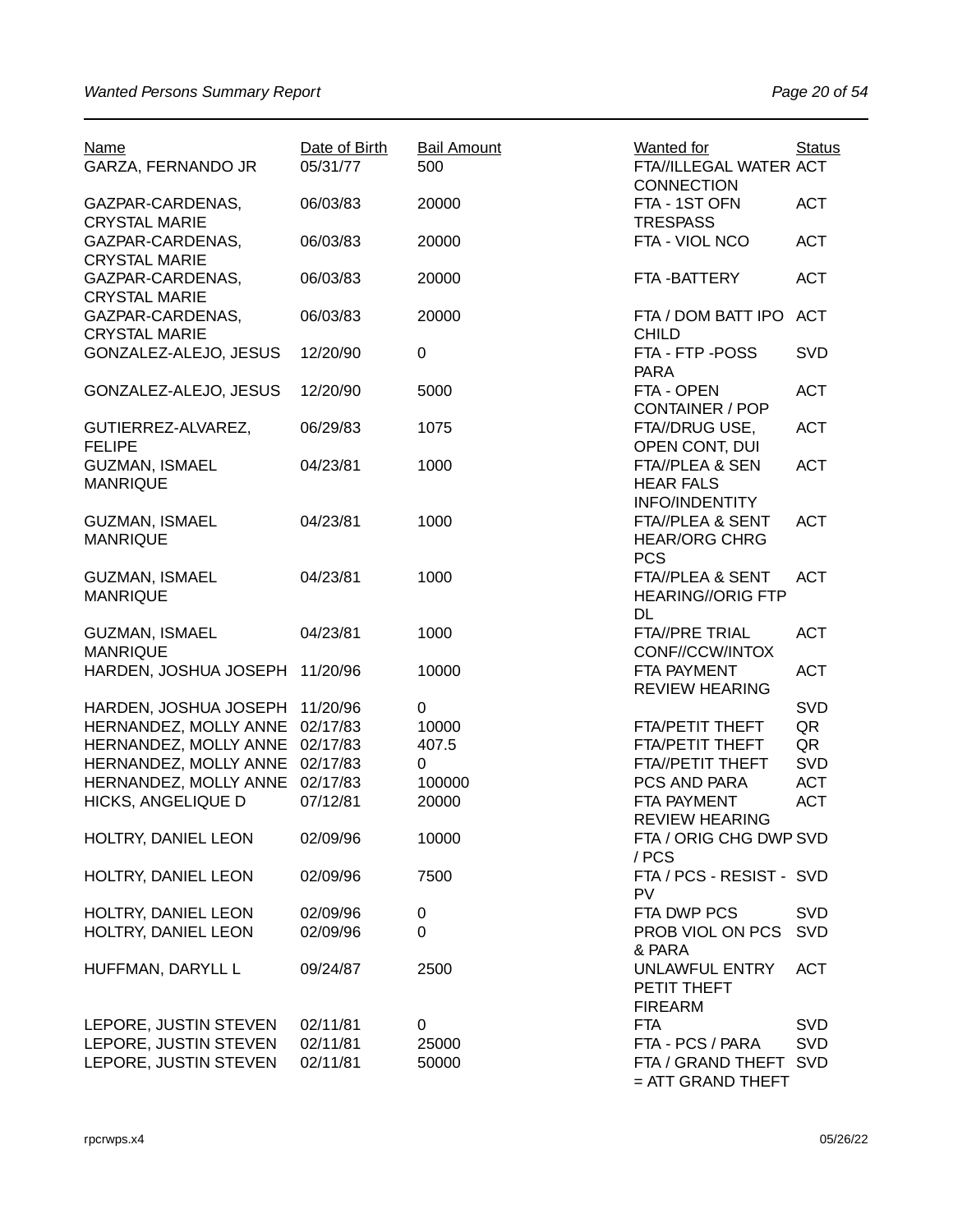| Name | Date of Birth | Bail Amount | Wanted for | Status |
|---|---|---|---|---|
| GARZA, FERNANDO JR | 05/31/77 | 500 | FTA//ILLEGAL WATER CONNECTION | ACT |
| GAZPAR-CARDENAS, CRYSTAL MARIE | 06/03/83 | 20000 | FTA - 1ST OFN TRESPASS | ACT |
| GAZPAR-CARDENAS, CRYSTAL MARIE | 06/03/83 | 20000 | FTA - VIOL NCO | ACT |
| GAZPAR-CARDENAS, CRYSTAL MARIE | 06/03/83 | 20000 | FTA -BATTERY | ACT |
| GAZPAR-CARDENAS, CRYSTAL MARIE | 06/03/83 | 20000 | FTA / DOM BATT IPO CHILD | ACT |
| GONZALEZ-ALEJO, JESUS | 12/20/90 | 0 | FTA - FTP -POSS PARA | SVD |
| GONZALEZ-ALEJO, JESUS | 12/20/90 | 5000 | FTA - OPEN CONTAINER / POP | ACT |
| GUTIERREZ-ALVAREZ, FELIPE | 06/29/83 | 1075 | FTA//DRUG USE, OPEN CONT, DUI | ACT |
| GUZMAN, ISMAEL MANRIQUE | 04/23/81 | 1000 | FTA//PLEA & SEN HEAR FALS INFO/INDENTITY | ACT |
| GUZMAN, ISMAEL MANRIQUE | 04/23/81 | 1000 | FTA//PLEA & SENT HEAR/ORG CHRG PCS | ACT |
| GUZMAN, ISMAEL MANRIQUE | 04/23/81 | 1000 | FTA//PLEA & SENT HEARING//ORIG FTP DL | ACT |
| GUZMAN, ISMAEL MANRIQUE | 04/23/81 | 1000 | FTA//PRE TRIAL CONF//CCW/INTOX | ACT |
| HARDEN, JOSHUA JOSEPH | 11/20/96 | 10000 | FTA PAYMENT REVIEW HEARING | ACT |
| HARDEN, JOSHUA JOSEPH | 11/20/96 | 0 | | SVD |
| HERNANDEZ, MOLLY ANNE | 02/17/83 | 10000 | FTA/PETIT THEFT | QR |
| HERNANDEZ, MOLLY ANNE | 02/17/83 | 407.5 | FTA/PETIT THEFT | QR |
| HERNANDEZ, MOLLY ANNE | 02/17/83 | 0 | FTA//PETIT THEFT | SVD |
| HERNANDEZ, MOLLY ANNE | 02/17/83 | 100000 | PCS AND PARA | ACT |
| HICKS, ANGELIQUE D | 07/12/81 | 20000 | FTA PAYMENT REVIEW HEARING | ACT |
| HOLTRY, DANIEL LEON | 02/09/96 | 10000 | FTA / ORIG CHG DWP / PCS | SVD |
| HOLTRY, DANIEL LEON | 02/09/96 | 7500 | FTA / PCS - RESIST - PV | SVD |
| HOLTRY, DANIEL LEON | 02/09/96 | 0 | FTA DWP PCS | SVD |
| HOLTRY, DANIEL LEON | 02/09/96 | 0 | PROB VIOL ON PCS & PARA | SVD |
| HUFFMAN, DARYLL L | 09/24/87 | 2500 | UNLAWFUL ENTRY PETIT THEFT FIREARM | ACT |
| LEPORE, JUSTIN STEVEN | 02/11/81 | 0 | FTA | SVD |
| LEPORE, JUSTIN STEVEN | 02/11/81 | 25000 | FTA - PCS / PARA | SVD |
| LEPORE, JUSTIN STEVEN | 02/11/81 | 50000 | FTA / GRAND THEFT = ATT GRAND THEFT | SVD |

rpcrwps.x4 05/26/22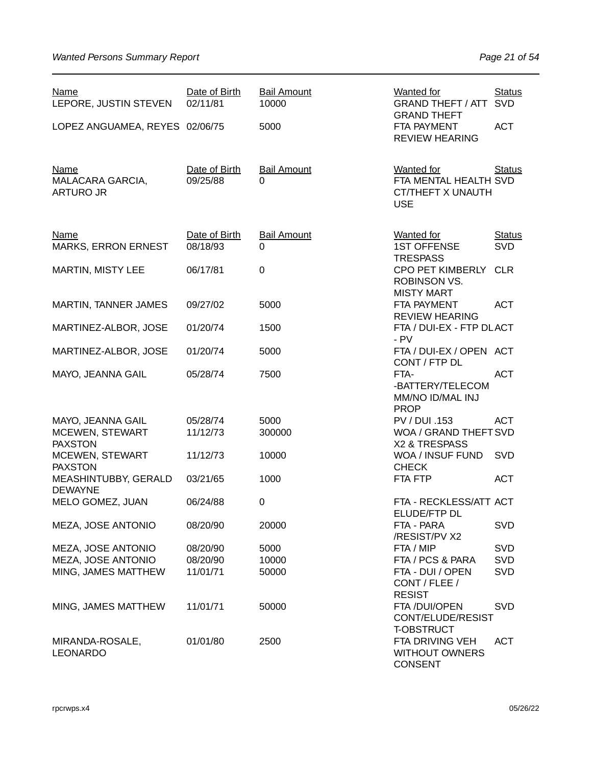| Name | Date of Birth | Bail Amount | Wanted for | Status |
|---|---|---|---|---|
| LEPORE, JUSTIN STEVEN | 02/11/81 | 10000 | GRAND THEFT / ATT GRAND THEFT | SVD |
| LOPEZ ANGUAMEA, REYES | 02/06/75 | 5000 | FTA PAYMENT REVIEW HEARING | ACT |

| Name | Date of Birth | Bail Amount | Wanted for | Status |
|---|---|---|---|---|
| MALACARA GARCIA, ARTURO JR | 09/25/88 | 0 | FTA MENTAL HEALTH CT/THEFT X UNAUTH USE | SVD |

| Name | Date of Birth | Bail Amount | Wanted for | Status |
|---|---|---|---|---|
| MARKS, ERRON ERNEST | 08/18/93 | 0 | 1ST OFFENSE TRESPASS | SVD |
| MARTIN, MISTY LEE | 06/17/81 | 0 | CPO PET KIMBERLY ROBINSON VS. MISTY MART | CLR |
| MARTIN, TANNER JAMES | 09/27/02 | 5000 | FTA PAYMENT REVIEW HEARING | ACT |
| MARTINEZ-ALBOR, JOSE | 01/20/74 | 1500 | FTA / DUI-EX - FTP DL - PV | ACT |
| MARTINEZ-ALBOR, JOSE | 01/20/74 | 5000 | FTA / DUI-EX / OPEN CONT / FTP DL | ACT |
| MAYO, JEANNA GAIL | 05/28/74 | 7500 | FTA--BATTERY/TELECOMM/NO ID/MAL INJ PROP | ACT |
| MAYO, JEANNA GAIL | 05/28/74 | 5000 | PV / DUI .153 | ACT |
| MCEWEN, STEWART PAXSTON | 11/12/73 | 300000 | WOA / GRAND THEFT X2 & TRESPASS | SVD |
| MCEWEN, STEWART PAXSTON | 11/12/73 | 10000 | WOA / INSUF FUND CHECK | SVD |
| MEASHINTUBBY, GERALD DEWAYNE | 03/21/65 | 1000 | FTA FTP | ACT |
| MELO GOMEZ, JUAN | 06/24/88 | 0 | FTA - RECKLESS/ATT ELUDE/FTP DL | ACT |
| MEZA, JOSE ANTONIO | 08/20/90 | 20000 | FTA - PARA /RESIST/PV X2 | SVD |
| MEZA, JOSE ANTONIO | 08/20/90 | 5000 | FTA / MIP | SVD |
| MEZA, JOSE ANTONIO | 08/20/90 | 10000 | FTA / PCS & PARA | SVD |
| MING, JAMES MATTHEW | 11/01/71 | 50000 | FTA - DUI / OPEN CONT / FLEE / RESIST | SVD |
| MING, JAMES MATTHEW | 11/01/71 | 50000 | FTA /DUI/OPEN CONT/ELUDE/RESIST T-OBSTRUCT | SVD |
| MIRANDA-ROSALE, LEONARDO | 01/01/80 | 2500 | FTA DRIVING VEH WITHOUT OWNERS CONSENT | ACT |

rpcrwps.x4 05/26/22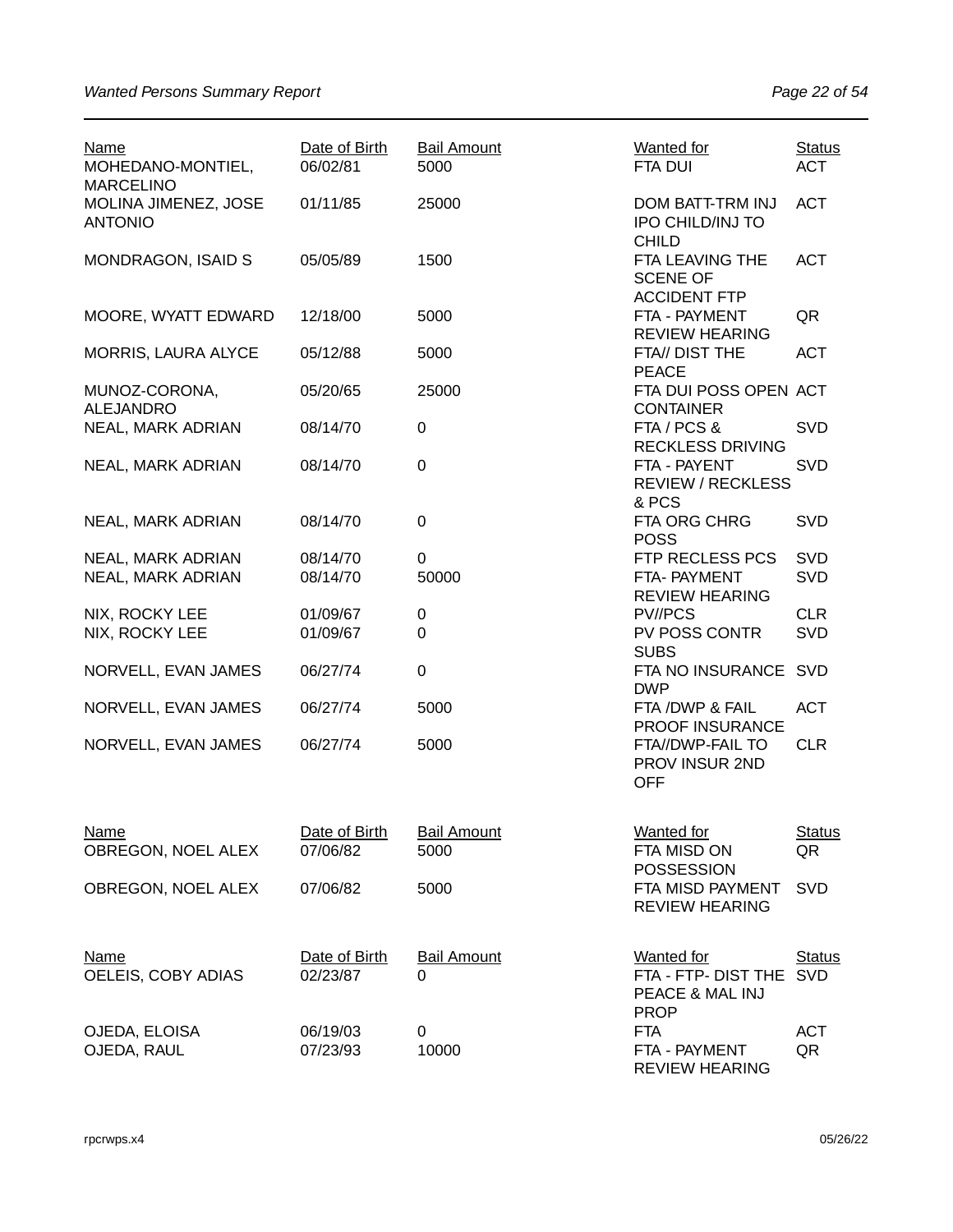| Name | Date of Birth | Bail Amount | Wanted for | Status |
| --- | --- | --- | --- | --- |
| MOHEDANO-MONTIEL, MARCELINO | 06/02/81 | 5000 | FTA DUI | ACT |
| MOLINA JIMENEZ, JOSE ANTONIO | 01/11/85 | 25000 | DOM BATT-TRM INJ IPO CHILD/INJ TO CHILD | ACT |
| MONDRAGON, ISAID S | 05/05/89 | 1500 | FTA LEAVING THE SCENE OF ACCIDENT FTP | ACT |
| MOORE, WYATT EDWARD | 12/18/00 | 5000 | FTA - PAYMENT REVIEW HEARING | QR |
| MORRIS, LAURA ALYCE | 05/12/88 | 5000 | FTA// DIST THE PEACE | ACT |
| MUNOZ-CORONA, ALEJANDRO | 05/20/65 | 25000 | FTA DUI POSS OPEN CONTAINER | ACT |
| NEAL, MARK ADRIAN | 08/14/70 | 0 | FTA / PCS & RECKLESS DRIVING | SVD |
| NEAL, MARK ADRIAN | 08/14/70 | 0 | FTA - PAYENT REVIEW / RECKLESS & PCS | SVD |
| NEAL, MARK ADRIAN | 08/14/70 | 0 | FTA ORG CHRG POSS | SVD |
| NEAL, MARK ADRIAN | 08/14/70 | 0 | FTP RECLESS PCS | SVD |
| NEAL, MARK ADRIAN | 08/14/70 | 50000 | FTA- PAYMENT REVIEW HEARING | SVD |
| NIX, ROCKY LEE | 01/09/67 | 0 | PV//PCS | CLR |
| NIX, ROCKY LEE | 01/09/67 | 0 | PV POSS CONTR SUBS | SVD |
| NORVELL, EVAN JAMES | 06/27/74 | 0 | FTA NO INSURANCE DWP | SVD |
| NORVELL, EVAN JAMES | 06/27/74 | 5000 | FTA /DWP & FAIL PROOF INSURANCE | ACT |
| NORVELL, EVAN JAMES | 06/27/74 | 5000 | FTA//DWP-FAIL TO PROV INSUR 2ND OFF | CLR |

| Name | Date of Birth | Bail Amount | Wanted for | Status |
| --- | --- | --- | --- | --- |
| OBREGON, NOEL ALEX | 07/06/82 | 5000 | FTA MISD ON POSSESSION | QR |
| OBREGON, NOEL ALEX | 07/06/82 | 5000 | FTA MISD PAYMENT REVIEW HEARING | SVD |

| Name | Date of Birth | Bail Amount | Wanted for | Status |
| --- | --- | --- | --- | --- |
| OELEIS, COBY ADIAS | 02/23/87 | 0 | FTA - FTP- DIST THE PEACE & MAL INJ PROP | SVD |
| OJEDA, ELOISA | 06/19/03 | 0 | FTA | ACT |
| OJEDA, RAUL | 07/23/93 | 10000 | FTA - PAYMENT REVIEW HEARING | QR |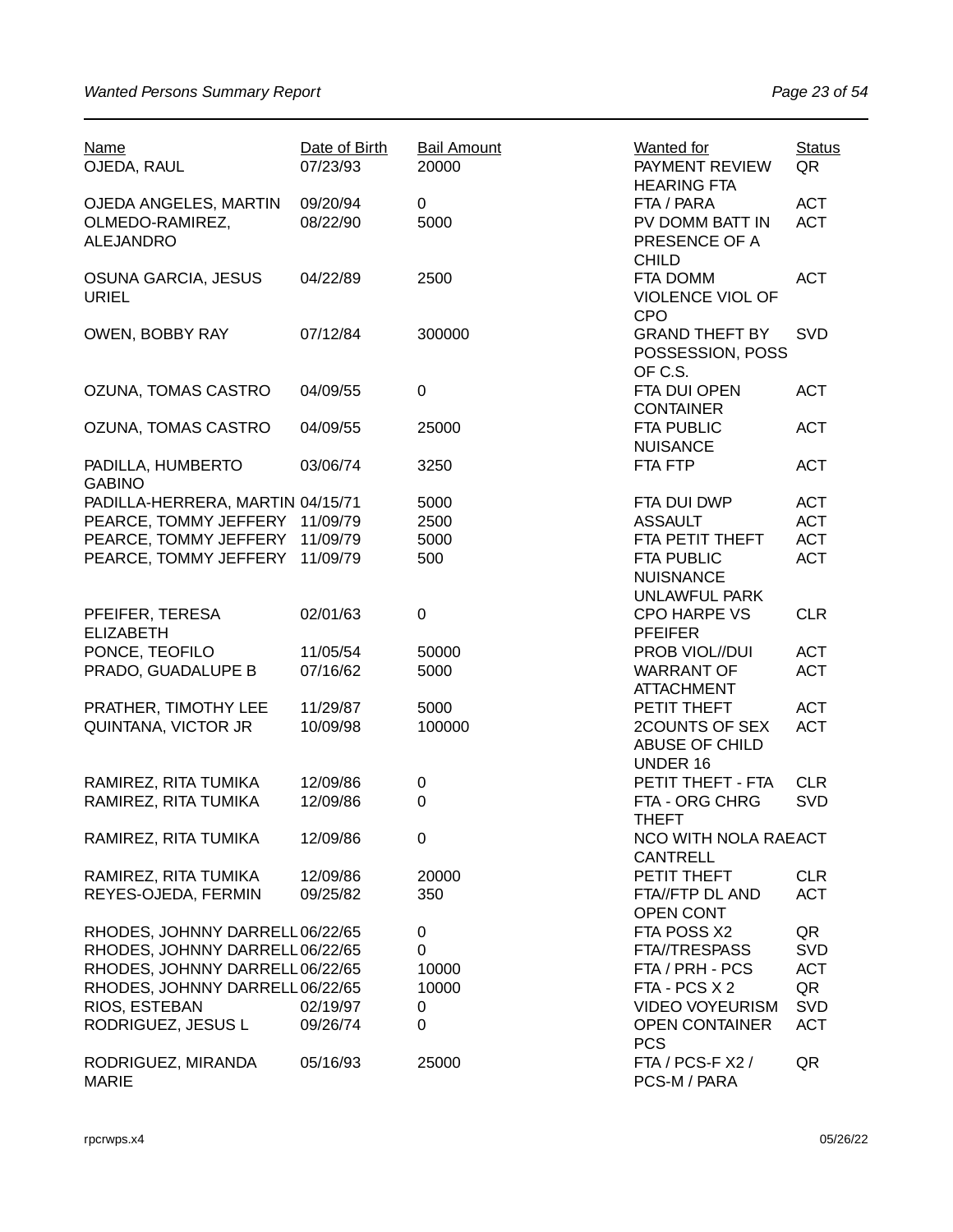| Name | Date of Birth | Bail Amount | Wanted for | Status |
|---|---|---|---|---|
| OJEDA, RAUL | 07/23/93 | 20000 | PAYMENT REVIEW HEARING FTA | QR |
| OJEDA ANGELES, MARTIN | 09/20/94 | 0 | FTA / PARA | ACT |
| OLMEDO-RAMIREZ, ALEJANDRO | 08/22/90 | 5000 | PV DOMM BATT IN PRESENCE OF A CHILD | ACT |
| OSUNA GARCIA, JESUS URIEL | 04/22/89 | 2500 | FTA DOMM VIOLENCE VIOL OF CPO | ACT |
| OWEN, BOBBY RAY | 07/12/84 | 300000 | GRAND THEFT BY POSSESSION, POSS OF C.S. | SVD |
| OZUNA, TOMAS CASTRO | 04/09/55 | 0 | FTA DUI OPEN CONTAINER | ACT |
| OZUNA, TOMAS CASTRO | 04/09/55 | 25000 | FTA PUBLIC NUISANCE | ACT |
| PADILLA, HUMBERTO GABINO | 03/06/74 | 3250 | FTA FTP | ACT |
| PADILLA-HERRERA, MARTIN | 04/15/71 | 5000 | FTA DUI DWP | ACT |
| PEARCE, TOMMY JEFFERY | 11/09/79 | 2500 | ASSAULT | ACT |
| PEARCE, TOMMY JEFFERY | 11/09/79 | 5000 | FTA PETIT THEFT | ACT |
| PEARCE, TOMMY JEFFERY | 11/09/79 | 500 | FTA PUBLIC NUISNANCE UNLAWFUL PARK | ACT |
| PFEIFER, TERESA ELIZABETH | 02/01/63 | 0 | CPO HARPE VS PFEIFER | CLR |
| PONCE, TEOFILO | 11/05/54 | 50000 | PROB VIOL//DUI | ACT |
| PRADO, GUADALUPE B | 07/16/62 | 5000 | WARRANT OF ATTACHMENT | ACT |
| PRATHER, TIMOTHY LEE | 11/29/87 | 5000 | PETIT THEFT | ACT |
| QUINTANA, VICTOR JR | 10/09/98 | 100000 | 2COUNTS OF SEX ABUSE OF CHILD UNDER 16 | ACT |
| RAMIREZ, RITA TUMIKA | 12/09/86 | 0 | PETIT THEFT - FTA | CLR |
| RAMIREZ, RITA TUMIKA | 12/09/86 | 0 | FTA - ORG CHRG THEFT | SVD |
| RAMIREZ, RITA TUMIKA | 12/09/86 | 0 | NCO WITH NOLA RAE CANTRELL | ACT |
| RAMIREZ, RITA TUMIKA | 12/09/86 | 20000 | PETIT THEFT | CLR |
| REYES-OJEDA, FERMIN | 09/25/82 | 350 | FTA//FTP DL AND OPEN CONT | ACT |
| RHODES, JOHNNY DARRELL | 06/22/65 | 0 | FTA POSS X2 | QR |
| RHODES, JOHNNY DARRELL | 06/22/65 | 0 | FTA//TRESPASS | SVD |
| RHODES, JOHNNY DARRELL | 06/22/65 | 10000 | FTA / PRH - PCS | ACT |
| RHODES, JOHNNY DARRELL | 06/22/65 | 10000 | FTA - PCS X 2 | QR |
| RIOS, ESTEBAN | 02/19/97 | 0 | VIDEO VOYEURISM | SVD |
| RODRIGUEZ, JESUS L | 09/26/74 | 0 | OPEN CONTAINER PCS | ACT |
| RODRIGUEZ, MIRANDA MARIE | 05/16/93 | 25000 | FTA / PCS-F X2 / PCS-M / PARA | QR |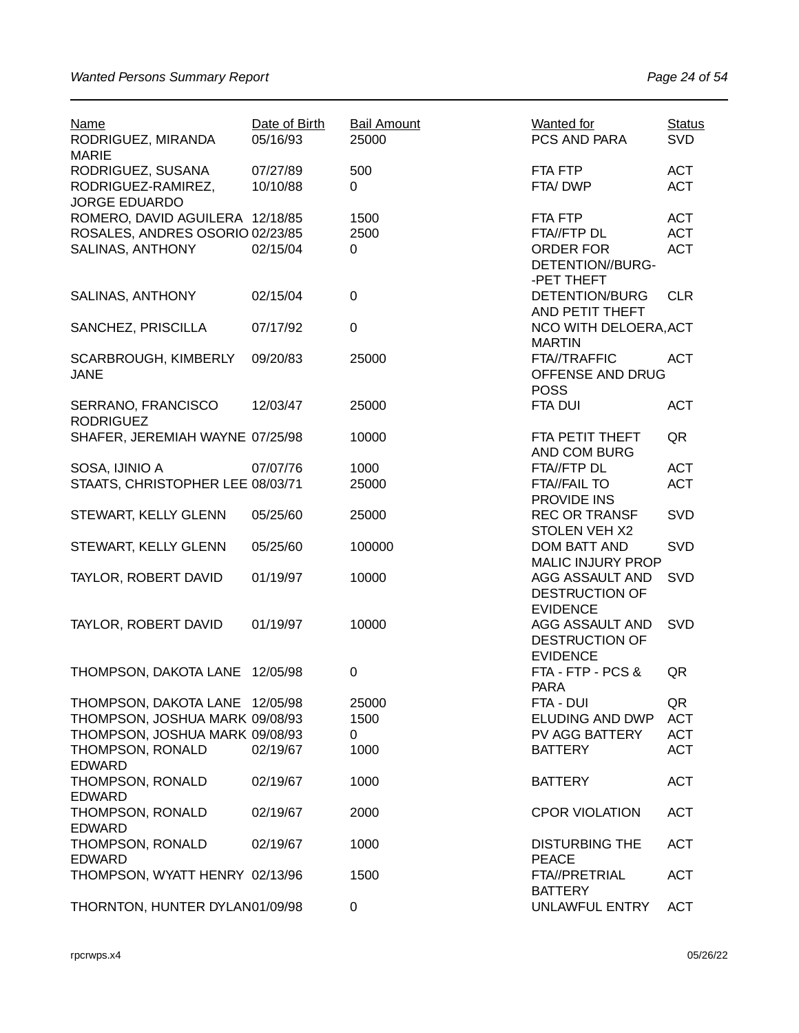| Name | Date of Birth | Bail Amount | Wanted for | Status |
|---|---|---|---|---|
| RODRIGUEZ, MIRANDA MARIE | 05/16/93 | 25000 | PCS AND PARA | SVD |
| RODRIGUEZ, SUSANA | 07/27/89 | 500 | FTA FTP | ACT |
| RODRIGUEZ-RAMIREZ, JORGE EDUARDO | 10/10/88 | 0 | FTA/ DWP | ACT |
| ROMERO, DAVID AGUILERA | 12/18/85 | 1500 | FTA FTP | ACT |
| ROSALES, ANDRES OSORIO | 02/23/85 | 2500 | FTA//FTP DL | ACT |
| SALINAS, ANTHONY | 02/15/04 | 0 | ORDER FOR DETENTION//BURG--PET THEFT | ACT |
| SALINAS, ANTHONY | 02/15/04 | 0 | DETENTION/BURG AND PETIT THEFT | CLR |
| SANCHEZ, PRISCILLA | 07/17/92 | 0 | NCO WITH DELOERA, MARTIN | ACT |
| SCARBROUGH, KIMBERLY JANE | 09/20/83 | 25000 | FTA//TRAFFIC OFFENSE AND DRUG POSS | ACT |
| SERRANO, FRANCISCO RODRIGUEZ | 12/03/47 | 25000 | FTA DUI | ACT |
| SHAFER, JEREMIAH WAYNE | 07/25/98 | 10000 | FTA PETIT THEFT AND COM BURG | QR |
| SOSA, IJINIO A | 07/07/76 | 1000 | FTA//FTP DL | ACT |
| STAATS, CHRISTOPHER LEE | 08/03/71 | 25000 | FTA//FAIL TO PROVIDE INS | ACT |
| STEWART, KELLY GLENN | 05/25/60 | 25000 | REC OR TRANSF STOLEN VEH X2 | SVD |
| STEWART, KELLY GLENN | 05/25/60 | 100000 | DOM BATT AND MALIC INJURY PROP | SVD |
| TAYLOR, ROBERT DAVID | 01/19/97 | 10000 | AGG ASSAULT AND DESTRUCTION OF EVIDENCE | SVD |
| TAYLOR, ROBERT DAVID | 01/19/97 | 10000 | AGG ASSAULT AND DESTRUCTION OF EVIDENCE | SVD |
| THOMPSON, DAKOTA LANE | 12/05/98 | 0 | FTA - FTP - PCS & PARA | QR |
| THOMPSON, DAKOTA LANE | 12/05/98 | 25000 | FTA - DUI | QR |
| THOMPSON, JOSHUA MARK | 09/08/93 | 1500 | ELUDING AND DWP | ACT |
| THOMPSON, JOSHUA MARK | 09/08/93 | 0 | PV AGG BATTERY | ACT |
| THOMPSON, RONALD EDWARD | 02/19/67 | 1000 | BATTERY | ACT |
| THOMPSON, RONALD EDWARD | 02/19/67 | 1000 | BATTERY | ACT |
| THOMPSON, RONALD EDWARD | 02/19/67 | 2000 | CPOR VIOLATION | ACT |
| THOMPSON, RONALD EDWARD | 02/19/67 | 1000 | DISTURBING THE PEACE | ACT |
| THOMPSON, WYATT HENRY | 02/13/96 | 1500 | FTA//PRETRIAL BATTERY | ACT |
| THORNTON, HUNTER DYLAN | 01/09/98 | 0 | UNLAWFUL ENTRY | ACT |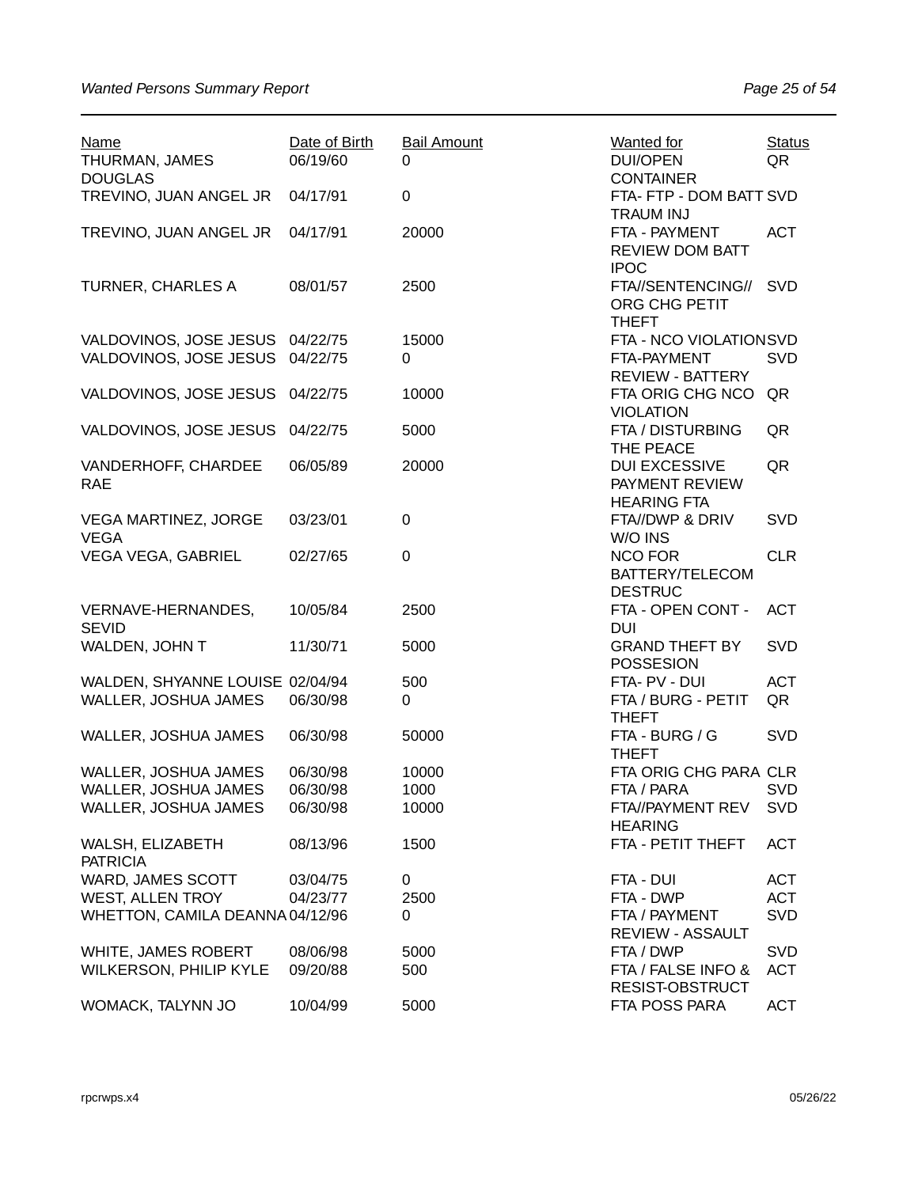| Name | Date of Birth | Bail Amount | Wanted for | Status |
|---|---|---|---|---|
| THURMAN, JAMES DOUGLAS | 06/19/60 | 0 | DUI/OPEN CONTAINER | QR |
| TREVINO, JUAN ANGEL JR | 04/17/91 | 0 | FTA- FTP - DOM BATT TRAUM INJ | SVD |
| TREVINO, JUAN ANGEL JR | 04/17/91 | 20000 | FTA - PAYMENT REVIEW DOM BATT IPOC | ACT |
| TURNER, CHARLES A | 08/01/57 | 2500 | FTA//SENTENCING// ORG CHG PETIT THEFT | SVD |
| VALDOVINOS, JOSE JESUS | 04/22/75 | 15000 | FTA - NCO VIOLATION | SVD |
| VALDOVINOS, JOSE JESUS | 04/22/75 | 0 | FTA-PAYMENT REVIEW - BATTERY | SVD |
| VALDOVINOS, JOSE JESUS | 04/22/75 | 10000 | FTA ORIG CHG NCO VIOLATION | QR |
| VALDOVINOS, JOSE JESUS | 04/22/75 | 5000 | FTA / DISTURBING THE PEACE | QR |
| VANDERHOFF, CHARDEE RAE | 06/05/89 | 20000 | DUI EXCESSIVE PAYMENT REVIEW HEARING FTA | QR |
| VEGA MARTINEZ, JORGE VEGA | 03/23/01 | 0 | FTA//DWP & DRIV W/O INS | SVD |
| VEGA VEGA, GABRIEL | 02/27/65 | 0 | NCO FOR BATTERY/TELECOM DESTRUC | CLR |
| VERNAVE-HERNANDES, SEVID | 10/05/84 | 2500 | FTA - OPEN CONT - DUI | ACT |
| WALDEN, JOHN T | 11/30/71 | 5000 | GRAND THEFT BY POSSESION | SVD |
| WALDEN, SHYANNE LOUISE | 02/04/94 | 500 | FTA- PV - DUI | ACT |
| WALLER, JOSHUA JAMES | 06/30/98 | 0 | FTA / BURG - PETIT THEFT | QR |
| WALLER, JOSHUA JAMES | 06/30/98 | 50000 | FTA - BURG / G THEFT | SVD |
| WALLER, JOSHUA JAMES | 06/30/98 | 10000 | FTA ORIG CHG PARA | CLR |
| WALLER, JOSHUA JAMES | 06/30/98 | 1000 | FTA / PARA | SVD |
| WALLER, JOSHUA JAMES | 06/30/98 | 10000 | FTA//PAYMENT REV HEARING | SVD |
| WALSH, ELIZABETH PATRICIA | 08/13/96 | 1500 | FTA - PETIT THEFT | ACT |
| WARD, JAMES SCOTT | 03/04/75 | 0 | FTA - DUI | ACT |
| WEST, ALLEN TROY | 04/23/77 | 2500 | FTA - DWP | ACT |
| WHETTON, CAMILA DEANNA | 04/12/96 | 0 | FTA / PAYMENT REVIEW - ASSAULT | SVD |
| WHITE, JAMES ROBERT | 08/06/98 | 5000 | FTA / DWP | SVD |
| WILKERSON, PHILIP KYLE | 09/20/88 | 500 | FTA / FALSE INFO & RESIST-OBSTRUCT | ACT |
| WOMACK, TALYNN JO | 10/04/99 | 5000 | FTA POSS PARA | ACT |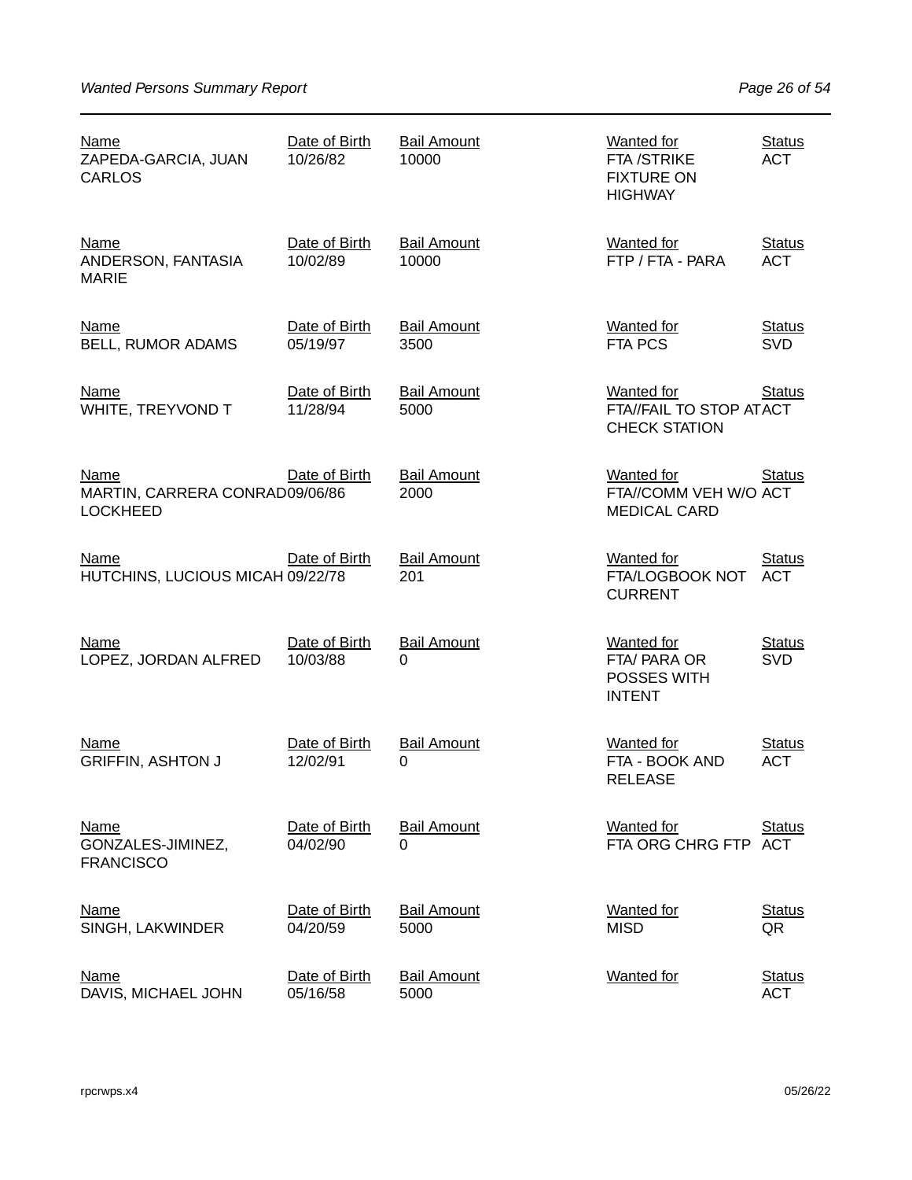| Name | Date of Birth | Bail Amount | Wanted for | Status |
|---|---|---|---|---|
| ZAPEDA-GARCIA, JUAN CARLOS | 10/26/82 | 10000 | FTA /STRIKE FIXTURE ON HIGHWAY | ACT |
| ANDERSON, FANTASIA MARIE | 10/02/89 | 10000 | FTP / FTA - PARA | ACT |
| BELL, RUMOR ADAMS | 05/19/97 | 3500 | FTA PCS | SVD |
| WHITE, TREYVOND T | 11/28/94 | 5000 | FTA//FAIL TO STOP AT CHECK STATION | ACT |
| MARTIN, CARRERA CONRAD LOCKHEED | 09/06/86 | 2000 | FTA//COMM VEH W/O MEDICAL CARD | ACT |
| HUTCHINS, LUCIOUS MICAH | 09/22/78 | 201 | FTA/LOGBOOK NOT CURRENT | ACT |
| LOPEZ, JORDAN ALFRED | 10/03/88 | 0 | FTA/ PARA OR POSSES WITH INTENT | SVD |
| GRIFFIN, ASHTON J | 12/02/91 | 0 | FTA - BOOK AND RELEASE | ACT |
| GONZALES-JIMINEZ, FRANCISCO | 04/02/90 | 0 | FTA ORG CHRG FTP | ACT |
| SINGH, LAKWINDER | 04/20/59 | 5000 | MISD | QR |
| DAVIS, MICHAEL JOHN | 05/16/58 | 5000 | | ACT |

rpcrwps.x4 05/26/22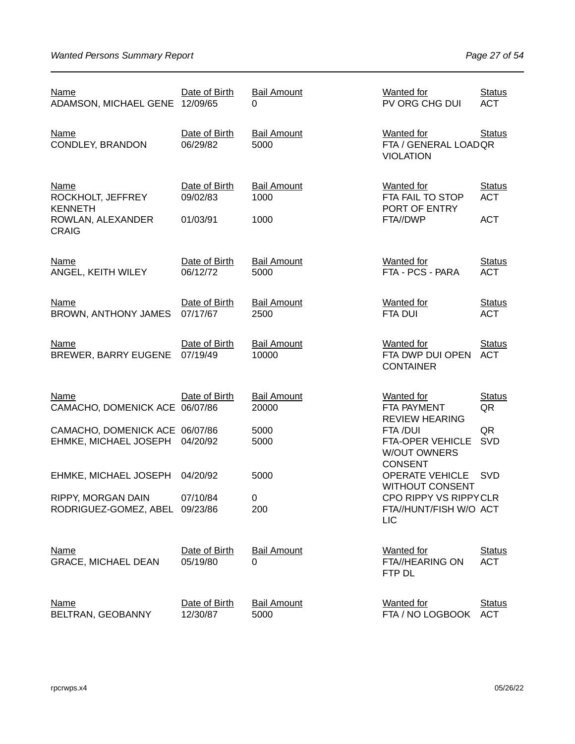| Name | Date of Birth | Bail Amount | Wanted for | Status |
|---|---|---|---|---|
| ADAMSON, MICHAEL GENE | 12/09/65 | 0 | PV ORG CHG DUI | ACT |

| Name | Date of Birth | Bail Amount | Wanted for | Status |
|---|---|---|---|---|
| CONDLEY, BRANDON | 06/29/82 | 5000 | FTA / GENERAL LOAD VIOLATION | QR |

| Name | Date of Birth | Bail Amount | Wanted for | Status |
|---|---|---|---|---|
| ROCKHOLT, JEFFREY KENNETH | 09/02/83 | 1000 | FTA FAIL TO STOP PORT OF ENTRY | ACT |
| ROWLAN, ALEXANDER CRAIG | 01/03/91 | 1000 | FTA//DWP | ACT |

| Name | Date of Birth | Bail Amount | Wanted for | Status |
|---|---|---|---|---|
| ANGEL, KEITH WILEY | 06/12/72 | 5000 | FTA - PCS - PARA | ACT |

| Name | Date of Birth | Bail Amount | Wanted for | Status |
|---|---|---|---|---|
| BROWN, ANTHONY JAMES | 07/17/67 | 2500 | FTA DUI | ACT |

| Name | Date of Birth | Bail Amount | Wanted for | Status |
|---|---|---|---|---|
| BREWER, BARRY EUGENE | 07/19/49 | 10000 | FTA DWP DUI OPEN CONTAINER | ACT |

| Name | Date of Birth | Bail Amount | Wanted for | Status |
|---|---|---|---|---|
| CAMACHO, DOMENICK ACE | 06/07/86 | 20000 | FTA PAYMENT REVIEW HEARING | QR |
| CAMACHO, DOMENICK ACE | 06/07/86 | 5000 | FTA /DUI | QR |
| EHMKE, MICHAEL JOSEPH | 04/20/92 | 5000 | FTA-OPER VEHICLE W/OUT OWNERS CONSENT | SVD |
| EHMKE, MICHAEL JOSEPH | 04/20/92 | 5000 | OPERATE VEHICLE WITHOUT CONSENT | SVD |
| RIPPY, MORGAN DAIN | 07/10/84 | 0 | CPO RIPPY VS RIPPY | CLR |
| RODRIGUEZ-GOMEZ, ABEL | 09/23/86 | 200 | FTA//HUNT/FISH W/O LIC | ACT |

| Name | Date of Birth | Bail Amount | Wanted for | Status |
|---|---|---|---|---|
| GRACE, MICHAEL DEAN | 05/19/80 | 0 | FTA//HEARING ON FTP DL | ACT |

| Name | Date of Birth | Bail Amount | Wanted for | Status |
|---|---|---|---|---|
| BELTRAN, GEOBANNY | 12/30/87 | 5000 | FTA / NO LOGBOOK | ACT |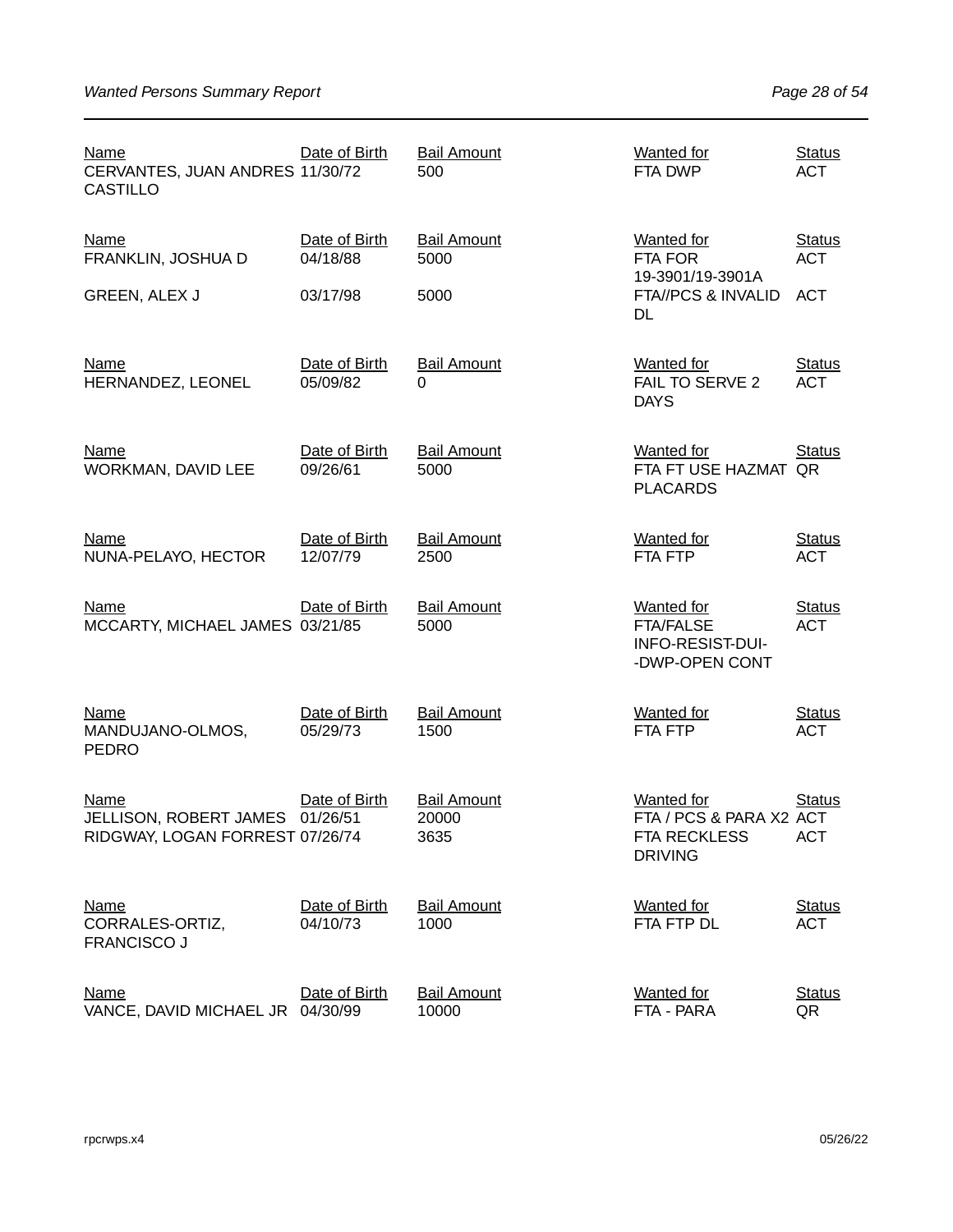| Name | Date of Birth | Bail Amount | Wanted for | Status |
|---|---|---|---|---|
| CERVANTES, JUAN ANDRES CASTILLO | 11/30/72 | 500 | FTA DWP | ACT |

| Name | Date of Birth | Bail Amount | Wanted for | Status |
|---|---|---|---|---|
| FRANKLIN, JOSHUA D | 04/18/88 | 5000 | FTA FOR 19-3901/19-3901A | ACT |
| GREEN, ALEX J | 03/17/98 | 5000 | FTA//PCS & INVALID DL | ACT |

| Name | Date of Birth | Bail Amount | Wanted for | Status |
|---|---|---|---|---|
| HERNANDEZ, LEONEL | 05/09/82 | 0 | FAIL TO SERVE 2 DAYS | ACT |

| Name | Date of Birth | Bail Amount | Wanted for | Status |
|---|---|---|---|---|
| WORKMAN, DAVID LEE | 09/26/61 | 5000 | FTA FT USE HAZMAT PLACARDS | QR |

| Name | Date of Birth | Bail Amount | Wanted for | Status |
|---|---|---|---|---|
| NUNA-PELAYO, HECTOR | 12/07/79 | 2500 | FTA FTP | ACT |

| Name | Date of Birth | Bail Amount | Wanted for | Status |
|---|---|---|---|---|
| MCCARTY, MICHAEL JAMES | 03/21/85 | 5000 | FTA/FALSE INFO-RESIST-DUI--DWP-OPEN CONT | ACT |

| Name | Date of Birth | Bail Amount | Wanted for | Status |
|---|---|---|---|---|
| MANDUJANO-OLMOS, PEDRO | 05/29/73 | 1500 | FTA FTP | ACT |

| Name | Date of Birth | Bail Amount | Wanted for | Status |
|---|---|---|---|---|
| JELLISON, ROBERT JAMES | 01/26/51 | 20000 | FTA / PCS & PARA X2 | ACT |
| RIDGWAY, LOGAN FORREST | 07/26/74 | 3635 | FTA RECKLESS DRIVING | ACT |

| Name | Date of Birth | Bail Amount | Wanted for | Status |
|---|---|---|---|---|
| CORRALES-ORTIZ, FRANCISCO J | 04/10/73 | 1000 | FTA FTP DL | ACT |

| Name | Date of Birth | Bail Amount | Wanted for | Status |
|---|---|---|---|---|
| VANCE, DAVID MICHAEL JR | 04/30/99 | 10000 | FTA - PARA | QR |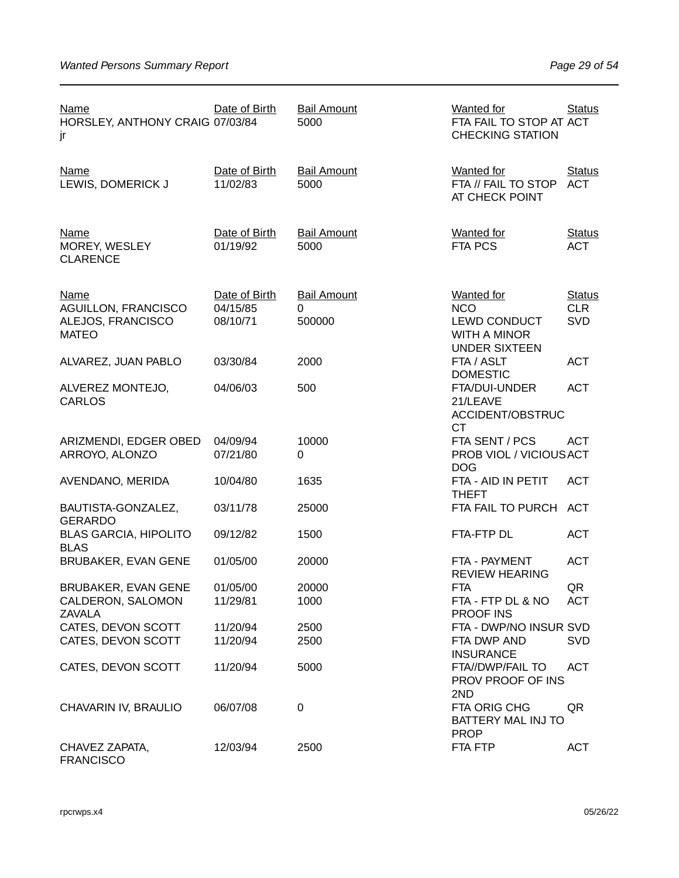| Name | Date of Birth | Bail Amount | Wanted for | Status |
|---|---|---|---|---|
| HORSLEY, ANTHONY CRAIG jr | 07/03/84 | 5000 | FTA FAIL TO STOP AT CHECKING STATION | ACT |

| Name | Date of Birth | Bail Amount | Wanted for | Status |
|---|---|---|---|---|
| LEWIS, DOMERICK J | 11/02/83 | 5000 | FTA // FAIL TO STOP AT CHECK POINT | ACT |

| Name | Date of Birth | Bail Amount | Wanted for | Status |
|---|---|---|---|---|
| MOREY, WESLEY CLARENCE | 01/19/92 | 5000 | FTA PCS | ACT |

| Name | Date of Birth | Bail Amount | Wanted for | Status |
|---|---|---|---|---|
| AGUILLON, FRANCISCO | 04/15/85 | 0 | NCO | CLR |
| ALEJOS, FRANCISCO MATEO | 08/10/71 | 500000 | LEWD CONDUCT WITH A MINOR UNDER SIXTEEN | SVD |
| ALVAREZ, JUAN PABLO | 03/30/84 | 2000 | FTA / ASLT DOMESTIC | ACT |
| ALVEREZ MONTEJO, CARLOS | 04/06/03 | 500 | FTA/DUI-UNDER 21/LEAVE ACCIDENT/OBSTRUCCT | ACT |
| ARIZMENDI, EDGER OBED | 04/09/94 | 10000 | FTA SENT / PCS | ACT |
| ARROYO, ALONZO | 07/21/80 | 0 | PROB VIOL / VICIOUS DOG | ACT |
| AVENDANO, MERIDA | 10/04/80 | 1635 | FTA - AID IN PETIT THEFT | ACT |
| BAUTISTA-GONZALEZ, GERARDO | 03/11/78 | 25000 | FTA FAIL TO PURCH | ACT |
| BLAS GARCIA, HIPOLITO BLAS | 09/12/82 | 1500 | FTA-FTP DL | ACT |
| BRUBAKER, EVAN GENE | 01/05/00 | 20000 | FTA - PAYMENT REVIEW HEARING | ACT |
| BRUBAKER, EVAN GENE | 01/05/00 | 20000 | FTA | QR |
| CALDERON, SALOMON ZAVALA | 11/29/81 | 1000 | FTA - FTP DL & NO PROOF INS | ACT |
| CATES, DEVON SCOTT | 11/20/94 | 2500 | FTA - DWP/NO INSUR | SVD |
| CATES, DEVON SCOTT | 11/20/94 | 2500 | FTA DWP AND INSURANCE | SVD |
| CATES, DEVON SCOTT | 11/20/94 | 5000 | FTA//DWP/FAIL TO PROV PROOF OF INS 2ND | ACT |
| CHAVARIN IV, BRAULIO | 06/07/08 | 0 | FTA ORIG CHG BATTERY MAL INJ TO PROP | QR |
| CHAVEZ ZAPATA, FRANCISCO | 12/03/94 | 2500 | FTA FTP | ACT |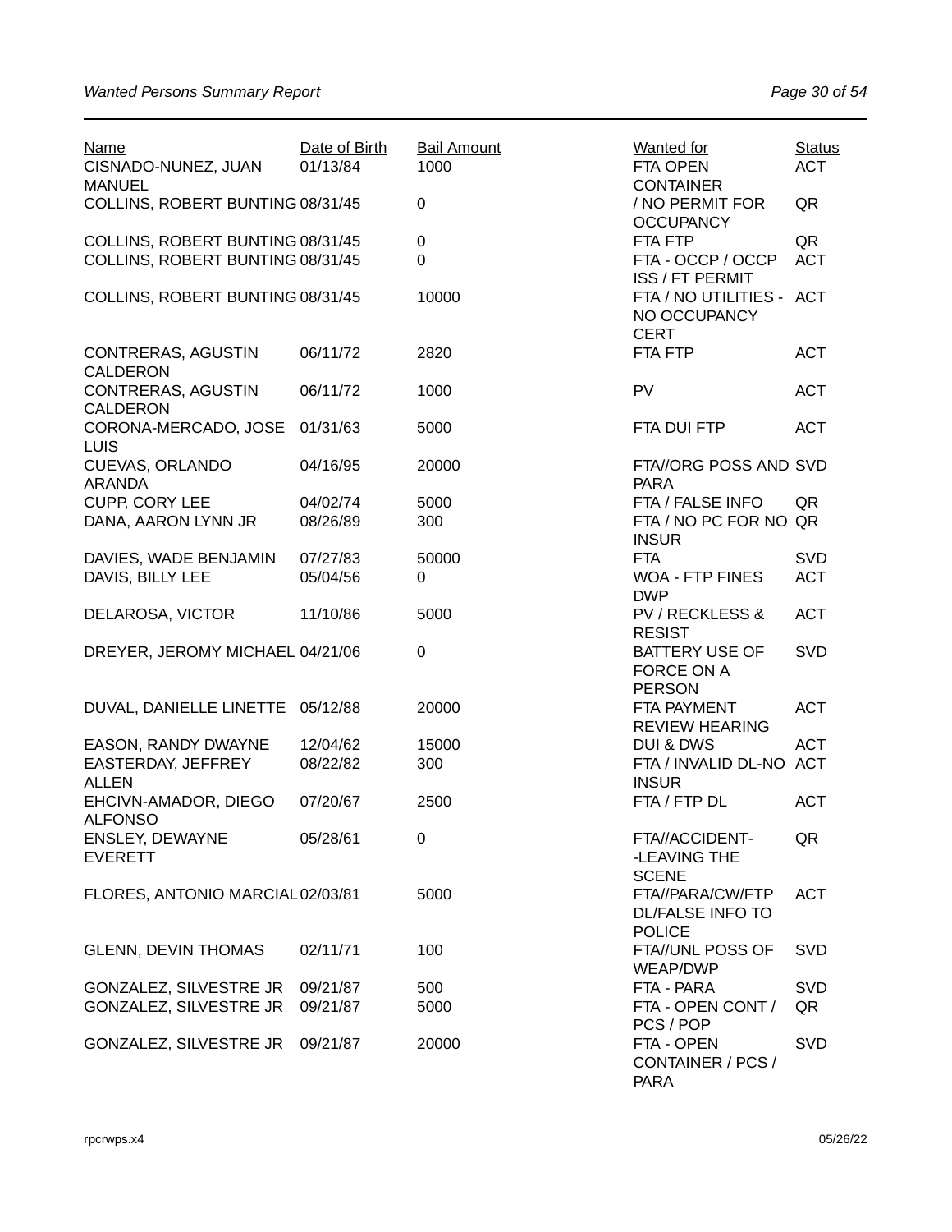| Name | Date of Birth | Bail Amount | Wanted for | Status |
|---|---|---|---|---|
| CISNADO-NUNEZ, JUAN MANUEL | 01/13/84 | 1000 | FTA OPEN CONTAINER | ACT |
| COLLINS, ROBERT BUNTING | 08/31/45 | 0 | / NO PERMIT FOR OCCUPANCY | QR |
| COLLINS, ROBERT BUNTING | 08/31/45 | 0 | FTA FTP | QR |
| COLLINS, ROBERT BUNTING | 08/31/45 | 0 | FTA - OCCP / OCCP ISS / FT PERMIT | ACT |
| COLLINS, ROBERT BUNTING | 08/31/45 | 10000 | FTA / NO UTILITIES - NO OCCUPANCY CERT | ACT |
| CONTRERAS, AGUSTIN CALDERON | 06/11/72 | 2820 | FTA FTP | ACT |
| CONTRERAS, AGUSTIN CALDERON | 06/11/72 | 1000 | PV | ACT |
| CORONA-MERCADO, JOSE LUIS | 01/31/63 | 5000 | FTA DUI FTP | ACT |
| CUEVAS, ORLANDO ARANDA | 04/16/95 | 20000 | FTA//ORG POSS AND PARA | SVD |
| CUPP, CORY LEE | 04/02/74 | 5000 | FTA / FALSE INFO | QR |
| DANA, AARON LYNN JR | 08/26/89 | 300 | FTA / NO PC FOR NO INSUR | QR |
| DAVIES, WADE BENJAMIN | 07/27/83 | 50000 | FTA | SVD |
| DAVIS, BILLY LEE | 05/04/56 | 0 | WOA - FTP FINES DWP | ACT |
| DELAROSA, VICTOR | 11/10/86 | 5000 | PV / RECKLESS & RESIST | ACT |
| DREYER, JEROMY MICHAEL | 04/21/06 | 0 | BATTERY USE OF FORCE ON A PERSON | SVD |
| DUVAL, DANIELLE LINETTE | 05/12/88 | 20000 | FTA PAYMENT REVIEW HEARING | ACT |
| EASON, RANDY DWAYNE | 12/04/62 | 15000 | DUI & DWS | ACT |
| EASTERDAY, JEFFREY ALLEN | 08/22/82 | 300 | FTA / INVALID DL-NO INSUR | ACT |
| EHCIVN-AMADOR, DIEGO ALFONSO | 07/20/67 | 2500 | FTA / FTP DL | ACT |
| ENSLEY, DEWAYNE EVERETT | 05/28/61 | 0 | FTA//ACCIDENT--LEAVING THE SCENE | QR |
| FLORES, ANTONIO MARCIAL | 02/03/81 | 5000 | FTA//PARA/CW/FTP DL/FALSE INFO TO POLICE | ACT |
| GLENN, DEVIN THOMAS | 02/11/71 | 100 | FTA//UNL POSS OF WEAP/DWP | SVD |
| GONZALEZ, SILVESTRE JR | 09/21/87 | 500 | FTA - PARA | SVD |
| GONZALEZ, SILVESTRE JR | 09/21/87 | 5000 | FTA - OPEN CONT / PCS / POP | QR |
| GONZALEZ, SILVESTRE JR | 09/21/87 | 20000 | FTA - OPEN CONTAINER / PCS / PARA | SVD |

rpcrwps.x4 05/26/22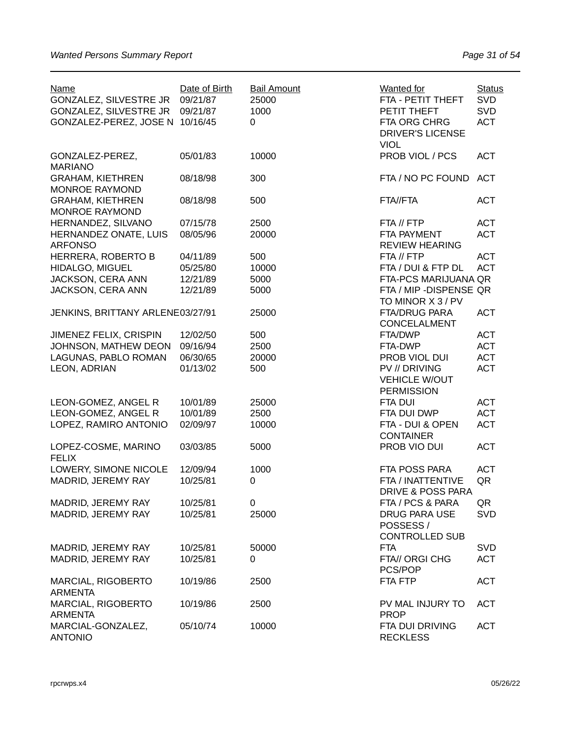| Name | Date of Birth | Bail Amount | Wanted for | Status |
|---|---|---|---|---|
| GONZALEZ, SILVESTRE JR | 09/21/87 | 25000 | FTA - PETIT THEFT | SVD |
| GONZALEZ, SILVESTRE JR | 09/21/87 | 1000 | PETIT THEFT | SVD |
| GONZALEZ-PEREZ, JOSE N | 10/16/45 | 0 | FTA ORG CHRG DRIVER'S LICENSE VIOL | ACT |
| GONZALEZ-PEREZ, MARIANO | 05/01/83 | 10000 | PROB VIOL / PCS | ACT |
| GRAHAM, KIETHREN MONROE RAYMOND | 08/18/98 | 300 | FTA / NO PC FOUND | ACT |
| GRAHAM, KIETHREN MONROE RAYMOND | 08/18/98 | 500 | FTA//FTA | ACT |
| HERNANDEZ, SILVANO | 07/15/78 | 2500 | FTA // FTP | ACT |
| HERNANDEZ ONATE, LUIS ARFONSO | 08/05/96 | 20000 | FTA PAYMENT REVIEW HEARING | ACT |
| HERRERA, ROBERTO B | 04/11/89 | 500 | FTA // FTP | ACT |
| HIDALGO, MIGUEL | 05/25/80 | 10000 | FTA / DUI & FTP DL | ACT |
| JACKSON, CERA ANN | 12/21/89 | 5000 | FTA-PCS MARIJUANA | QR |
| JACKSON, CERA ANN | 12/21/89 | 5000 | FTA / MIP -DISPENSE TO MINOR X 3 / PV | QR |
| JENKINS, BRITTANY ARLENE | 03/27/91 | 25000 | FTA/DRUG PARA CONCELALMENT | ACT |
| JIMENEZ FELIX, CRISPIN | 12/02/50 | 500 | FTA/DWP | ACT |
| JOHNSON, MATHEW DEON | 09/16/94 | 2500 | FTA-DWP | ACT |
| LAGUNAS, PABLO ROMAN | 06/30/65 | 20000 | PROB VIOL DUI | ACT |
| LEON, ADRIAN | 01/13/02 | 500 | PV // DRIVING VEHICLE W/OUT PERMISSION | ACT |
| LEON-GOMEZ, ANGEL R | 10/01/89 | 25000 | FTA DUI | ACT |
| LEON-GOMEZ, ANGEL R | 10/01/89 | 2500 | FTA DUI DWP | ACT |
| LOPEZ, RAMIRO ANTONIO | 02/09/97 | 10000 | FTA - DUI & OPEN CONTAINER | ACT |
| LOPEZ-COSME, MARINO FELIX | 03/03/85 | 5000 | PROB VIO DUI | ACT |
| LOWERY, SIMONE NICOLE | 12/09/94 | 1000 | FTA POSS PARA | ACT |
| MADRID, JEREMY RAY | 10/25/81 | 0 | FTA / INATTENTIVE DRIVE & POSS PARA | QR |
| MADRID, JEREMY RAY | 10/25/81 | 0 | FTA / PCS & PARA | QR |
| MADRID, JEREMY RAY | 10/25/81 | 25000 | DRUG PARA USE POSSESS / CONTROLLED SUB | SVD |
| MADRID, JEREMY RAY | 10/25/81 | 50000 | FTA | SVD |
| MADRID, JEREMY RAY | 10/25/81 | 0 | FTA// ORGI CHG PCS/POP | ACT |
| MARCIAL, RIGOBERTO ARMENTA | 10/19/86 | 2500 | FTA FTP | ACT |
| MARCIAL, RIGOBERTO ARMENTA | 10/19/86 | 2500 | PV MAL INJURY TO PROP | ACT |
| MARCIAL-GONZALEZ, ANTONIO | 05/10/74 | 10000 | FTA DUI DRIVING RECKLESS | ACT |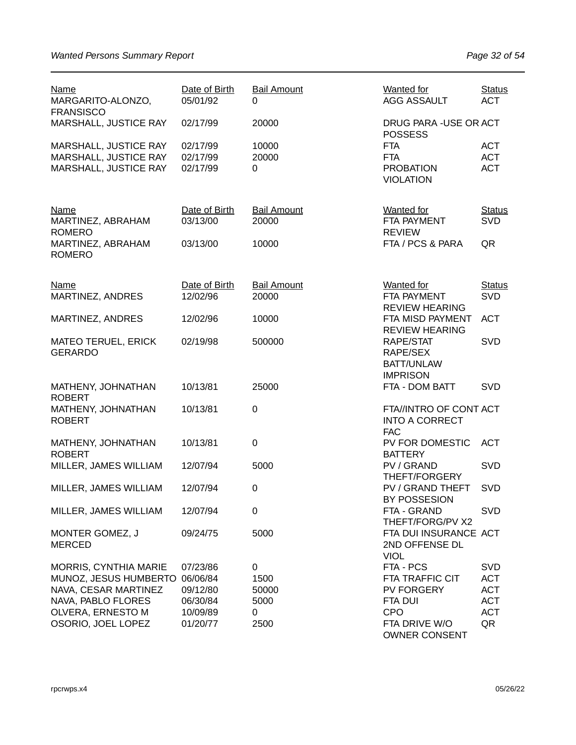| Name | Date of Birth | Bail Amount | Wanted for | Status |
|---|---|---|---|---|
| MARGARITO-ALONZO, FRANSISCO | 05/01/92 | 0 | AGG ASSAULT | ACT |
| MARSHALL, JUSTICE RAY | 02/17/99 | 20000 | DRUG PARA -USE OR POSSESS | ACT |
| MARSHALL, JUSTICE RAY | 02/17/99 | 10000 | FTA | ACT |
| MARSHALL, JUSTICE RAY | 02/17/99 | 20000 | FTA | ACT |
| MARSHALL, JUSTICE RAY | 02/17/99 | 0 | PROBATION VIOLATION | ACT |

| Name | Date of Birth | Bail Amount | Wanted for | Status |
|---|---|---|---|---|
| MARTINEZ, ABRAHAM ROMERO | 03/13/00 | 20000 | FTA PAYMENT REVIEW | SVD |
| MARTINEZ, ABRAHAM ROMERO | 03/13/00 | 10000 | FTA / PCS & PARA | QR |

| Name | Date of Birth | Bail Amount | Wanted for | Status |
|---|---|---|---|---|
| MARTINEZ, ANDRES | 12/02/96 | 20000 | FTA PAYMENT REVIEW HEARING | SVD |
| MARTINEZ, ANDRES | 12/02/96 | 10000 | FTA MISD PAYMENT REVIEW HEARING | ACT |
| MATEO TERUEL, ERICK GERARDO | 02/19/98 | 500000 | RAPE/STAT RAPE/SEX BATT/UNLAW IMPRISON | SVD |
| MATHENY, JOHNATHAN ROBERT | 10/13/81 | 25000 | FTA - DOM BATT | SVD |
| MATHENY, JOHNATHAN ROBERT | 10/13/81 | 0 | FTA//INTRO OF CONT INTO A CORRECT FAC | ACT |
| MATHENY, JOHNATHAN ROBERT | 10/13/81 | 0 | PV FOR DOMESTIC BATTERY | ACT |
| MILLER, JAMES WILLIAM | 12/07/94 | 5000 | PV / GRAND THEFT/FORGERY | SVD |
| MILLER, JAMES WILLIAM | 12/07/94 | 0 | PV / GRAND THEFT BY POSSESION | SVD |
| MILLER, JAMES WILLIAM | 12/07/94 | 0 | FTA - GRAND THEFT/FORG/PV X2 | SVD |
| MONTER GOMEZ, J MERCED | 09/24/75 | 5000 | FTA DUI INSURANCE 2ND OFFENSE DL VIOL | ACT |
| MORRIS, CYNTHIA MARIE | 07/23/86 | 0 | FTA - PCS | SVD |
| MUNOZ, JESUS HUMBERTO | 06/06/84 | 1500 | FTA TRAFFIC CIT | ACT |
| NAVA, CESAR MARTINEZ | 09/12/80 | 50000 | PV FORGERY | ACT |
| NAVA, PABLO FLORES | 06/30/84 | 5000 | FTA DUI | ACT |
| OLVERA, ERNESTO M | 10/09/89 | 0 | CPO | ACT |
| OSORIO, JOEL LOPEZ | 01/20/77 | 2500 | FTA DRIVE W/O OWNER CONSENT | QR |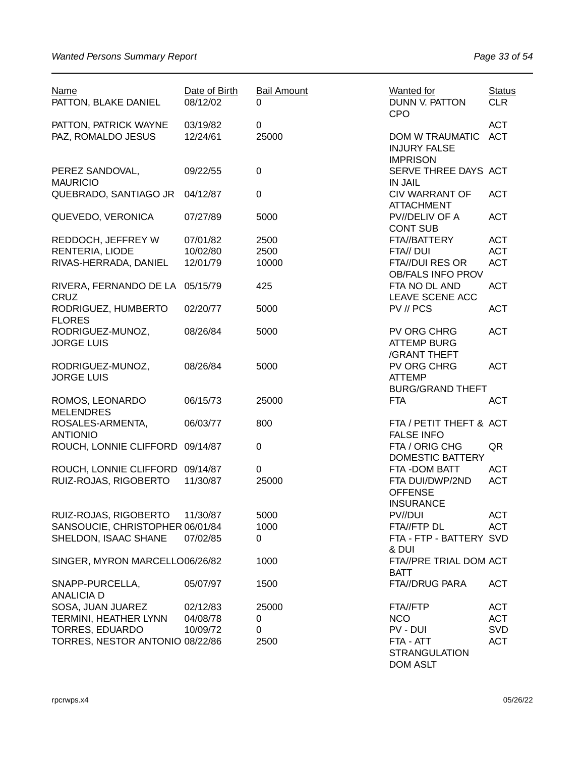| Name | Date of Birth | Bail Amount | Wanted for | Status |
|---|---|---|---|---|
| PATTON, BLAKE DANIEL | 08/12/02 | 0 | DUNN V. PATTON CPO | CLR |
| PATTON, PATRICK WAYNE | 03/19/82 | 0 | | ACT |
| PAZ, ROMALDO JESUS | 12/24/61 | 25000 | DOM W TRAUMATIC INJURY FALSE IMPRISON | ACT |
| PEREZ SANDOVAL, MAURICIO | 09/22/55 | 0 | SERVE THREE DAYS IN JAIL | ACT |
| QUEBRADO, SANTIAGO JR | 04/12/87 | 0 | CIV WARRANT OF ATTACHMENT | ACT |
| QUEVEDO, VERONICA | 07/27/89 | 5000 | PV//DELIV OF A CONT SUB | ACT |
| REDDOCH, JEFFREY W | 07/01/82 | 2500 | FTA//BATTERY | ACT |
| RENTERIA, LIODE | 10/02/80 | 2500 | FTA// DUI | ACT |
| RIVAS-HERRADA, DANIEL | 12/01/79 | 10000 | FTA//DUI RES OR OB/FALS INFO PROV | ACT |
| RIVERA, FERNANDO DE LA CRUZ | 05/15/79 | 425 | FTA NO DL AND LEAVE SCENE ACC | ACT |
| RODRIGUEZ, HUMBERTO FLORES | 02/20/77 | 5000 | PV // PCS | ACT |
| RODRIGUEZ-MUNOZ, JORGE LUIS | 08/26/84 | 5000 | PV ORG CHRG ATTEMP BURG /GRANT THEFT | ACT |
| RODRIGUEZ-MUNOZ, JORGE LUIS | 08/26/84 | 5000 | PV ORG CHRG ATTEMP BURG/GRAND THEFT | ACT |
| ROMOS, LEONARDO MELENDRES | 06/15/73 | 25000 | FTA | ACT |
| ROSALES-ARMENTA, ANTIONIO | 06/03/77 | 800 | FTA / PETIT THEFT & FALSE INFO | ACT |
| ROUCH, LONNIE CLIFFORD | 09/14/87 | 0 | FTA / ORIG CHG DOMESTIC BATTERY | QR |
| ROUCH, LONNIE CLIFFORD | 09/14/87 | 0 | FTA -DOM BATT | ACT |
| RUIZ-ROJAS, RIGOBERTO | 11/30/87 | 25000 | FTA DUI/DWP/2ND OFFENSE INSURANCE | ACT |
| RUIZ-ROJAS, RIGOBERTO | 11/30/87 | 5000 | PV//DUI | ACT |
| SANSOUCIE, CHRISTOPHER | 06/01/84 | 1000 | FTA//FTP DL | ACT |
| SHELDON, ISAAC SHANE | 07/02/85 | 0 | FTA - FTP - BATTERY & DUI | SVD |
| SINGER, MYRON MARCELLO | 06/26/82 | 1000 | FTA//PRE TRIAL DOM BATT | ACT |
| SNAPP-PURCELLA, ANALICIA D | 05/07/97 | 1500 | FTA//DRUG PARA | ACT |
| SOSA, JUAN JUAREZ | 02/12/83 | 25000 | FTA//FTP | ACT |
| TERMINI, HEATHER LYNN | 04/08/78 | 0 | NCO | ACT |
| TORRES, EDUARDO | 10/09/72 | 0 | PV - DUI | SVD |
| TORRES, NESTOR ANTONIO | 08/22/86 | 2500 | FTA - ATT STRANGULATION DOM ASLT | ACT |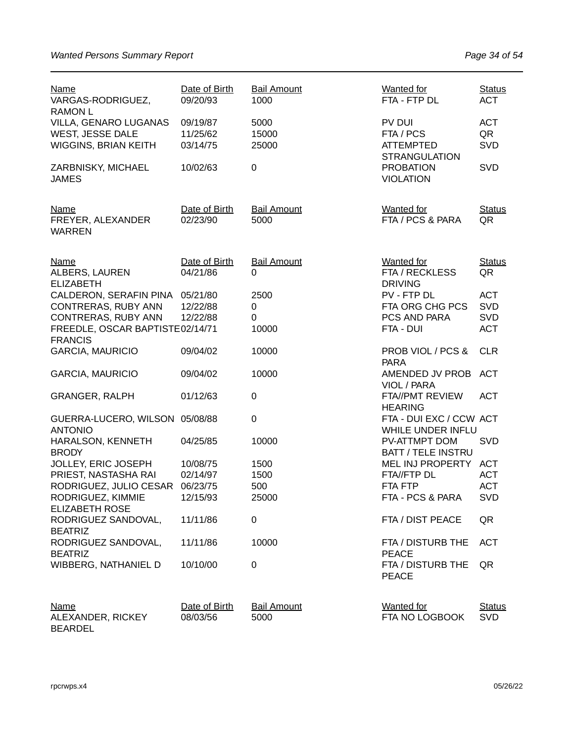| Name | Date of Birth | Bail Amount | Wanted for | Status |
|---|---|---|---|---|
| VARGAS-RODRIGUEZ, RAMON L | 09/20/93 | 1000 | FTA - FTP DL | ACT |
| VILLA, GENARO LUGANAS | 09/19/87 | 5000 | PV DUI | ACT |
| WEST, JESSE DALE | 11/25/62 | 15000 | FTA / PCS | QR |
| WIGGINS, BRIAN KEITH | 03/14/75 | 25000 | ATTEMPTED STRANGULATION | SVD |
| ZARBNISKY, MICHAEL JAMES | 10/02/63 | 0 | PROBATION VIOLATION | SVD |

| Name | Date of Birth | Bail Amount | Wanted for | Status |
|---|---|---|---|---|
| FREYER, ALEXANDER WARREN | 02/23/90 | 5000 | FTA / PCS & PARA | QR |

| Name | Date of Birth | Bail Amount | Wanted for | Status |
|---|---|---|---|---|
| ALBERS, LAUREN ELIZABETH | 04/21/86 | 0 | FTA / RECKLESS DRIVING | QR |
| CALDERON, SERAFIN PINA | 05/21/80 | 2500 | PV - FTP DL | ACT |
| CONTRERAS, RUBY ANN | 12/22/88 | 0 | FTA ORG CHG PCS | SVD |
| CONTRERAS, RUBY ANN | 12/22/88 | 0 | PCS AND PARA | SVD |
| FREEDLE, OSCAR BAPTISTE FRANCIS | 02/14/71 | 10000 | FTA - DUI | ACT |
| GARCIA, MAURICIO | 09/04/02 | 10000 | PROB VIOL / PCS & PARA | CLR |
| GARCIA, MAURICIO | 09/04/02 | 10000 | AMENDED JV PROB VIOL / PARA | ACT |
| GRANGER, RALPH | 01/12/63 | 0 | FTA//PMT REVIEW HEARING | ACT |
| GUERRA-LUCERO, WILSON ANTONIO | 05/08/88 | 0 | FTA - DUI EXC / CCW WHILE UNDER INFLU | ACT |
| HARALSON, KENNETH BRODY | 04/25/85 | 10000 | PV-ATTMPT DOM BATT / TELE INSTRU | SVD |
| JOLLEY, ERIC JOSEPH | 10/08/75 | 1500 | MEL INJ PROPERTY | ACT |
| PRIEST, NASTASHA RAI | 02/14/97 | 1500 | FTA//FTP DL | ACT |
| RODRIGUEZ, JULIO CESAR | 06/23/75 | 500 | FTA FTP | ACT |
| RODRIGUEZ, KIMMIE ELIZABETH ROSE | 12/15/93 | 25000 | FTA - PCS & PARA | SVD |
| RODRIGUEZ SANDOVAL, BEATRIZ | 11/11/86 | 0 | FTA / DIST PEACE | QR |
| RODRIGUEZ SANDOVAL, BEATRIZ | 11/11/86 | 10000 | FTA / DISTURB THE PEACE | ACT |
| WIBBERG, NATHANIEL D | 10/10/00 | 0 | FTA / DISTURB THE PEACE | QR |

| Name | Date of Birth | Bail Amount | Wanted for | Status |
|---|---|---|---|---|
| ALEXANDER, RICKEY BEARDEL | 08/03/56 | 5000 | FTA NO LOGBOOK | SVD |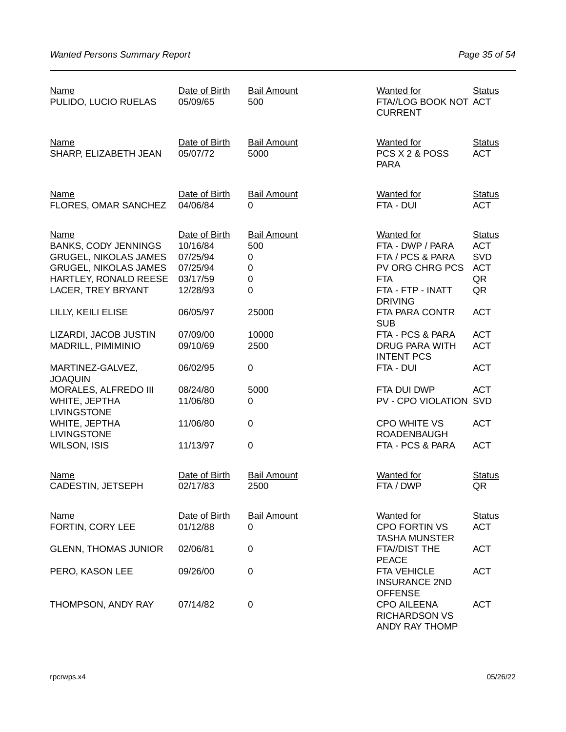| Name | Date of Birth | Bail Amount | Wanted for | Status |
|---|---|---|---|---|
| PULIDO, LUCIO RUELAS | 05/09/65 | 500 | FTA//LOG BOOK NOT CURRENT | ACT |

| Name | Date of Birth | Bail Amount | Wanted for | Status |
|---|---|---|---|---|
| SHARP, ELIZABETH JEAN | 05/07/72 | 5000 | PCS X 2 & POSS PARA | ACT |

| Name | Date of Birth | Bail Amount | Wanted for | Status |
|---|---|---|---|---|
| FLORES, OMAR SANCHEZ | 04/06/84 | 0 | FTA - DUI | ACT |

| Name | Date of Birth | Bail Amount | Wanted for | Status |
|---|---|---|---|---|
| BANKS, CODY JENNINGS | 10/16/84 | 500 | FTA - DWP / PARA | ACT |
| GRUGEL, NIKOLAS JAMES | 07/25/94 | 0 | FTA / PCS & PARA | SVD |
| GRUGEL, NIKOLAS JAMES | 07/25/94 | 0 | PV ORG CHRG PCS | ACT |
| HARTLEY, RONALD REESE | 03/17/59 | 0 | FTA | QR |
| LACER, TREY BRYANT | 12/28/93 | 0 | FTA - FTP - INATT DRIVING | QR |
| LILLY, KEILI ELISE | 06/05/97 | 25000 | FTA PARA CONTR SUB | ACT |
| LIZARDI, JACOB JUSTIN | 07/09/00 | 10000 | FTA - PCS & PARA | ACT |
| MADRILL, PIMIMINIO | 09/10/69 | 2500 | DRUG PARA WITH INTENT PCS | ACT |
| MARTINEZ-GALVEZ, JOAQUIN | 06/02/95 | 0 | FTA - DUI | ACT |
| MORALES, ALFREDO III | 08/24/80 | 5000 | FTA DUI DWP | ACT |
| WHITE, JEPTHA LIVINGSTONE | 11/06/80 | 0 | PV - CPO VIOLATION | SVD |
| WHITE, JEPTHA LIVINGSTONE | 11/06/80 | 0 | CPO WHITE VS ROADENBAUGH | ACT |
| WILSON, ISIS | 11/13/97 | 0 | FTA - PCS & PARA | ACT |

| Name | Date of Birth | Bail Amount | Wanted for | Status |
|---|---|---|---|---|
| CADESTIN, JETSEPH | 02/17/83 | 2500 | FTA / DWP | QR |

| Name | Date of Birth | Bail Amount | Wanted for | Status |
|---|---|---|---|---|
| FORTIN, CORY LEE | 01/12/88 | 0 | CPO FORTIN VS TASHA MUNSTER | ACT |
| GLENN, THOMAS JUNIOR | 02/06/81 | 0 | FTA//DIST THE PEACE | ACT |
| PERO, KASON LEE | 09/26/00 | 0 | FTA VEHICLE INSURANCE 2ND OFFENSE | ACT |
| THOMPSON, ANDY RAY | 07/14/82 | 0 | CPO AILEENA RICHARDSON VS ANDY RAY THOMP | ACT |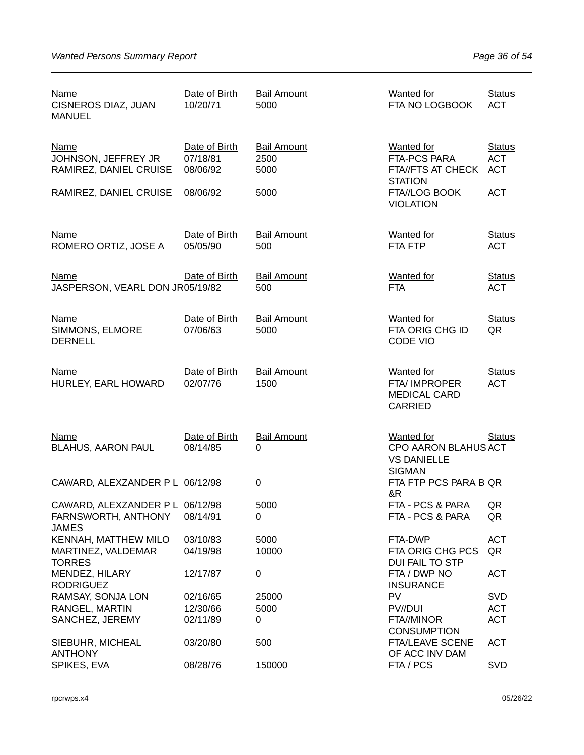| Name | Date of Birth | Bail Amount | Wanted for | Status |
|---|---|---|---|---|
| CISNEROS DIAZ, JUAN MANUEL | 10/20/71 | 5000 | FTA NO LOGBOOK | ACT |

| Name | Date of Birth | Bail Amount | Wanted for | Status |
|---|---|---|---|---|
| JOHNSON, JEFFREY JR | 07/18/81 | 2500 | FTA-PCS PARA | ACT |
| RAMIREZ, DANIEL CRUISE | 08/06/92 | 5000 | FTA//FTS AT CHECK STATION | ACT |
| RAMIREZ, DANIEL CRUISE | 08/06/92 | 5000 | FTA//LOG BOOK VIOLATION | ACT |

| Name | Date of Birth | Bail Amount | Wanted for | Status |
|---|---|---|---|---|
| ROMERO ORTIZ, JOSE A | 05/05/90 | 500 | FTA FTP | ACT |

| Name | Date of Birth | Bail Amount | Wanted for | Status |
|---|---|---|---|---|
| JASPERSON, VEARL DON JR | 05/19/82 | 500 | FTA | ACT |

| Name | Date of Birth | Bail Amount | Wanted for | Status |
|---|---|---|---|---|
| SIMMONS, ELMORE DERNELL | 07/06/63 | 5000 | FTA ORIG CHG ID CODE VIO | QR |

| Name | Date of Birth | Bail Amount | Wanted for | Status |
|---|---|---|---|---|
| HURLEY, EARL HOWARD | 02/07/76 | 1500 | FTA/ IMPROPER MEDICAL CARD CARRIED | ACT |

| Name | Date of Birth | Bail Amount | Wanted for | Status |
|---|---|---|---|---|
| BLAHUS, AARON PAUL | 08/14/85 | 0 | CPO AARON BLAHUS VS DANIELLE SIGMAN | ACT |
| CAWARD, ALEXZANDER P L | 06/12/98 | 0 | FTA FTP PCS PARA B &R | QR |
| CAWARD, ALEXZANDER P L | 06/12/98 | 5000 | FTA - PCS & PARA | QR |
| FARNSWORTH, ANTHONY JAMES | 08/14/91 | 0 | FTA - PCS & PARA | QR |
| KENNAH, MATTHEW MILO | 03/10/83 | 5000 | FTA-DWP | ACT |
| MARTINEZ, VALDEMAR TORRES | 04/19/98 | 10000 | FTA ORIG CHG PCS DUI FAIL TO STP | QR |
| MENDEZ, HILARY RODRIGUEZ | 12/17/87 | 0 | FTA / DWP NO INSURANCE | ACT |
| RAMSAY, SONJA LON | 02/16/65 | 25000 | PV | SVD |
| RANGEL, MARTIN | 12/30/66 | 5000 | PV//DUI | ACT |
| SANCHEZ, JEREMY | 02/11/89 | 0 | FTA//MINOR CONSUMPTION | ACT |
| SIEBUHR, MICHEAL ANTHONY | 03/20/80 | 500 | FTA/LEAVE SCENE OF ACC INV DAM | ACT |
| SPIKES, EVA | 08/28/76 | 150000 | FTA / PCS | SVD |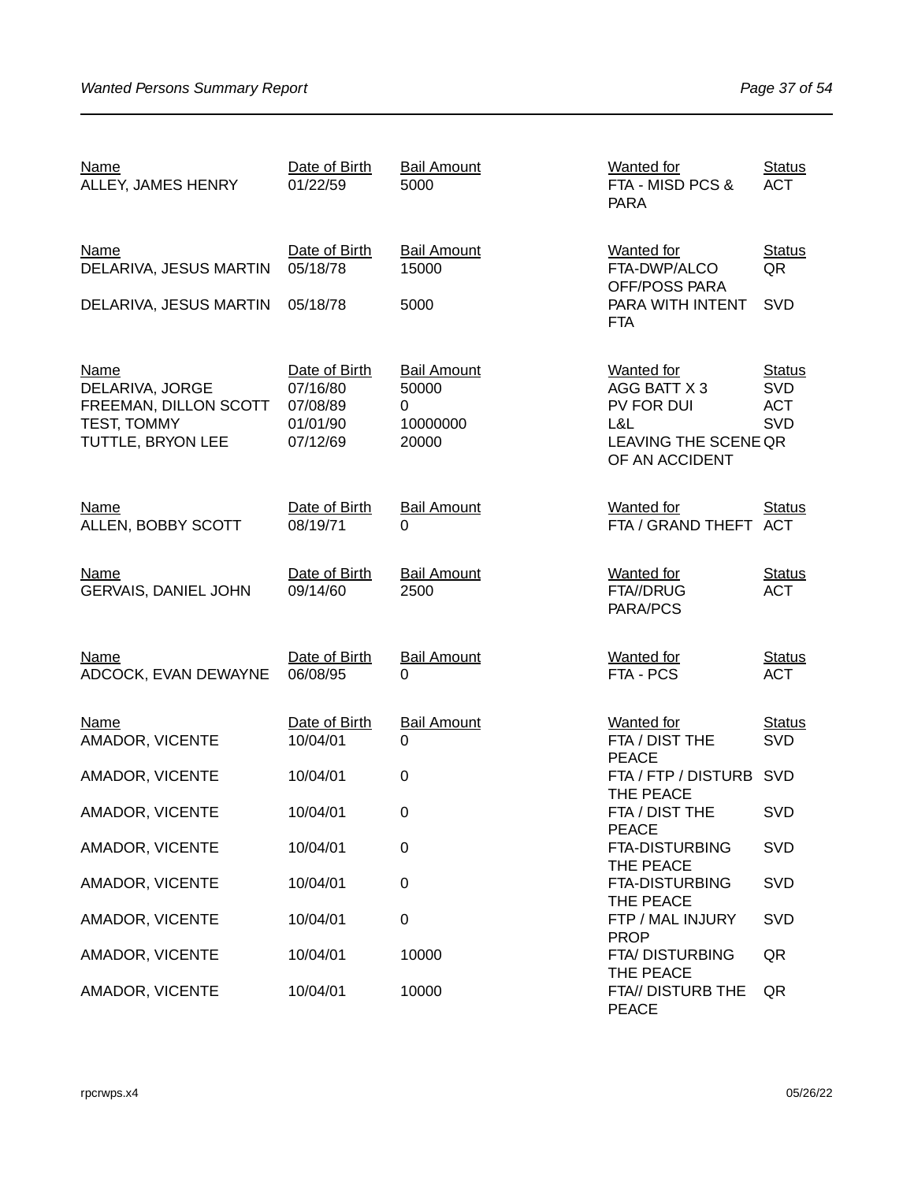| Name | Date of Birth | Bail Amount | Wanted for | Status |
|---|---|---|---|---|
| ALLEY, JAMES HENRY | 01/22/59 | 5000 | FTA - MISD PCS & PARA | ACT |

| Name | Date of Birth | Bail Amount | Wanted for | Status |
|---|---|---|---|---|
| DELARIVA, JESUS MARTIN | 05/18/78 | 15000 | FTA-DWP/ALCO OFF/POSS PARA | QR |
| DELARIVA, JESUS MARTIN | 05/18/78 | 5000 | PARA WITH INTENT FTA | SVD |

| Name | Date of Birth | Bail Amount | Wanted for | Status |
|---|---|---|---|---|
| DELARIVA, JORGE | 07/16/80 | 50000 | AGG BATT X 3 | SVD |
| FREEMAN, DILLON SCOTT | 07/08/89 | 0 | PV FOR DUI | ACT |
| TEST, TOMMY | 01/01/90 | 10000000 | L&L | SVD |
| TUTTLE, BRYON LEE | 07/12/69 | 20000 | LEAVING THE SCENE OF AN ACCIDENT | QR |

| Name | Date of Birth | Bail Amount | Wanted for | Status |
|---|---|---|---|---|
| ALLEN, BOBBY SCOTT | 08/19/71 | 0 | FTA / GRAND THEFT | ACT |

| Name | Date of Birth | Bail Amount | Wanted for | Status |
|---|---|---|---|---|
| GERVAIS, DANIEL JOHN | 09/14/60 | 2500 | FTA//DRUG PARA/PCS | ACT |

| Name | Date of Birth | Bail Amount | Wanted for | Status |
|---|---|---|---|---|
| ADCOCK, EVAN DEWAYNE | 06/08/95 | 0 | FTA - PCS | ACT |

| Name | Date of Birth | Bail Amount | Wanted for | Status |
|---|---|---|---|---|
| AMADOR, VICENTE | 10/04/01 | 0 | FTA / DIST THE PEACE | SVD |
| AMADOR, VICENTE | 10/04/01 | 0 | FTA / FTP / DISTURB THE PEACE | SVD |
| AMADOR, VICENTE | 10/04/01 | 0 | FTA / DIST THE PEACE | SVD |
| AMADOR, VICENTE | 10/04/01 | 0 | FTA-DISTURBING THE PEACE | SVD |
| AMADOR, VICENTE | 10/04/01 | 0 | FTA-DISTURBING THE PEACE | SVD |
| AMADOR, VICENTE | 10/04/01 | 0 | FTP / MAL INJURY PROP | SVD |
| AMADOR, VICENTE | 10/04/01 | 10000 | FTA/ DISTURBING THE PEACE | QR |
| AMADOR, VICENTE | 10/04/01 | 10000 | FTA// DISTURB THE PEACE | QR |

rpcrwps.x4 05/26/22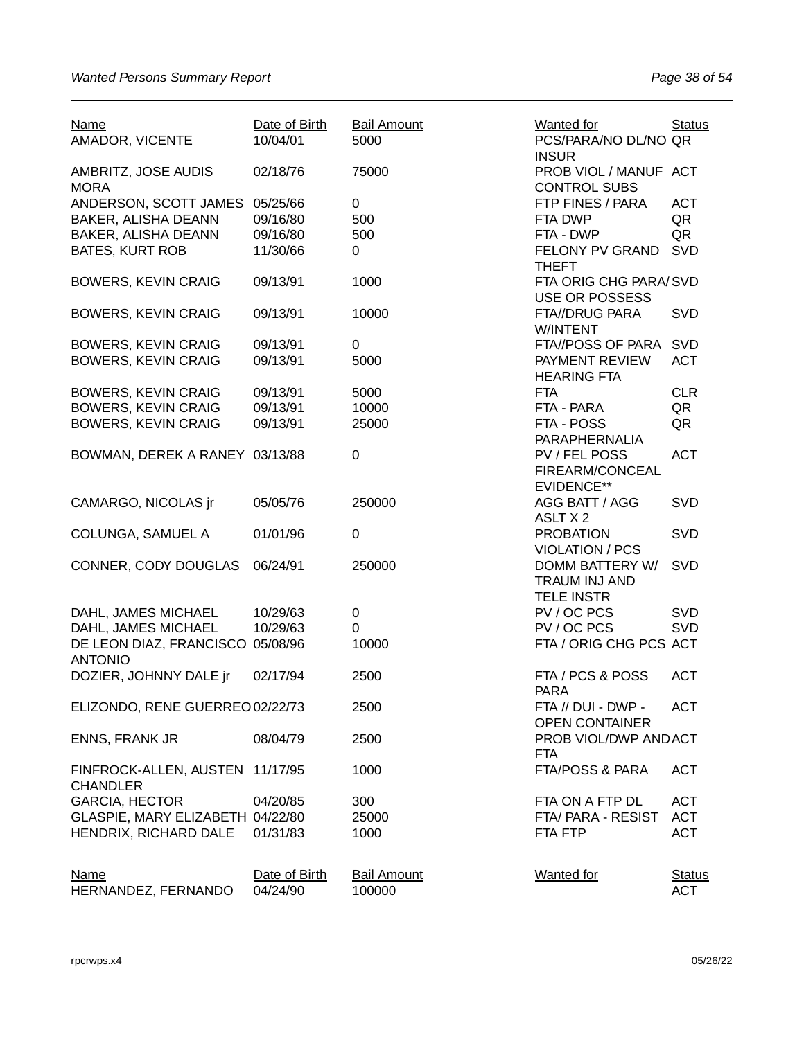| Name | Date of Birth | Bail Amount | Wanted for | Status |
| --- | --- | --- | --- | --- |
| AMADOR, VICENTE | 10/04/01 | 5000 | PCS/PARA/NO DL/NO INSUR | QR |
| AMBRITZ, JOSE AUDIS MORA | 02/18/76 | 75000 | PROB VIOL / MANUF CONTROL SUBS | ACT |
| ANDERSON, SCOTT JAMES | 05/25/66 | 0 | FTP FINES / PARA | ACT |
| BAKER, ALISHA DEANN | 09/16/80 | 500 | FTA DWP | QR |
| BAKER, ALISHA DEANN | 09/16/80 | 500 | FTA - DWP | QR |
| BATES, KURT ROB | 11/30/66 | 0 | FELONY PV GRAND THEFT | SVD |
| BOWERS, KEVIN CRAIG | 09/13/91 | 1000 | FTA ORIG CHG PARA/ USE OR POSSESS | SVD |
| BOWERS, KEVIN CRAIG | 09/13/91 | 10000 | FTA//DRUG PARA W/INTENT | SVD |
| BOWERS, KEVIN CRAIG | 09/13/91 | 0 | FTA//POSS OF PARA | SVD |
| BOWERS, KEVIN CRAIG | 09/13/91 | 5000 | PAYMENT REVIEW HEARING FTA | ACT |
| BOWERS, KEVIN CRAIG | 09/13/91 | 5000 | FTA | CLR |
| BOWERS, KEVIN CRAIG | 09/13/91 | 10000 | FTA - PARA | QR |
| BOWERS, KEVIN CRAIG | 09/13/91 | 25000 | FTA - POSS PARAPHERNALIA | QR |
| BOWMAN, DEREK A RANEY | 03/13/88 | 0 | PV / FEL POSS FIREARM/CONCEAL EVIDENCE** | ACT |
| CAMARGO, NICOLAS jr | 05/05/76 | 250000 | AGG BATT / AGG ASLT X 2 | SVD |
| COLUNGA, SAMUEL A | 01/01/96 | 0 | PROBATION VIOLATION / PCS | SVD |
| CONNER, CODY DOUGLAS | 06/24/91 | 250000 | DOMM BATTERY W/ TRAUM INJ AND TELE INSTR | SVD |
| DAHL, JAMES MICHAEL | 10/29/63 | 0 | PV / OC PCS | SVD |
| DAHL, JAMES MICHAEL | 10/29/63 | 0 | PV / OC PCS | SVD |
| DE LEON DIAZ, FRANCISCO ANTONIO | 05/08/96 | 10000 | FTA / ORIG CHG PCS | ACT |
| DOZIER, JOHNNY DALE jr | 02/17/94 | 2500 | FTA / PCS & POSS PARA | ACT |
| ELIZONDO, RENE GUERREO | 02/22/73 | 2500 | FTA // DUI - DWP - OPEN CONTAINER | ACT |
| ENNS, FRANK JR | 08/04/79 | 2500 | PROB VIOL/DWP AND FTA | ACT |
| FINFROCK-ALLEN, AUSTEN CHANDLER | 11/17/95 | 1000 | FTA/POSS & PARA | ACT |
| GARCIA, HECTOR | 04/20/85 | 300 | FTA ON A FTP DL | ACT |
| GLASPIE, MARY ELIZABETH | 04/22/80 | 25000 | FTA/ PARA - RESIST | ACT |
| HENDRIX, RICHARD DALE | 01/31/83 | 1000 | FTA FTP | ACT |
| HERNANDEZ, FERNANDO | 04/24/90 | 100000 | | ACT |

rpcrwps.x4 05/26/22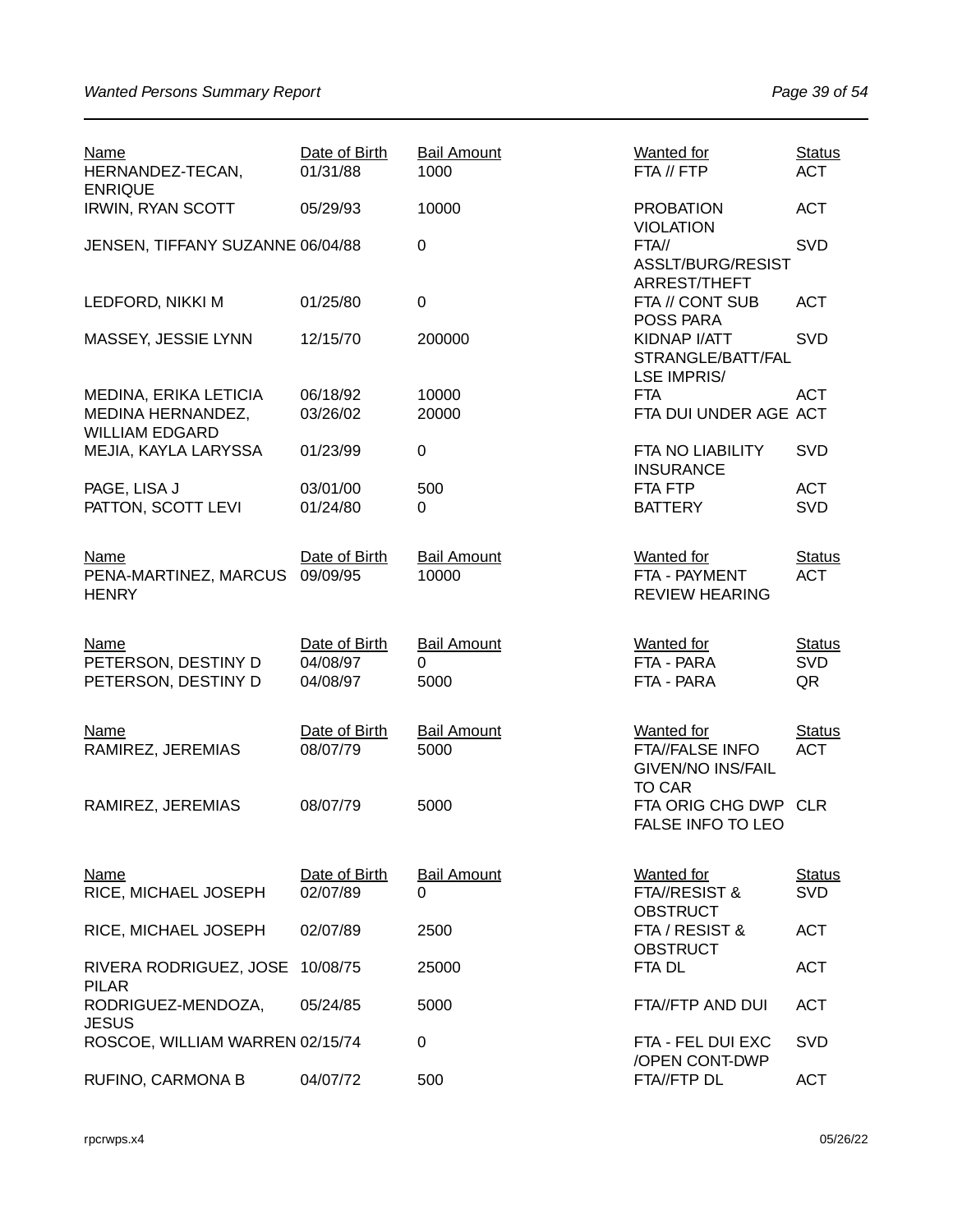| Name | Date of Birth | Bail Amount | Wanted for | Status |
|---|---|---|---|---|
| HERNANDEZ-TECAN, ENRIQUE | 01/31/88 | 1000 | FTA // FTP | ACT |
| IRWIN, RYAN SCOTT | 05/29/93 | 10000 | PROBATION VIOLATION | ACT |
| JENSEN, TIFFANY SUZANNE | 06/04/88 | 0 | FTA// ASSLT/BURG/RESIST ARREST/THEFT | SVD |
| LEDFORD, NIKKI M | 01/25/80 | 0 | FTA // CONT SUB POSS PARA | ACT |
| MASSEY, JESSIE LYNN | 12/15/70 | 200000 | KIDNAP I/ATT STRANGLE/BATT/FALSE IMPRIS/ | SVD |
| MEDINA, ERIKA LETICIA | 06/18/92 | 10000 | FTA | ACT |
| MEDINA HERNANDEZ, WILLIAM EDGARD | 03/26/02 | 20000 | FTA DUI UNDER AGE | ACT |
| MEJIA, KAYLA LARYSSA | 01/23/99 | 0 | FTA NO LIABILITY INSURANCE | SVD |
| PAGE, LISA J | 03/01/00 | 500 | FTA FTP | ACT |
| PATTON, SCOTT LEVI | 01/24/80 | 0 | BATTERY | SVD |

| Name | Date of Birth | Bail Amount | Wanted for | Status |
|---|---|---|---|---|
| PENA-MARTINEZ, MARCUS HENRY | 09/09/95 | 10000 | FTA - PAYMENT REVIEW HEARING | ACT |

| Name | Date of Birth | Bail Amount | Wanted for | Status |
|---|---|---|---|---|
| PETERSON, DESTINY D | 04/08/97 | 0 | FTA - PARA | SVD |
| PETERSON, DESTINY D | 04/08/97 | 5000 | FTA - PARA | QR |

| Name | Date of Birth | Bail Amount | Wanted for | Status |
|---|---|---|---|---|
| RAMIREZ, JEREMIAS | 08/07/79 | 5000 | FTA//FALSE INFO GIVEN/NO INS/FAIL TO CAR | ACT |
| RAMIREZ, JEREMIAS | 08/07/79 | 5000 | FTA ORIG CHG DWP FALSE INFO TO LEO | CLR |

| Name | Date of Birth | Bail Amount | Wanted for | Status |
|---|---|---|---|---|
| RICE, MICHAEL JOSEPH | 02/07/89 | 0 | FTA//RESIST & OBSTRUCT | SVD |
| RICE, MICHAEL JOSEPH | 02/07/89 | 2500 | FTA / RESIST & OBSTRUCT | ACT |
| RIVERA RODRIGUEZ, JOSE PILAR | 10/08/75 | 25000 | FTA DL | ACT |
| RODRIGUEZ-MENDOZA, JESUS | 05/24/85 | 5000 | FTA//FTP AND DUI | ACT |
| ROSCOE, WILLIAM WARREN | 02/15/74 | 0 | FTA - FEL DUI EXC /OPEN CONT-DWP | SVD |
| RUFINO, CARMONA B | 04/07/72 | 500 | FTA//FTP DL | ACT |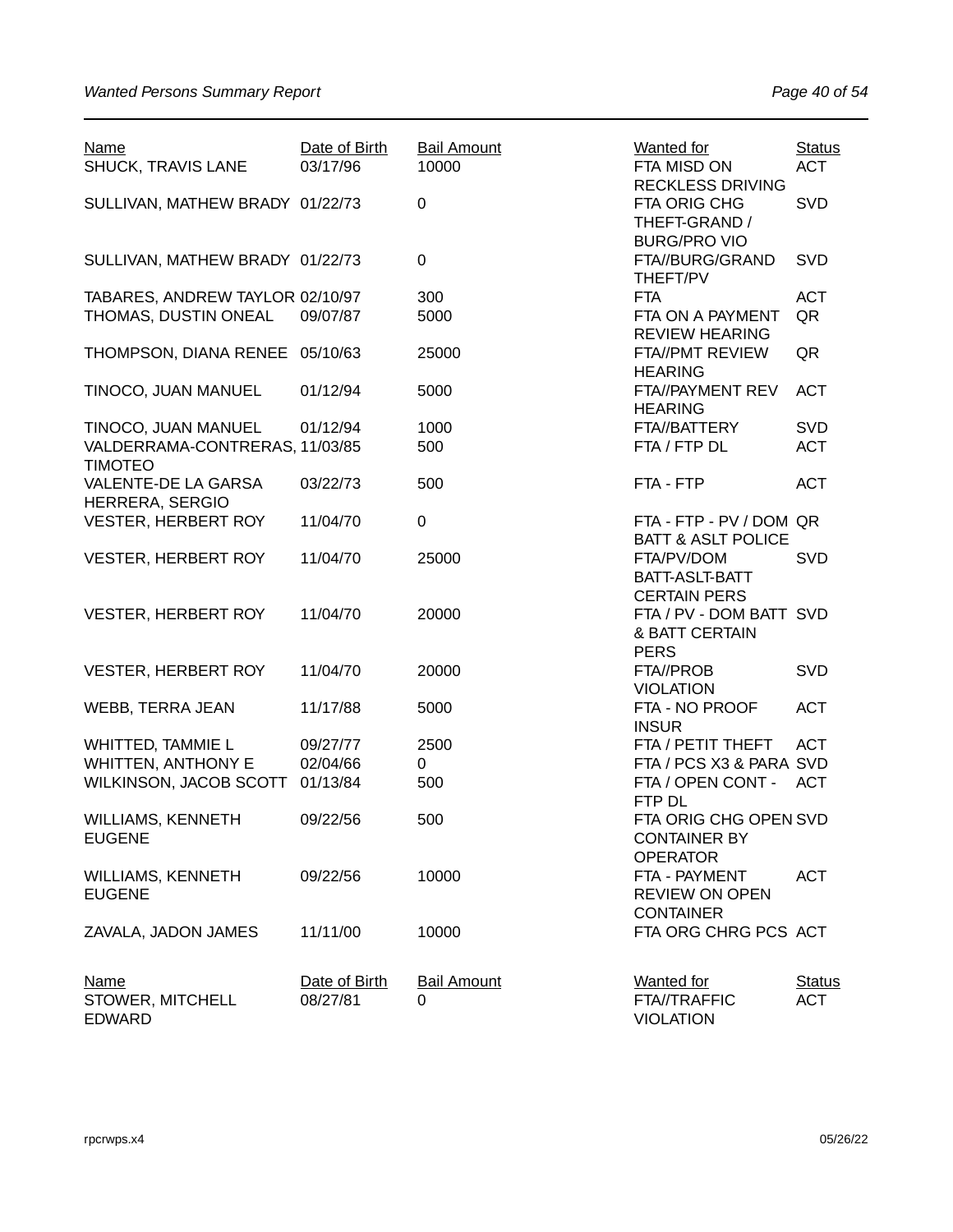| Name | Date of Birth | Bail Amount | Wanted for | Status |
|---|---|---|---|---|
| SHUCK, TRAVIS LANE | 03/17/96 | 10000 | FTA MISD ON RECKLESS DRIVING | ACT |
| SULLIVAN, MATHEW BRADY | 01/22/73 | 0 | FTA ORIG CHG THEFT-GRAND / BURG/PRO VIO | SVD |
| SULLIVAN, MATHEW BRADY | 01/22/73 | 0 | FTA//BURG/GRAND THEFT/PV | SVD |
| TABARES, ANDREW TAYLOR | 02/10/97 | 300 | FTA | ACT |
| THOMAS, DUSTIN ONEAL | 09/07/87 | 5000 | FTA ON A PAYMENT REVIEW HEARING | QR |
| THOMPSON, DIANA RENEE | 05/10/63 | 25000 | FTA//PMT REVIEW HEARING | QR |
| TINOCO, JUAN MANUEL | 01/12/94 | 5000 | FTA//PAYMENT REV HEARING | ACT |
| TINOCO, JUAN MANUEL | 01/12/94 | 1000 | FTA//BATTERY | SVD |
| VALDERRAMA-CONTRERAS, TIMOTEO | 11/03/85 | 500 | FTA / FTP DL | ACT |
| VALENTE-DE LA GARSA HERRERA, SERGIO | 03/22/73 | 500 | FTA - FTP | ACT |
| VESTER, HERBERT ROY | 11/04/70 | 0 | FTA - FTP - PV / DOM BATT & ASLT POLICE | QR |
| VESTER, HERBERT ROY | 11/04/70 | 25000 | FTA/PV/DOM BATT-ASLT-BATT CERTAIN PERS | SVD |
| VESTER, HERBERT ROY | 11/04/70 | 20000 | FTA / PV - DOM BATT & BATT CERTAIN PERS | SVD |
| VESTER, HERBERT ROY | 11/04/70 | 20000 | FTA//PROB VIOLATION | SVD |
| WEBB, TERRA JEAN | 11/17/88 | 5000 | FTA - NO PROOF INSUR | ACT |
| WHITTED, TAMMIE L | 09/27/77 | 2500 | FTA / PETIT THEFT | ACT |
| WHITTEN, ANTHONY E | 02/04/66 | 0 | FTA / PCS X3 & PARA | SVD |
| WILKINSON, JACOB SCOTT | 01/13/84 | 500 | FTA / OPEN CONT - FTP DL | ACT |
| WILLIAMS, KENNETH EUGENE | 09/22/56 | 500 | FTA ORIG CHG OPEN CONTAINER BY OPERATOR | SVD |
| WILLIAMS, KENNETH EUGENE | 09/22/56 | 10000 | FTA - PAYMENT REVIEW ON OPEN CONTAINER | ACT |
| ZAVALA, JADON JAMES | 11/11/00 | 10000 | FTA ORG CHRG PCS | ACT |

| Name | Date of Birth | Bail Amount | Wanted for | Status |
|---|---|---|---|---|
| STOWER, MITCHELL EDWARD | 08/27/81 | 0 | FTA//TRAFFIC VIOLATION | ACT |

rpcrwps.x4 05/26/22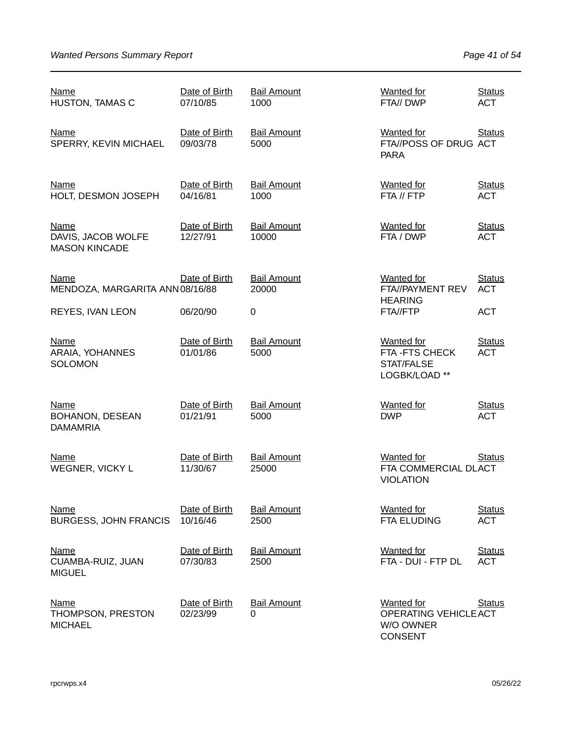| Name | Date of Birth | Bail Amount | Wanted for | Status |
| --- | --- | --- | --- | --- |
| HUSTON, TAMAS C | 07/10/85 | 1000 | FTA// DWP | ACT |
| SPERRY, KEVIN MICHAEL | 09/03/78 | 5000 | FTA//POSS OF DRUG PARA | ACT |
| HOLT, DESMON JOSEPH | 04/16/81 | 1000 | FTA // FTP | ACT |
| DAVIS, JACOB WOLFE MASON KINCADE | 12/27/91 | 10000 | FTA / DWP | ACT |
| MENDOZA, MARGARITA ANN | 08/16/88 | 20000 | FTA//PAYMENT REV HEARING | ACT |
| REYES, IVAN LEON | 06/20/90 | 0 | FTA//FTP | ACT |
| ARAIA, YOHANNES SOLOMON | 01/01/86 | 5000 | FTA -FTS CHECK STAT/FALSE LOGBK/LOAD ** | ACT |
| BOHANON, DESEAN DAMAMRIA | 01/21/91 | 5000 | DWP | ACT |
| WEGNER, VICKY L | 11/30/67 | 25000 | FTA COMMERCIAL DL VIOLATION | ACT |
| BURGESS, JOHN FRANCIS | 10/16/46 | 2500 | FTA ELUDING | ACT |
| CUAMBA-RUIZ, JUAN MIGUEL | 07/30/83 | 2500 | FTA - DUI - FTP DL | ACT |
| THOMPSON, PRESTON MICHAEL | 02/23/99 | 0 | OPERATING VEHICLE W/O OWNER CONSENT | ACT |

rpcrwps.x4 05/26/22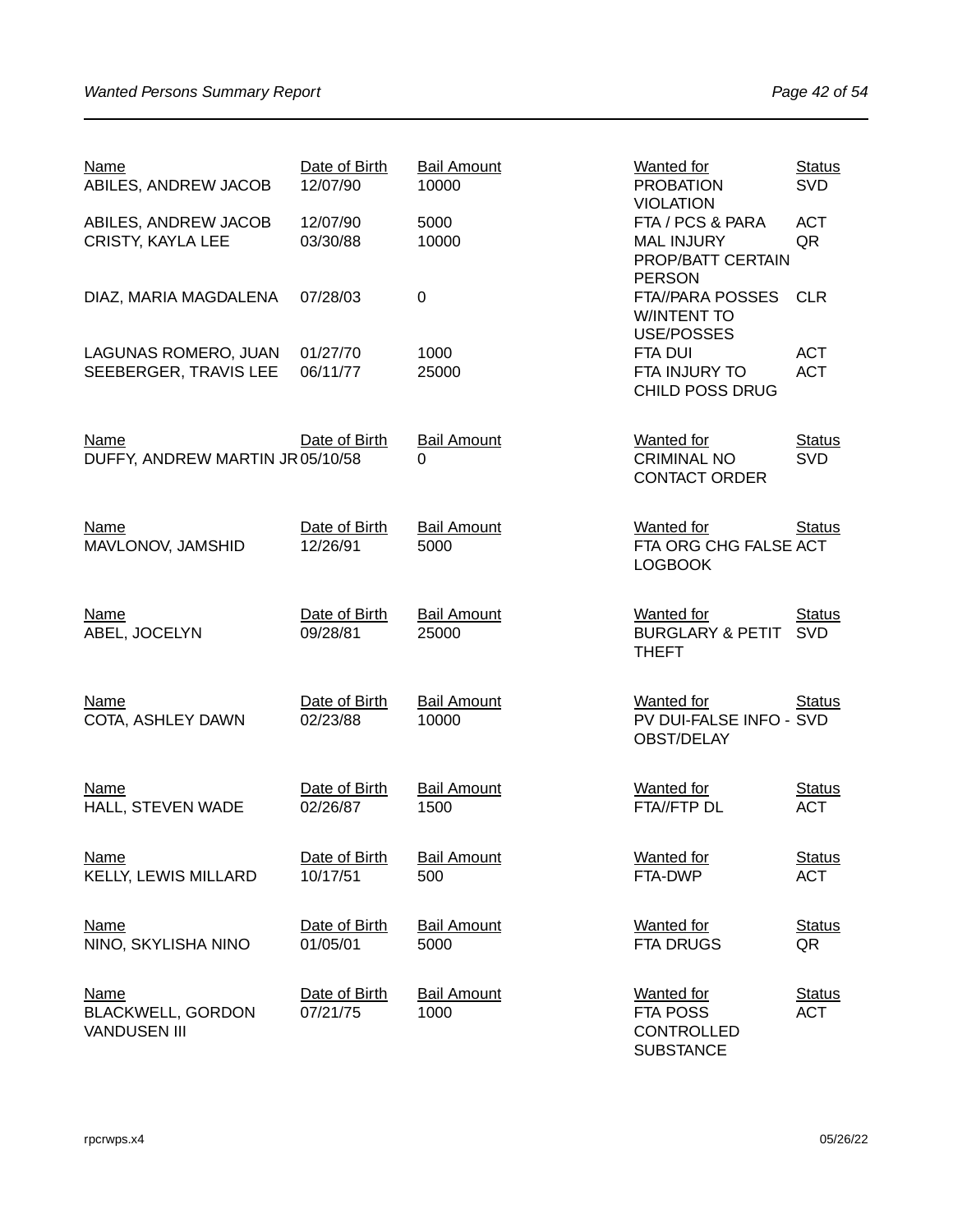| Name | Date of Birth | Bail Amount | Wanted for | Status |
|---|---|---|---|---|
| ABILES, ANDREW JACOB | 12/07/90 | 10000 | PROBATION VIOLATION | SVD |
| ABILES, ANDREW JACOB | 12/07/90 | 5000 | FTA / PCS & PARA | ACT |
| CRISTY, KAYLA LEE | 03/30/88 | 10000 | MAL INJURY PROP/BATT CERTAIN PERSON | QR |
| DIAZ, MARIA MAGDALENA | 07/28/03 | 0 | FTA//PARA POSSES W/INTENT TO USE/POSSES | CLR |
| LAGUNAS ROMERO, JUAN | 01/27/70 | 1000 | FTA DUI | ACT |
| SEEBERGER, TRAVIS LEE | 06/11/77 | 25000 | FTA INJURY TO CHILD POSS DRUG | ACT |

| Name | Date of Birth | Bail Amount | Wanted for | Status |
|---|---|---|---|---|
| DUFFY, ANDREW MARTIN JR | 05/10/58 | 0 | CRIMINAL NO CONTACT ORDER | SVD |

| Name | Date of Birth | Bail Amount | Wanted for | Status |
|---|---|---|---|---|
| MAVLONOV, JAMSHID | 12/26/91 | 5000 | FTA ORG CHG FALSE LOGBOOK | ACT |

| Name | Date of Birth | Bail Amount | Wanted for | Status |
|---|---|---|---|---|
| ABEL, JOCELYN | 09/28/81 | 25000 | BURGLARY & PETIT THEFT | SVD |

| Name | Date of Birth | Bail Amount | Wanted for | Status |
|---|---|---|---|---|
| COTA, ASHLEY DAWN | 02/23/88 | 10000 | PV DUI-FALSE INFO - OBST/DELAY | SVD |

| Name | Date of Birth | Bail Amount | Wanted for | Status |
|---|---|---|---|---|
| HALL, STEVEN WADE | 02/26/87 | 1500 | FTA//FTP DL | ACT |

| Name | Date of Birth | Bail Amount | Wanted for | Status |
|---|---|---|---|---|
| KELLY, LEWIS MILLARD | 10/17/51 | 500 | FTA-DWP | ACT |

| Name | Date of Birth | Bail Amount | Wanted for | Status |
|---|---|---|---|---|
| NINO, SKYLISHA NINO | 01/05/01 | 5000 | FTA DRUGS | QR |

| Name | Date of Birth | Bail Amount | Wanted for | Status |
|---|---|---|---|---|
| BLACKWELL, GORDON VANDUSEN III | 07/21/75 | 1000 | FTA POSS CONTROLLED SUBSTANCE | ACT |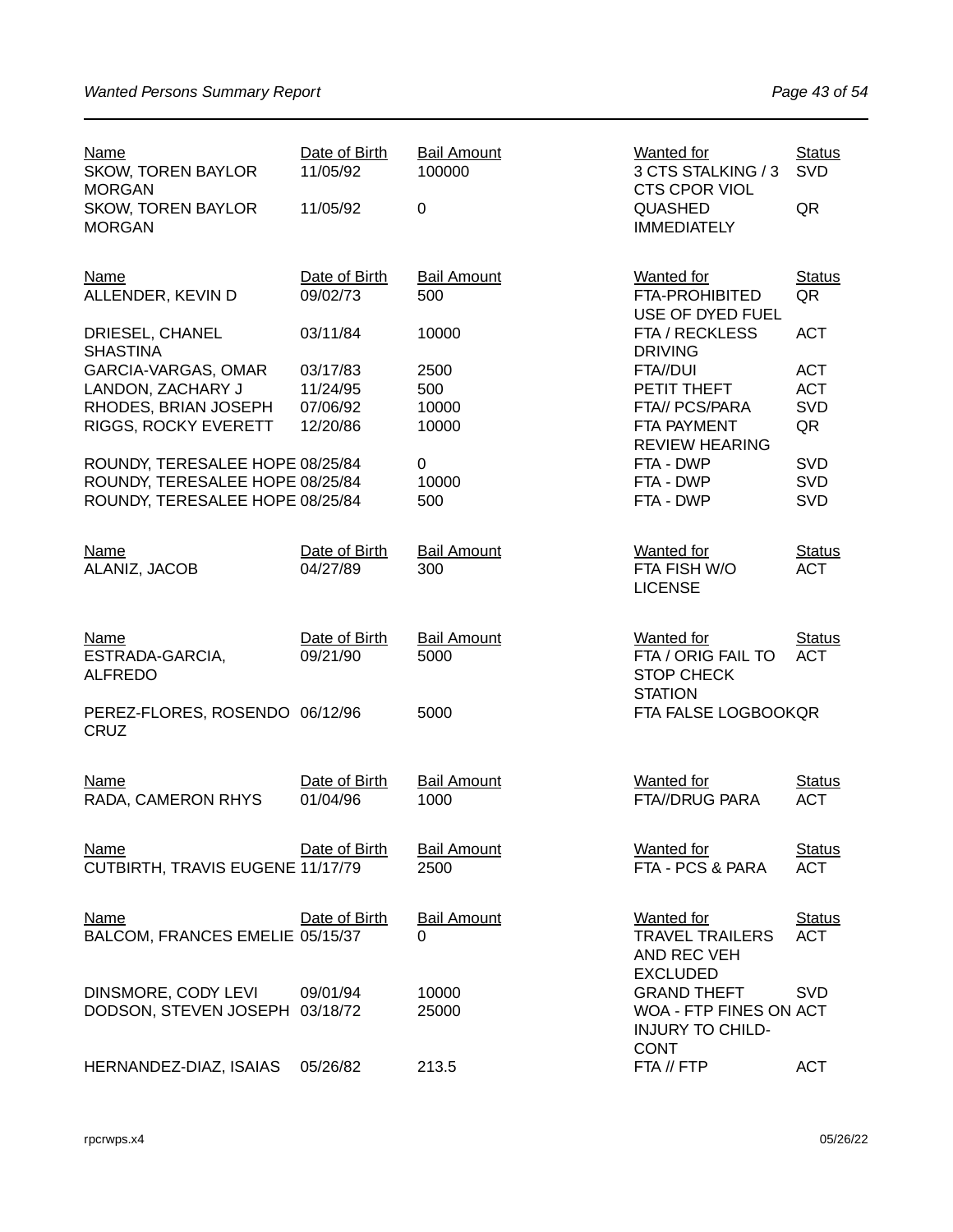| Name | Date of Birth | Bail Amount | Wanted for | Status |
|---|---|---|---|---|
| SKOW, TOREN BAYLOR MORGAN | 11/05/92 | 100000 | 3 CTS STALKING / 3 CTS CPOR VIOL | SVD |
| SKOW, TOREN BAYLOR MORGAN | 11/05/92 | 0 | QUASHED IMMEDIATELY | QR |

| Name | Date of Birth | Bail Amount | Wanted for | Status |
|---|---|---|---|---|
| ALLENDER, KEVIN D | 09/02/73 | 500 | FTA-PROHIBITED USE OF DYED FUEL | QR |
| DRIESEL, CHANEL SHASTINA | 03/11/84 | 10000 | FTA / RECKLESS DRIVING | ACT |
| GARCIA-VARGAS, OMAR | 03/17/83 | 2500 | FTA//DUI | ACT |
| LANDON, ZACHARY J | 11/24/95 | 500 | PETIT THEFT | ACT |
| RHODES, BRIAN JOSEPH | 07/06/92 | 10000 | FTA// PCS/PARA | SVD |
| RIGGS, ROCKY EVERETT | 12/20/86 | 10000 | FTA PAYMENT REVIEW HEARING | QR |
| ROUNDY, TERESALEE HOPE | 08/25/84 | 0 | FTA - DWP | SVD |
| ROUNDY, TERESALEE HOPE | 08/25/84 | 10000 | FTA - DWP | SVD |
| ROUNDY, TERESALEE HOPE | 08/25/84 | 500 | FTA - DWP | SVD |

| Name | Date of Birth | Bail Amount | Wanted for | Status |
|---|---|---|---|---|
| ALANIZ, JACOB | 04/27/89 | 300 | FTA FISH W/O LICENSE | ACT |

| Name | Date of Birth | Bail Amount | Wanted for | Status |
|---|---|---|---|---|
| ESTRADA-GARCIA, ALFREDO | 09/21/90 | 5000 | FTA / ORIG FAIL TO STOP CHECK STATION | ACT |
| PEREZ-FLORES, ROSENDO CRUZ | 06/12/96 | 5000 | FTA FALSE LOGBOOK | QR |

| Name | Date of Birth | Bail Amount | Wanted for | Status |
|---|---|---|---|---|
| RADA, CAMERON RHYS | 01/04/96 | 1000 | FTA//DRUG PARA | ACT |

| Name | Date of Birth | Bail Amount | Wanted for | Status |
|---|---|---|---|---|
| CUTBIRTH, TRAVIS EUGENE | 11/17/79 | 2500 | FTA - PCS & PARA | ACT |

| Name | Date of Birth | Bail Amount | Wanted for | Status |
|---|---|---|---|---|
| BALCOM, FRANCES EMELIE | 05/15/37 | 0 | TRAVEL TRAILERS AND REC VEH EXCLUDED | ACT |
| DINSMORE, CODY LEVI | 09/01/94 | 10000 | GRAND THEFT | SVD |
| DODSON, STEVEN JOSEPH | 03/18/72 | 25000 | WOA - FTP FINES ON INJURY TO CHILD-CONT | ACT |
| HERNANDEZ-DIAZ, ISAIAS | 05/26/82 | 213.5 | FTA // FTP | ACT |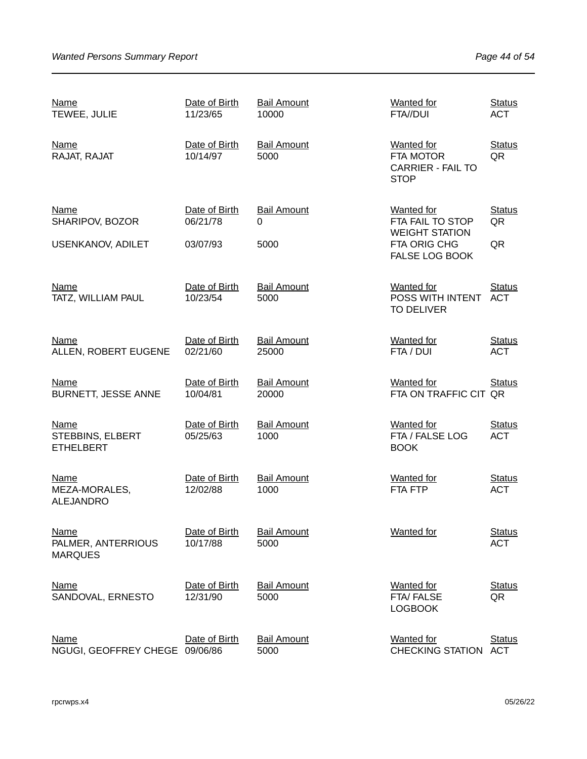| Name | Date of Birth | Bail Amount | Wanted for | Status |
|---|---|---|---|---|
| TEWEE, JULIE | 11/23/65 | 10000 | FTA//DUI | ACT |
| RAJAT, RAJAT | 10/14/97 | 5000 | FTA MOTOR CARRIER - FAIL TO STOP | QR |
| SHARIPOV, BOZOR | 06/21/78 | 0 | FTA FAIL TO STOP WEIGHT STATION | QR |
| USENKANOV, ADILET | 03/07/93 | 5000 | FTA ORIG CHG FALSE LOG BOOK | QR |
| TATZ, WILLIAM PAUL | 10/23/54 | 5000 | POSS WITH INTENT TO DELIVER | ACT |
| ALLEN, ROBERT EUGENE | 02/21/60 | 25000 | FTA / DUI | ACT |
| BURNETT, JESSE ANNE | 10/04/81 | 20000 | FTA ON TRAFFIC CIT | QR |
| STEBBINS, ELBERT ETHELBERT | 05/25/63 | 1000 | FTA / FALSE LOG BOOK | ACT |
| MEZA-MORALES, ALEJANDRO | 12/02/88 | 1000 | FTA FTP | ACT |
| PALMER, ANTERRIOUS MARQUES | 10/17/88 | 5000 | | ACT |
| SANDOVAL, ERNESTO | 12/31/90 | 5000 | FTA/ FALSE LOGBOOK | QR |
| NGUGI, GEOFFREY CHEGE | 09/06/86 | 5000 | CHECKING STATION | ACT |

rpcrwps.x4 05/26/22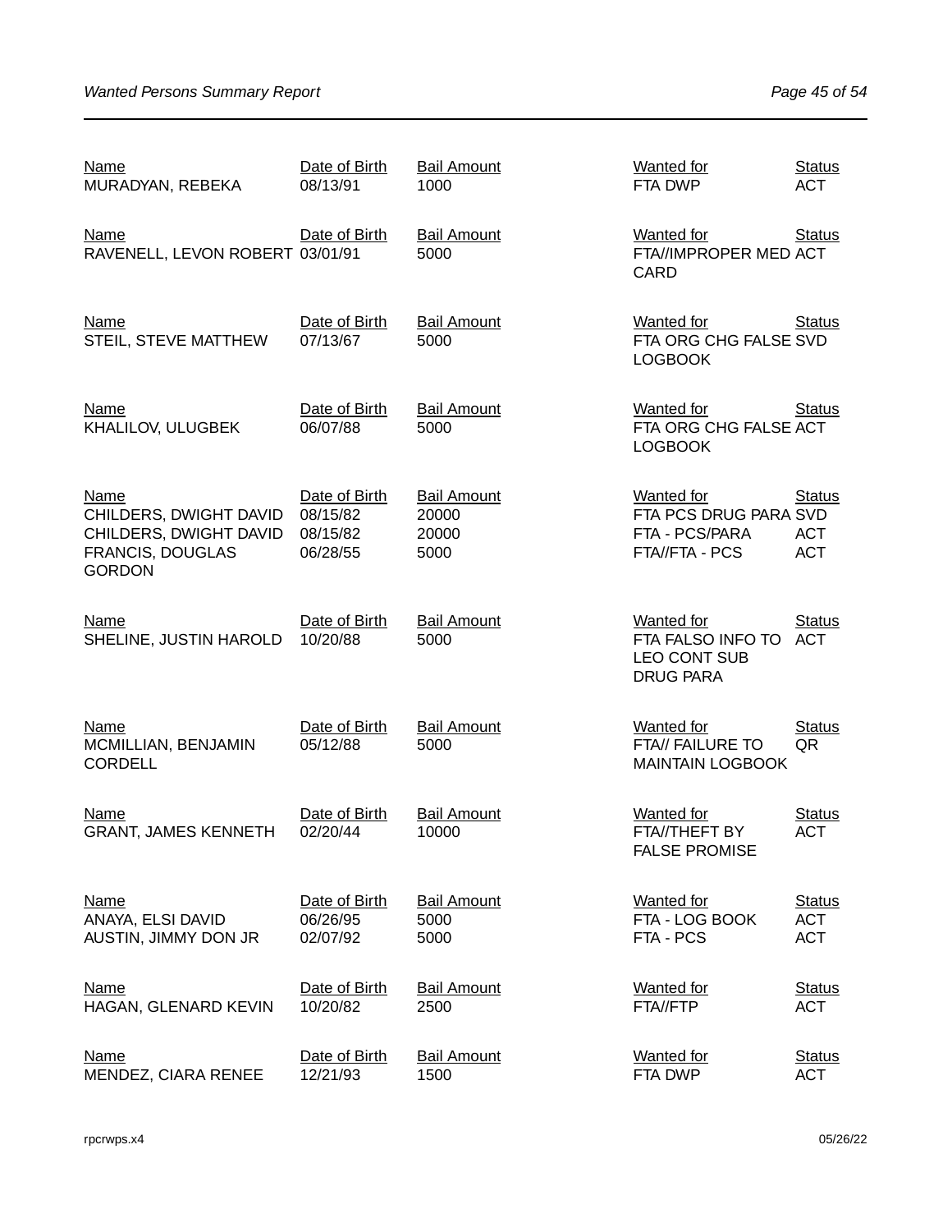| Name | Date of Birth | Bail Amount | Wanted for | Status |
|---|---|---|---|---|
| MURADYAN, REBEKA | 08/13/91 | 1000 | FTA DWP | ACT |

| Name | Date of Birth | Bail Amount | Wanted for | Status |
|---|---|---|---|---|
| RAVENELL, LEVON ROBERT | 03/01/91 | 5000 | FTA//IMPROPER MED CARD | ACT |

| Name | Date of Birth | Bail Amount | Wanted for | Status |
|---|---|---|---|---|
| STEIL, STEVE MATTHEW | 07/13/67 | 5000 | FTA ORG CHG FALSE LOGBOOK | SVD |

| Name | Date of Birth | Bail Amount | Wanted for | Status |
|---|---|---|---|---|
| KHALILOV, ULUGBEK | 06/07/88 | 5000 | FTA ORG CHG FALSE LOGBOOK | ACT |

| Name | Date of Birth | Bail Amount | Wanted for | Status |
|---|---|---|---|---|
| CHILDERS, DWIGHT DAVID | 08/15/82 | 20000 | FTA PCS DRUG PARA | SVD |
| CHILDERS, DWIGHT DAVID | 08/15/82 | 20000 | FTA - PCS/PARA | ACT |
| FRANCIS, DOUGLAS GORDON | 06/28/55 | 5000 | FTA//FTA - PCS | ACT |

| Name | Date of Birth | Bail Amount | Wanted for | Status |
|---|---|---|---|---|
| SHELINE, JUSTIN HAROLD | 10/20/88 | 5000 | FTA FALSO INFO TO LEO CONT SUB DRUG PARA | ACT |

| Name | Date of Birth | Bail Amount | Wanted for | Status |
|---|---|---|---|---|
| MCMILLIAN, BENJAMIN CORDELL | 05/12/88 | 5000 | FTA// FAILURE TO MAINTAIN LOGBOOK | QR |

| Name | Date of Birth | Bail Amount | Wanted for | Status |
|---|---|---|---|---|
| GRANT, JAMES KENNETH | 02/20/44 | 10000 | FTA//THEFT BY FALSE PROMISE | ACT |

| Name | Date of Birth | Bail Amount | Wanted for | Status |
|---|---|---|---|---|
| ANAYA, ELSI DAVID | 06/26/95 | 5000 | FTA - LOG BOOK | ACT |
| AUSTIN, JIMMY DON JR | 02/07/92 | 5000 | FTA - PCS | ACT |

| Name | Date of Birth | Bail Amount | Wanted for | Status |
|---|---|---|---|---|
| HAGAN, GLENARD KEVIN | 10/20/82 | 2500 | FTA//FTP | ACT |

| Name | Date of Birth | Bail Amount | Wanted for | Status |
|---|---|---|---|---|
| MENDEZ, CIARA RENEE | 12/21/93 | 1500 | FTA DWP | ACT |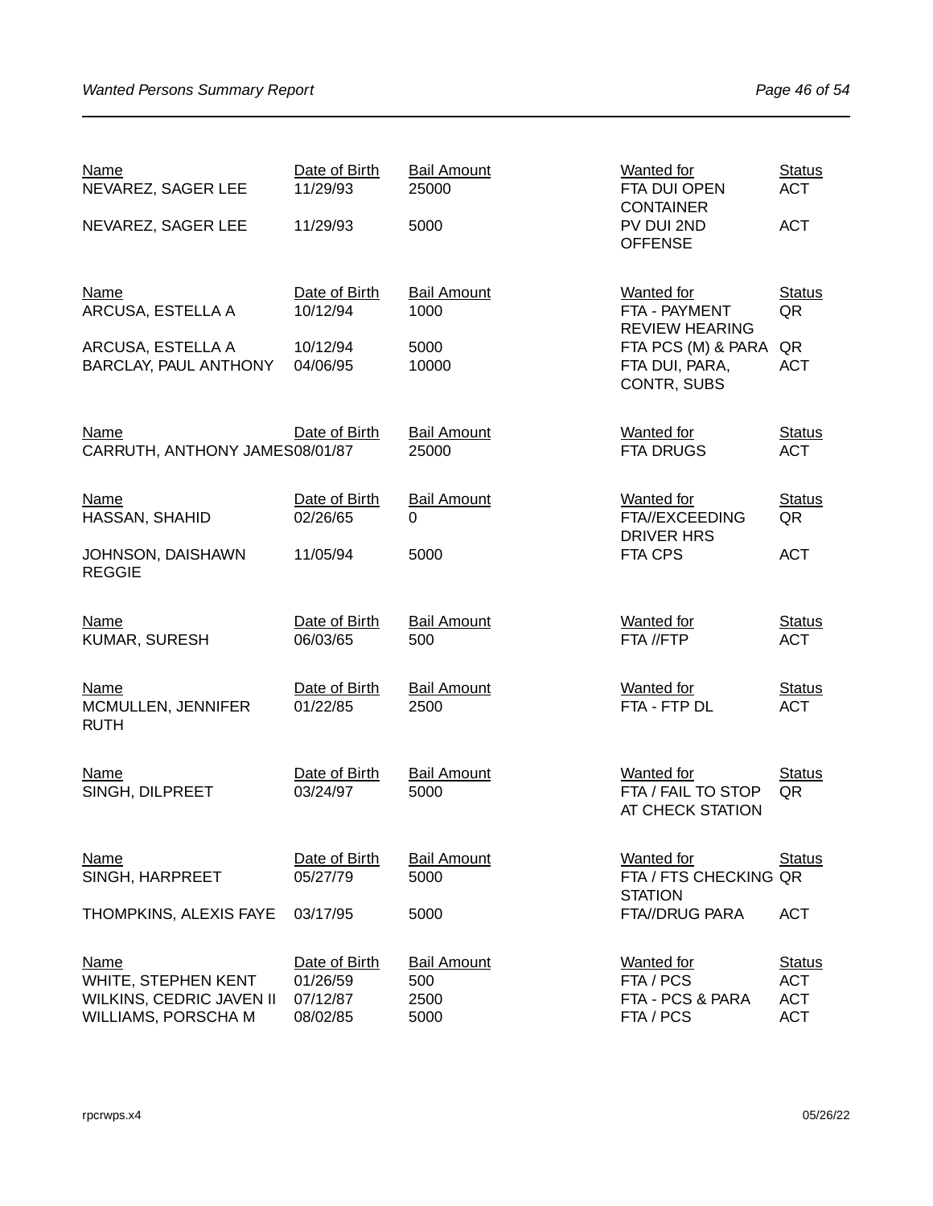| Name | Date of Birth | Bail Amount | Wanted for | Status |
|---|---|---|---|---|
| NEVAREZ, SAGER LEE | 11/29/93 | 25000 | FTA DUI OPEN CONTAINER | ACT |
| NEVAREZ, SAGER LEE | 11/29/93 | 5000 | PV DUI 2ND OFFENSE | ACT |

| Name | Date of Birth | Bail Amount | Wanted for | Status |
|---|---|---|---|---|
| ARCUSA, ESTELLA A | 10/12/94 | 1000 | FTA - PAYMENT REVIEW HEARING | QR |
| ARCUSA, ESTELLA A | 10/12/94 | 5000 | FTA PCS (M) & PARA | QR |
| BARCLAY, PAUL ANTHONY | 04/06/95 | 10000 | FTA DUI, PARA, CONTR, SUBS | ACT |

| Name | Date of Birth | Bail Amount | Wanted for | Status |
|---|---|---|---|---|
| CARRUTH, ANTHONY JAMES | 08/01/87 | 25000 | FTA DRUGS | ACT |

| Name | Date of Birth | Bail Amount | Wanted for | Status |
|---|---|---|---|---|
| HASSAN, SHAHID | 02/26/65 | 0 | FTA//EXCEEDING DRIVER HRS | QR |
| JOHNSON, DAISHAWN REGGIE | 11/05/94 | 5000 | FTA CPS | ACT |

| Name | Date of Birth | Bail Amount | Wanted for | Status |
|---|---|---|---|---|
| KUMAR, SURESH | 06/03/65 | 500 | FTA //FTP | ACT |

| Name | Date of Birth | Bail Amount | Wanted for | Status |
|---|---|---|---|---|
| MCMULLEN, JENNIFER RUTH | 01/22/85 | 2500 | FTA - FTP DL | ACT |

| Name | Date of Birth | Bail Amount | Wanted for | Status |
|---|---|---|---|---|
| SINGH, DILPREET | 03/24/97 | 5000 | FTA / FAIL TO STOP AT CHECK STATION | QR |

| Name | Date of Birth | Bail Amount | Wanted for | Status |
|---|---|---|---|---|
| SINGH, HARPREET | 05/27/79 | 5000 | FTA / FTS CHECKING STATION | QR |
| THOMPKINS, ALEXIS FAYE | 03/17/95 | 5000 | FTA//DRUG PARA | ACT |

| Name | Date of Birth | Bail Amount | Wanted for | Status |
|---|---|---|---|---|
| WHITE, STEPHEN KENT | 01/26/59 | 500 | FTA / PCS | ACT |
| WILKINS, CEDRIC JAVEN II | 07/12/87 | 2500 | FTA - PCS & PARA | ACT |
| WILLIAMS, PORSCHA M | 08/02/85 | 5000 | FTA / PCS | ACT |

rpcrwps.x4 05/26/22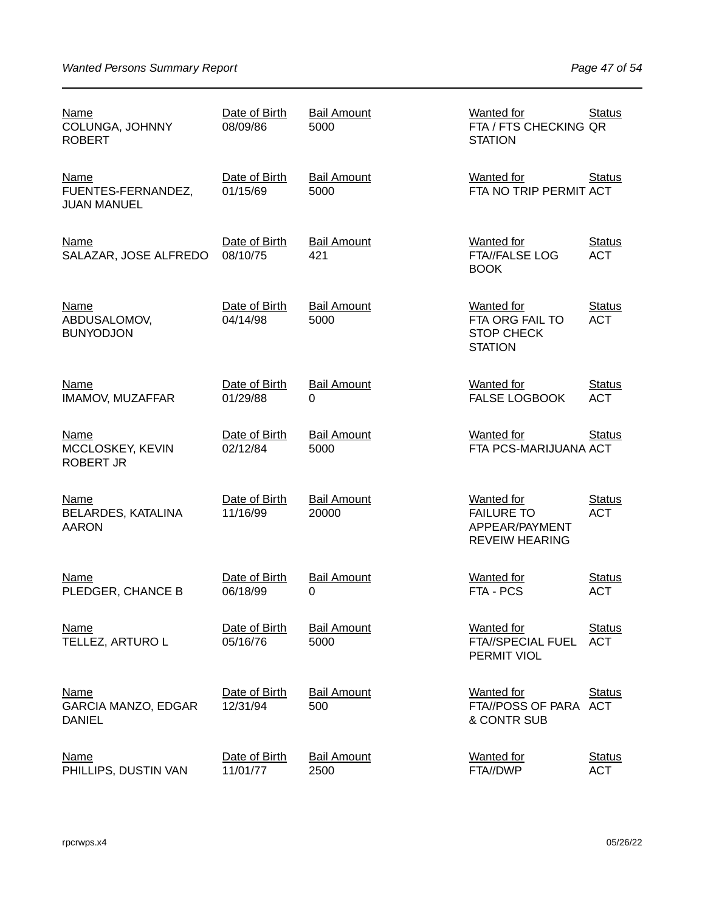| Name | Date of Birth | Bail Amount | Wanted for | Status |
|---|---|---|---|---|
| COLUNGA, JOHNNY ROBERT | 08/09/86 | 5000 | FTA / FTS CHECKING STATION | QR |
| FUENTES-FERNANDEZ, JUAN MANUEL | 01/15/69 | 5000 | FTA NO TRIP PERMIT | ACT |
| SALAZAR, JOSE ALFREDO | 08/10/75 | 421 | FTA//FALSE LOG BOOK | ACT |
| ABDUSALOMOV, BUNYODJON | 04/14/98 | 5000 | FTA ORG FAIL TO STOP CHECK STATION | ACT |
| IMAMOV, MUZAFFAR | 01/29/88 | 0 | FALSE LOGBOOK | ACT |
| MCCLOSKEY, KEVIN ROBERT JR | 02/12/84 | 5000 | FTA PCS-MARIJUANA | ACT |
| BELARDES, KATALINA AARON | 11/16/99 | 20000 | FAILURE TO APPEAR/PAYMENT REVEIW HEARING | ACT |
| PLEDGER, CHANCE B | 06/18/99 | 0 | FTA - PCS | ACT |
| TELLEZ, ARTURO L | 05/16/76 | 5000 | FTA//SPECIAL FUEL PERMIT VIOL | ACT |
| GARCIA MANZO, EDGAR DANIEL | 12/31/94 | 500 | FTA//POSS OF PARA & CONTR SUB | ACT |
| PHILLIPS, DUSTIN VAN | 11/01/77 | 2500 | FTA//DWP | ACT |

rpcrwps.x4 05/26/22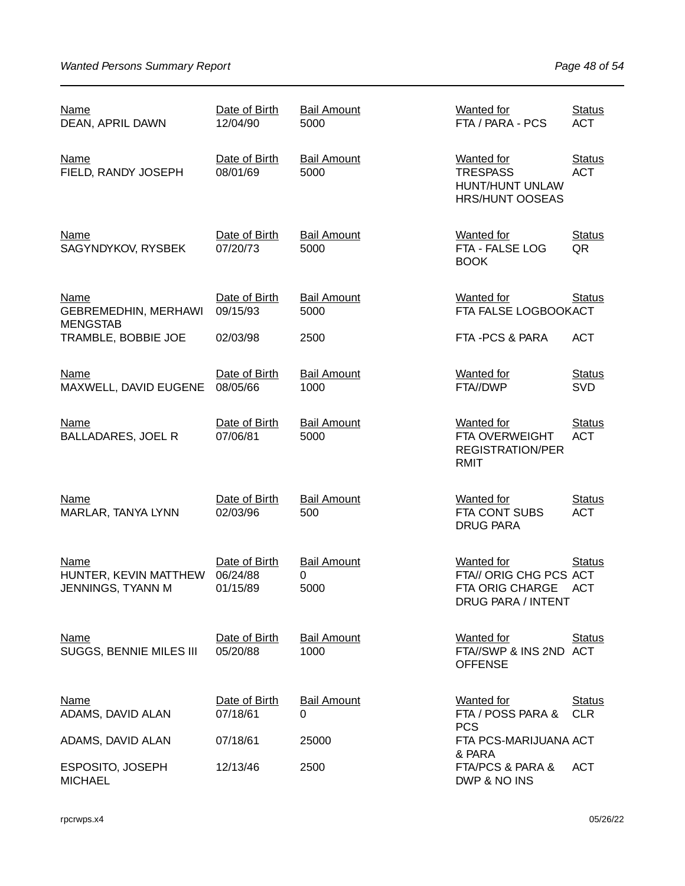| Name | Date of Birth | Bail Amount | Wanted for | Status |
|---|---|---|---|---|
| DEAN, APRIL DAWN | 12/04/90 | 5000 | FTA / PARA - PCS | ACT |
| FIELD, RANDY JOSEPH | 08/01/69 | 5000 | TRESPASS HUNT/HUNT UNLAW HRS/HUNT OOSEAS | ACT |
| SAGYNDYKOV, RYSBEK | 07/20/73 | 5000 | FTA - FALSE LOG BOOK | QR |
| GEBREMEDHIN, MERHAWI MENGSTAB | 09/15/93 | 5000 | FTA FALSE LOGBOOK | ACT |
| TRAMBLE, BOBBIE JOE | 02/03/98 | 2500 | FTA -PCS & PARA | ACT |
| MAXWELL, DAVID EUGENE | 08/05/66 | 1000 | FTA//DWP | SVD |
| BALLADARES, JOEL R | 07/06/81 | 5000 | FTA OVERWEIGHT REGISTRATION/PERRMIT | ACT |
| MARLAR, TANYA LYNN | 02/03/96 | 500 | FTA CONT SUBS DRUG PARA | ACT |
| HUNTER, KEVIN MATTHEW | 06/24/88 | 0 | FTA// ORIG CHG PCS | ACT |
| JENNINGS, TYANN M | 01/15/89 | 5000 | FTA ORIG CHARGE DRUG PARA / INTENT | ACT |
| SUGGS, BENNIE MILES III | 05/20/88 | 1000 | FTA//SWP & INS 2ND OFFENSE | ACT |
| ADAMS, DAVID ALAN | 07/18/61 | 0 | FTA / POSS PARA & PCS | CLR |
| ADAMS, DAVID ALAN | 07/18/61 | 25000 | FTA PCS-MARIJUANA & PARA | ACT |
| ESPOSITO, JOSEPH MICHAEL | 12/13/46 | 2500 | FTA/PCS & PARA & DWP & NO INS | ACT |

rpcrwps.x4 05/26/22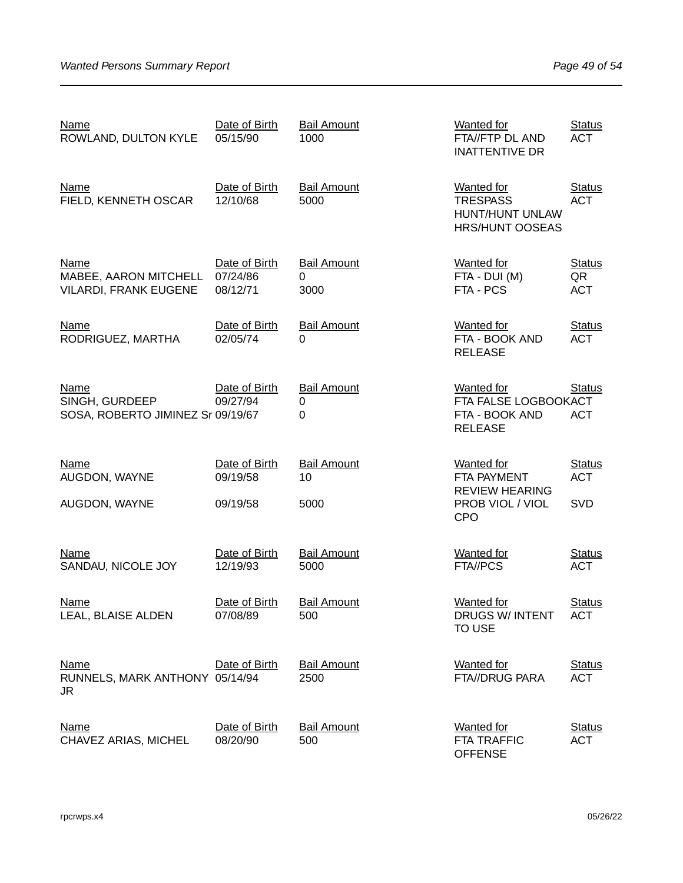| Name | Date of Birth | Bail Amount | Wanted for | Status |
|---|---|---|---|---|
| ROWLAND, DULTON KYLE | 05/15/90 | 1000 | FTA//FTP DL AND INATTENTIVE DR | ACT |

| Name | Date of Birth | Bail Amount | Wanted for | Status |
|---|---|---|---|---|
| FIELD, KENNETH OSCAR | 12/10/68 | 5000 | TRESPASS HUNT/HUNT UNLAW HRS/HUNT OOSEAS | ACT |

| Name | Date of Birth | Bail Amount | Wanted for | Status |
|---|---|---|---|---|
| MABEE, AARON MITCHELL | 07/24/86 | 0 | FTA - DUI (M) | QR |
| VILARDI, FRANK EUGENE | 08/12/71 | 3000 | FTA - PCS | ACT |

| Name | Date of Birth | Bail Amount | Wanted for | Status |
|---|---|---|---|---|
| RODRIGUEZ, MARTHA | 02/05/74 | 0 | FTA - BOOK AND RELEASE | ACT |

| Name | Date of Birth | Bail Amount | Wanted for | Status |
|---|---|---|---|---|
| SINGH, GURDEEP | 09/27/94 | 0 | FTA FALSE LOGBOOK | ACT |
| SOSA, ROBERTO JIMINEZ Sr | 09/19/67 | 0 | FTA - BOOK AND RELEASE | ACT |

| Name | Date of Birth | Bail Amount | Wanted for | Status |
|---|---|---|---|---|
| AUGDON, WAYNE | 09/19/58 | 10 | FTA PAYMENT REVIEW HEARING | ACT |
| AUGDON, WAYNE | 09/19/58 | 5000 | PROB VIOL / VIOL CPO | SVD |

| Name | Date of Birth | Bail Amount | Wanted for | Status |
|---|---|---|---|---|
| SANDAU, NICOLE JOY | 12/19/93 | 5000 | FTA//PCS | ACT |

| Name | Date of Birth | Bail Amount | Wanted for | Status |
|---|---|---|---|---|
| LEAL, BLAISE ALDEN | 07/08/89 | 500 | DRUGS W/ INTENT TO USE | ACT |

| Name | Date of Birth | Bail Amount | Wanted for | Status |
|---|---|---|---|---|
| RUNNELS, MARK ANTHONY JR | 05/14/94 | 2500 | FTA//DRUG PARA | ACT |

| Name | Date of Birth | Bail Amount | Wanted for | Status |
|---|---|---|---|---|
| CHAVEZ ARIAS, MICHEL | 08/20/90 | 500 | FTA TRAFFIC OFFENSE | ACT |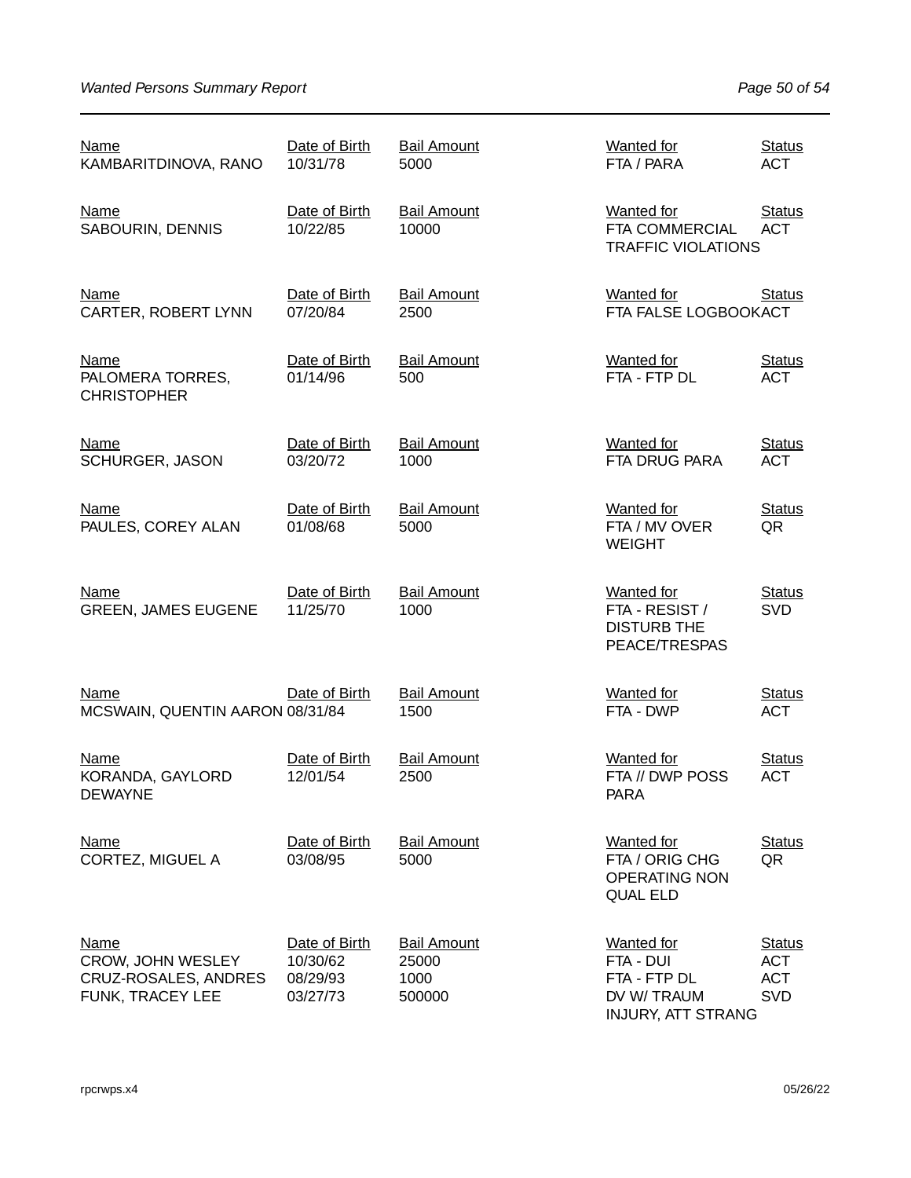| Name | Date of Birth | Bail Amount | Wanted for | Status |
|---|---|---|---|---|
| KAMBARITDINOVA, RANO | 10/31/78 | 5000 | FTA / PARA | ACT |
| SABOURIN, DENNIS | 10/22/85 | 10000 | FTA COMMERCIAL TRAFFIC VIOLATIONS | ACT |
| CARTER, ROBERT LYNN | 07/20/84 | 2500 | FTA FALSE LOGBOOK | ACT |
| PALOMERA TORRES, CHRISTOPHER | 01/14/96 | 500 | FTA - FTP DL | ACT |
| SCHURGER, JASON | 03/20/72 | 1000 | FTA DRUG PARA | ACT |
| PAULES, COREY ALAN | 01/08/68 | 5000 | FTA / MV OVER WEIGHT | QR |
| GREEN, JAMES EUGENE | 11/25/70 | 1000 | FTA - RESIST / DISTURB THE PEACE/TRESPAS | SVD |
| MCSWAIN, QUENTIN AARON | 08/31/84 | 1500 | FTA - DWP | ACT |
| KORANDA, GAYLORD DEWAYNE | 12/01/54 | 2500 | FTA // DWP POSS PARA | ACT |
| CORTEZ, MIGUEL A | 03/08/95 | 5000 | FTA / ORIG CHG OPERATING NON QUAL ELD | QR |
| CROW, JOHN WESLEY | 10/30/62 | 25000 | FTA - DUI | ACT |
| CRUZ-ROSALES, ANDRES | 08/29/93 | 1000 | FTA - FTP DL | ACT |
| FUNK, TRACEY LEE | 03/27/73 | 500000 | DV W/ TRAUM INJURY, ATT STRANG | SVD |

rpcrwps.x4 05/26/22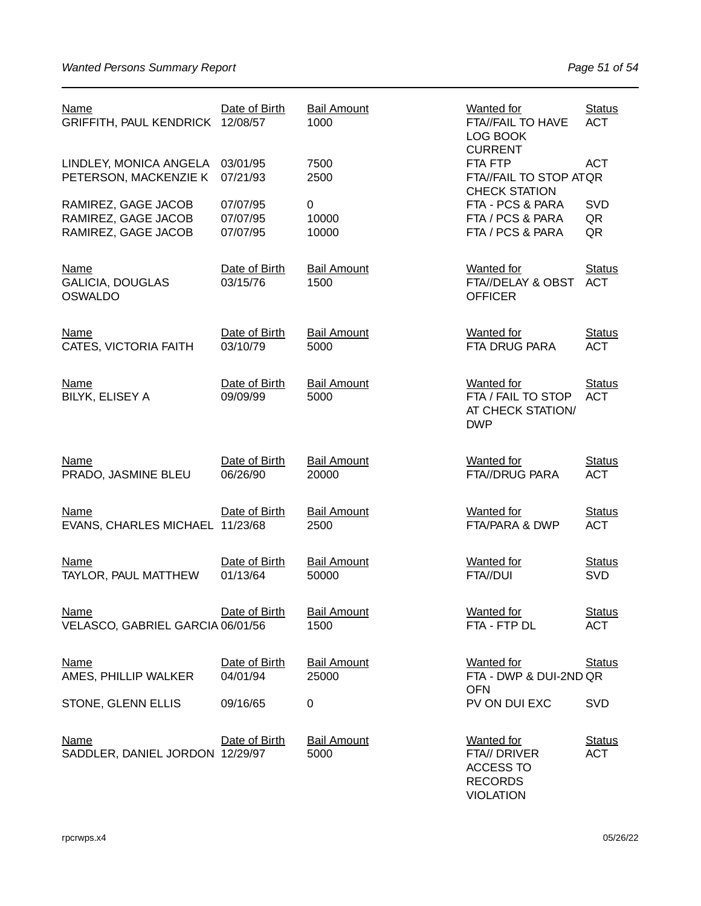| Name | Date of Birth | Bail Amount | Wanted for | Status |
| --- | --- | --- | --- | --- |
| GRIFFITH, PAUL KENDRICK | 12/08/57 | 1000 | FTA//FAIL TO HAVE LOG BOOK CURRENT | ACT |
| LINDLEY, MONICA ANGELA | 03/01/95 | 7500 | FTA FTP | ACT |
| PETERSON, MACKENZIE K | 07/21/93 | 2500 | FTA//FAIL TO STOP AT CHECK STATION | QR |
| RAMIREZ, GAGE JACOB | 07/07/95 | 0 | FTA - PCS & PARA | SVD |
| RAMIREZ, GAGE JACOB | 07/07/95 | 10000 | FTA / PCS & PARA | QR |
| RAMIREZ, GAGE JACOB | 07/07/95 | 10000 | FTA / PCS & PARA | QR |

| Name | Date of Birth | Bail Amount | Wanted for | Status |
| --- | --- | --- | --- | --- |
| GALICIA, DOUGLAS OSWALDO | 03/15/76 | 1500 | FTA//DELAY & OBST OFFICER | ACT |

| Name | Date of Birth | Bail Amount | Wanted for | Status |
| --- | --- | --- | --- | --- |
| CATES, VICTORIA FAITH | 03/10/79 | 5000 | FTA DRUG PARA | ACT |

| Name | Date of Birth | Bail Amount | Wanted for | Status |
| --- | --- | --- | --- | --- |
| BILYK, ELISEY A | 09/09/99 | 5000 | FTA / FAIL TO STOP AT CHECK STATION/ DWP | ACT |

| Name | Date of Birth | Bail Amount | Wanted for | Status |
| --- | --- | --- | --- | --- |
| PRADO, JASMINE BLEU | 06/26/90 | 20000 | FTA//DRUG PARA | ACT |

| Name | Date of Birth | Bail Amount | Wanted for | Status |
| --- | --- | --- | --- | --- |
| EVANS, CHARLES MICHAEL | 11/23/68 | 2500 | FTA/PARA & DWP | ACT |

| Name | Date of Birth | Bail Amount | Wanted for | Status |
| --- | --- | --- | --- | --- |
| TAYLOR, PAUL MATTHEW | 01/13/64 | 50000 | FTA//DUI | SVD |

| Name | Date of Birth | Bail Amount | Wanted for | Status |
| --- | --- | --- | --- | --- |
| VELASCO, GABRIEL GARCIA | 06/01/56 | 1500 | FTA - FTP DL | ACT |

| Name | Date of Birth | Bail Amount | Wanted for | Status |
| --- | --- | --- | --- | --- |
| AMES, PHILLIP WALKER | 04/01/94 | 25000 | FTA - DWP & DUI-2ND OFN | QR |
| STONE, GLENN ELLIS | 09/16/65 | 0 | PV ON DUI EXC | SVD |

| Name | Date of Birth | Bail Amount | Wanted for | Status |
| --- | --- | --- | --- | --- |
| SADDLER, DANIEL JORDON | 12/29/97 | 5000 | FTA// DRIVER ACCESS TO RECORDS VIOLATION | ACT |

rpcrwps.x4 05/26/22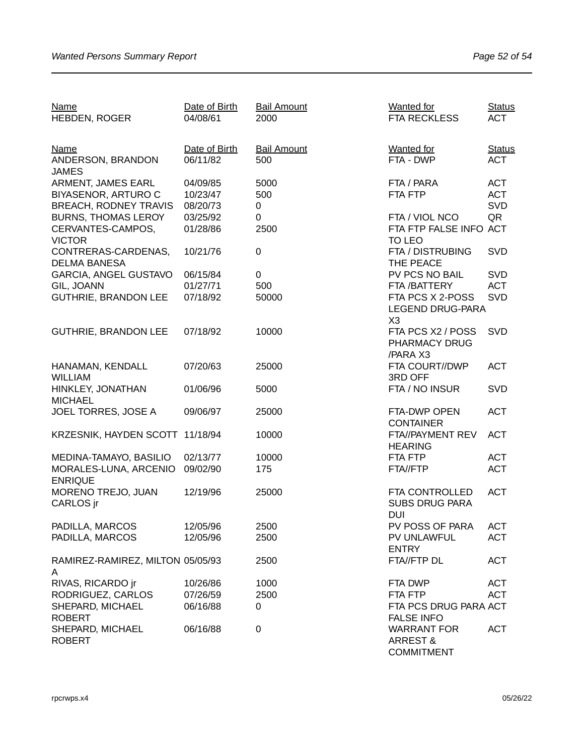| Name | Date of Birth | Bail Amount | Wanted for | Status |
|---|---|---|---|---|
| HEBDEN, ROGER | 04/08/61 | 2000 | FTA RECKLESS | ACT |

| Name | Date of Birth | Bail Amount | Wanted for | Status |
|---|---|---|---|---|
| ANDERSON, BRANDON JAMES | 06/11/82 | 500 | FTA - DWP | ACT |
| ARMENT, JAMES EARL | 04/09/85 | 5000 | FTA / PARA | ACT |
| BIYASENOR, ARTURO C | 10/23/47 | 500 | FTA FTP | ACT |
| BREACH, RODNEY TRAVIS | 08/20/73 | 0 | | SVD |
| BURNS, THOMAS LEROY | 03/25/92 | 0 | FTA / VIOL NCO | QR |
| CERVANTES-CAMPOS, VICTOR | 01/28/86 | 2500 | FTA FTP FALSE INFO TO LEO | ACT |
| CONTRERAS-CARDENAS, DELMA BANESA | 10/21/76 | 0 | FTA / DISTRUBING THE PEACE | SVD |
| GARCIA, ANGEL GUSTAVO | 06/15/84 | 0 | PV PCS NO BAIL | SVD |
| GIL, JOANN | 01/27/71 | 500 | FTA /BATTERY | ACT |
| GUTHRIE, BRANDON LEE | 07/18/92 | 50000 | FTA PCS X 2-POSS LEGEND DRUG-PARA X3 | SVD |
| GUTHRIE, BRANDON LEE | 07/18/92 | 10000 | FTA PCS X2 / POSS PHARMACY DRUG /PARA X3 | SVD |
| HANAMAN, KENDALL WILLIAM | 07/20/63 | 25000 | FTA COURT//DWP 3RD OFF | ACT |
| HINKLEY, JONATHAN MICHAEL | 01/06/96 | 5000 | FTA / NO INSUR | SVD |
| JOEL TORRES, JOSE A | 09/06/97 | 25000 | FTA-DWP OPEN CONTAINER | ACT |
| KRZESNIK, HAYDEN SCOTT | 11/18/94 | 10000 | FTA//PAYMENT REV HEARING | ACT |
| MEDINA-TAMAYO, BASILIO | 02/13/77 | 10000 | FTA FTP | ACT |
| MORALES-LUNA, ARCENIO ENRIQUE | 09/02/90 | 175 | FTA//FTP | ACT |
| MORENO TREJO, JUAN CARLOS jr | 12/19/96 | 25000 | FTA CONTROLLED SUBS DRUG PARA DUI | ACT |
| PADILLA, MARCOS | 12/05/96 | 2500 | PV POSS OF PARA | ACT |
| PADILLA, MARCOS | 12/05/96 | 2500 | PV UNLAWFUL ENTRY | ACT |
| RAMIREZ-RAMIREZ, MILTON A | 05/05/93 | 2500 | FTA//FTP DL | ACT |
| RIVAS, RICARDO jr | 10/26/86 | 1000 | FTA DWP | ACT |
| RODRIGUEZ, CARLOS | 07/26/59 | 2500 | FTA FTP | ACT |
| SHEPARD, MICHAEL ROBERT | 06/16/88 | 0 | FTA PCS DRUG PARA FALSE INFO | ACT |
| SHEPARD, MICHAEL ROBERT | 06/16/88 | 0 | WARRANT FOR ARREST & COMMITMENT | ACT |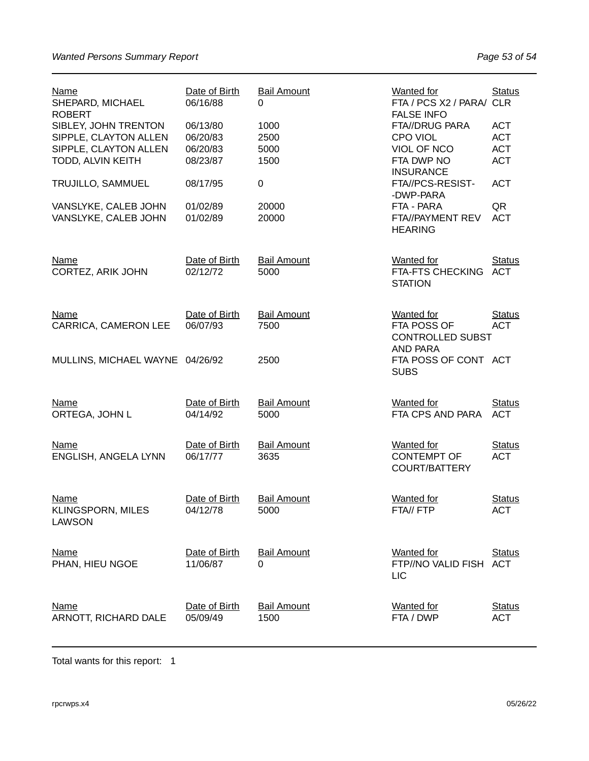| Name | Date of Birth | Bail Amount | Wanted for | Status |
|---|---|---|---|---|
| SHEPARD, MICHAEL ROBERT | 06/16/88 | 0 | FTA / PCS X2 / PARA/ FALSE INFO | CLR |
| SIBLEY, JOHN TRENTON | 06/13/80 | 1000 | FTA//DRUG PARA | ACT |
| SIPPLE, CLAYTON ALLEN | 06/20/83 | 2500 | CPO VIOL | ACT |
| SIPPLE, CLAYTON ALLEN | 06/20/83 | 5000 | VIOL OF NCO | ACT |
| TODD, ALVIN KEITH | 08/23/87 | 1500 | FTA DWP NO INSURANCE | ACT |
| TRUJILLO, SAMMUEL | 08/17/95 | 0 | FTA//PCS-RESIST- -DWP-PARA | ACT |
| VANSLYKE, CALEB JOHN | 01/02/89 | 20000 | FTA - PARA | QR |
| VANSLYKE, CALEB JOHN | 01/02/89 | 20000 | FTA//PAYMENT REV HEARING | ACT |

| Name | Date of Birth | Bail Amount | Wanted for | Status |
|---|---|---|---|---|
| CORTEZ, ARIK JOHN | 02/12/72 | 5000 | FTA-FTS CHECKING STATION | ACT |

| Name | Date of Birth | Bail Amount | Wanted for | Status |
|---|---|---|---|---|
| CARRICA, CAMERON LEE | 06/07/93 | 7500 | FTA POSS OF CONTROLLED SUBST AND PARA | ACT |
| MULLINS, MICHAEL WAYNE | 04/26/92 | 2500 | FTA POSS OF CONT SUBS | ACT |

| Name | Date of Birth | Bail Amount | Wanted for | Status |
|---|---|---|---|---|
| ORTEGA, JOHN L | 04/14/92 | 5000 | FTA CPS AND PARA | ACT |

| Name | Date of Birth | Bail Amount | Wanted for | Status |
|---|---|---|---|---|
| ENGLISH, ANGELA LYNN | 06/17/77 | 3635 | CONTEMPT OF COURT/BATTERY | ACT |

| Name | Date of Birth | Bail Amount | Wanted for | Status |
|---|---|---|---|---|
| KLINGSPORN, MILES LAWSON | 04/12/78 | 5000 | FTA// FTP | ACT |

| Name | Date of Birth | Bail Amount | Wanted for | Status |
|---|---|---|---|---|
| PHAN, HIEU NGOE | 11/06/87 | 0 | FTP//NO VALID FISH LIC | ACT |

| Name | Date of Birth | Bail Amount | Wanted for | Status |
|---|---|---|---|---|
| ARNOTT, RICHARD DALE | 05/09/49 | 1500 | FTA / DWP | ACT |

Total wants for this report: 1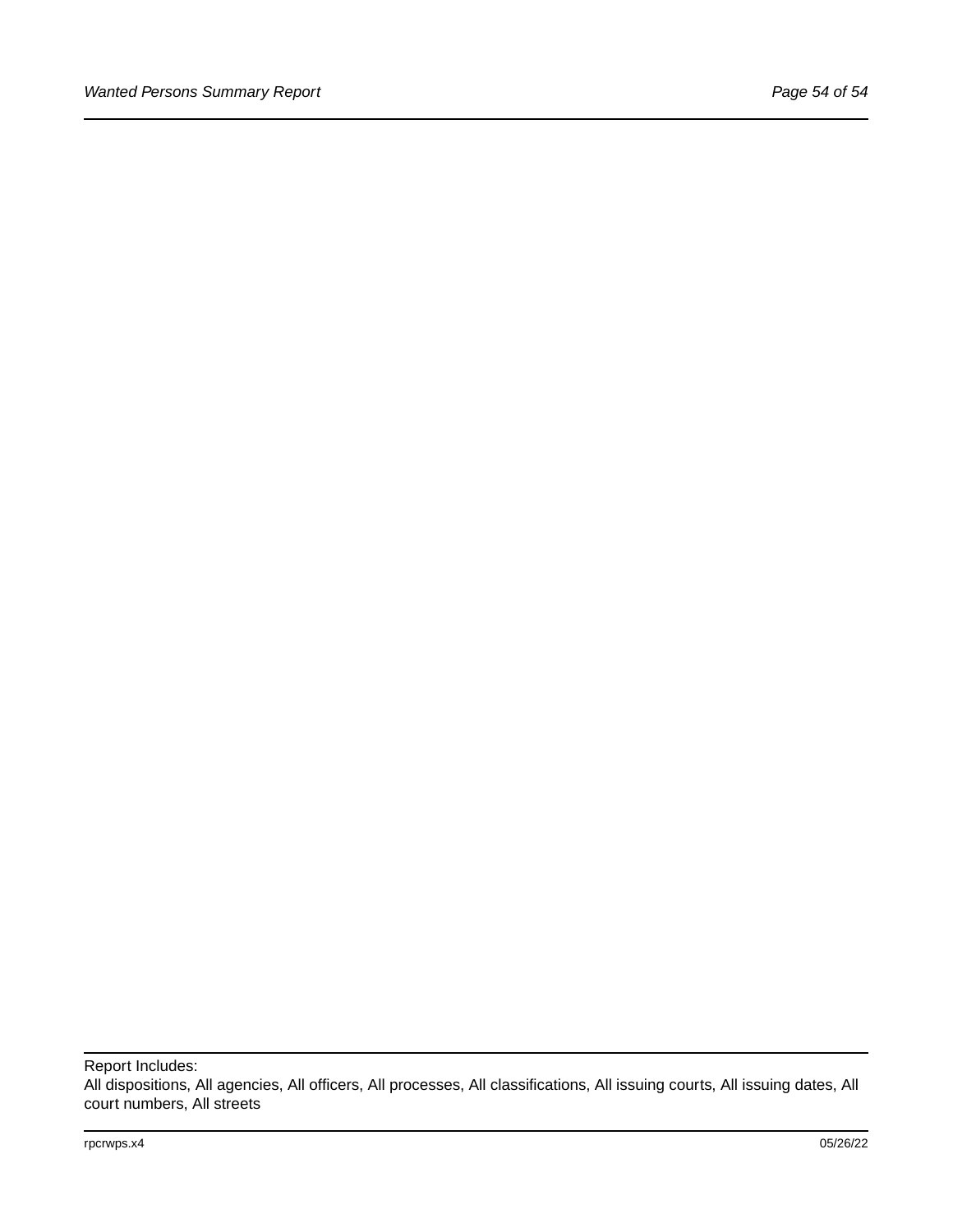Report Includes:

All dispositions, All agencies, All officers, All processes, All classifications, All issuing courts, All issuing dates, All court numbers, All streets